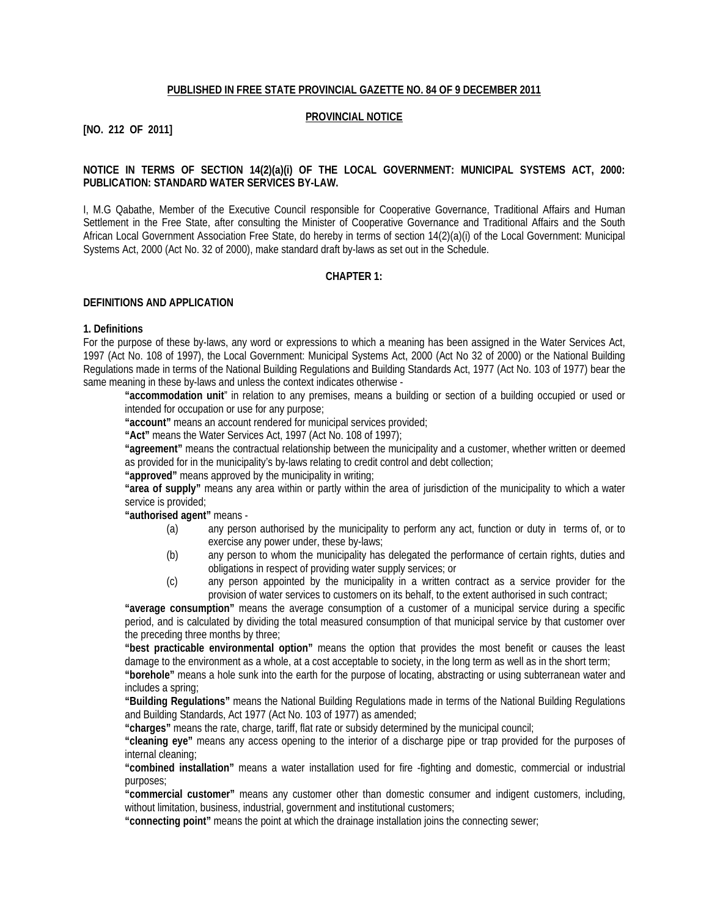**PUBLISHED IN FREE STATE PROVINCIAL GAZETTE NO. 84 OF 9 DECEMBER 2011**

**PROVINCIAL NOTICE**

**[NO. 212 OF 2011]**

**NOTICE IN TERMS OF SECTION 14(2)(a)(i) OF THE LOCAL GOVERNMENT: MUNICIPAL SYSTEMS ACT, 2000: PUBLICATION: STANDARD WATER SERVICES BY-LAW.**

I, M.G Qabathe, Member of the Executive Council responsible for Cooperative Governance, Traditional Affairs and Human Settlement in the Free State, after consulting the Minister of Cooperative Governance and Traditional Affairs and the South African Local Government Association Free State, do hereby in terms of section 14(2)(a)(i) of the Local Government: Municipal Systems Act, 2000 (Act No. 32 of 2000), make standard draft by-laws as set out in the Schedule.

## CHAPTER 1:

## DEFINITIONS AND APPLICATION

### 1. Definitions

For the purpose of these by-laws, any word or expressions to which a meaning has been assigned in the Water Services Act, 1997 (Act No. 108 of 1997), the Local Government: Municipal Systems Act, 2000 (Act No 32 of 2000) or the National Building Regulations made in terms of the National Building Regulations and Building Standards Act, 1977 (Act No. 103 of 1977) bear the same meaning in these by-laws and unless the context indicates otherwise -

**"accommodation unit"** in relation to any premises, means a building or section of a building occupied or used or intended for occupation or use for any purpose;

**"account"** means an account rendered for municipal services provided;

**"Act"** means the Water Services Act, 1997 (Act No. 108 of 1997);

**"agreement"** means the contractual relationship between the municipality and a customer, whether written or deemed as provided for in the municipality's by-laws relating to credit control and debt collection;

**"approved"** means approved by the municipality in writing;

**"area of supply"** means any area within or partly within the area of jurisdiction of the municipality to which a water service is provided;

**"authorised agent"** means -

(a) any person authorised by the municipality to perform any act, function or duty in terms of, or to exercise any power under, these by-laws;

(b) any person to whom the municipality has delegated the performance of certain rights, duties and obligations in respect of providing water supply services; or

(c) any person appointed by the municipality in a written contract as a service provider for the provision of water services to customers on its behalf, to the extent authorised in such contract;

**"average consumption"** means the average consumption of a customer of a municipal service during a specific period, and is calculated by dividing the total measured consumption of that municipal service by that customer over the preceding three months by three;

**"best practicable environmental option"** means the option that provides the most benefit or causes the least damage to the environment as a whole, at a cost acceptable to society, in the long term as well as in the short term;

**"borehole"** means a hole sunk into the earth for the purpose of locating, abstracting or using subterranean water and includes a spring;

**"Building Regulations"** means the National Building Regulations made in terms of the National Building Regulations and Building Standards, Act 1977 (Act No. 103 of 1977) as amended;

**"charges"** means the rate, charge, tariff, flat rate or subsidy determined by the municipal council;

**"cleaning eye"** means any access opening to the interior of a discharge pipe or trap provided for the purposes of internal cleaning;

**"combined installation"** means a water installation used for fire -fighting and domestic, commercial or industrial purposes;

**"commercial customer"** means any customer other than domestic consumer and indigent customers, including, without limitation, business, industrial, government and institutional customers;

**"connecting point"** means the point at which the drainage installation joins the connecting sewer;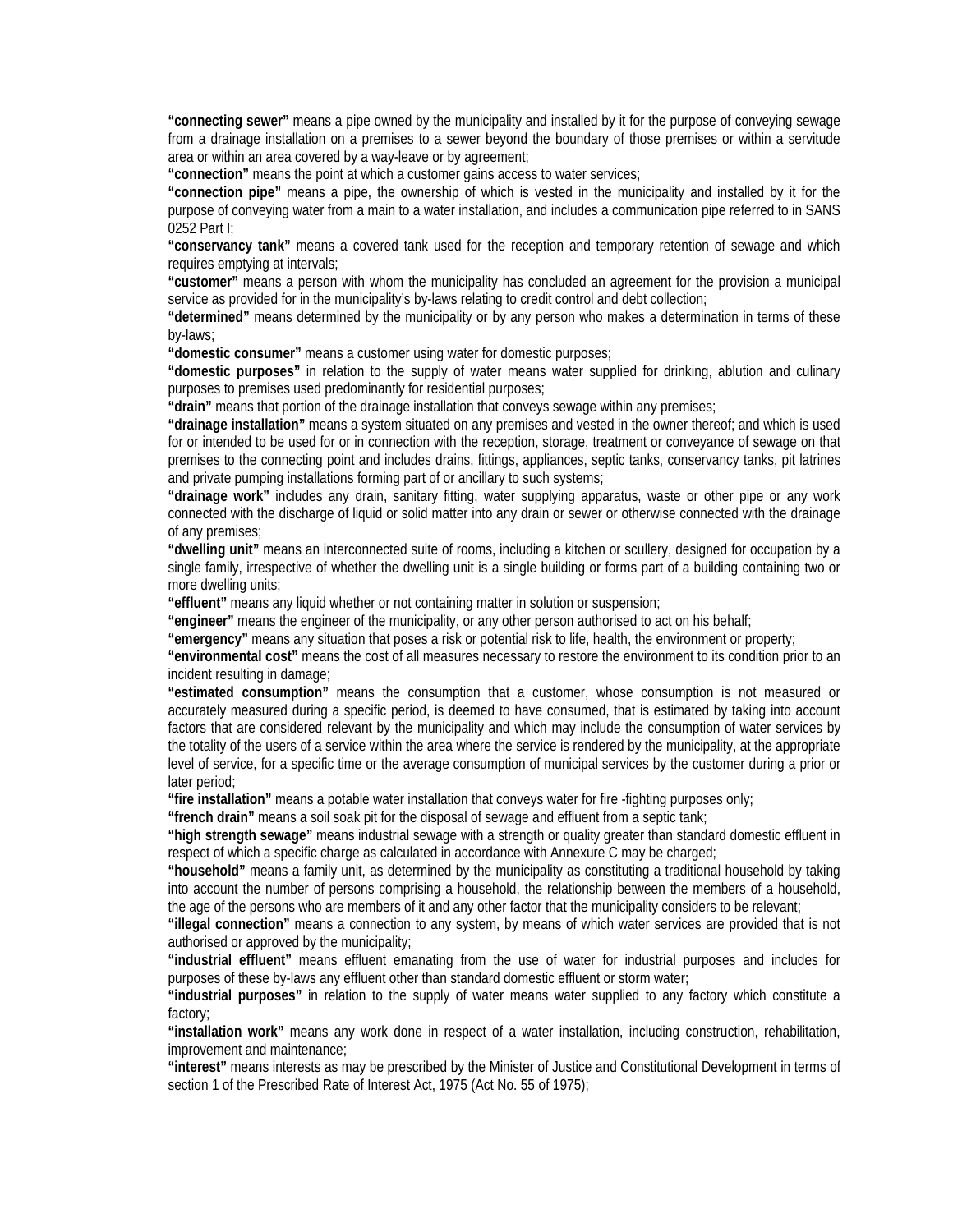**"connecting sewer"** means a pipe owned by the municipality and installed by it for the purpose of conveying sewage from a drainage installation on a premises to a sewer beyond the boundary of those premises or within a servitude area or within an area covered by a way-leave or by agreement;

**"connection"** means the point at which a customer gains access to water services;

**"connection pipe"** means a pipe, the ownership of which is vested in the municipality and installed by it for the purpose of conveying water from a main to a water installation, and includes a communication pipe referred to in SANS 0252 Part I;

**"conservancy tank"** means a covered tank used for the reception and temporary retention of sewage and which requires emptying at intervals;

**"customer"** means a person with whom the municipality has concluded an agreement for the provision a municipal service as provided for in the municipality's by-laws relating to credit control and debt collection;

**"determined"** means determined by the municipality or by any person who makes a determination in terms of these by-laws;

**"domestic consumer"** means a customer using water for domestic purposes;

**"domestic purposes"** in relation to the supply of water means water supplied for drinking, ablution and culinary purposes to premises used predominantly for residential purposes;

**"drain"** means that portion of the drainage installation that conveys sewage within any premises;

**"drainage installation"** means a system situated on any premises and vested in the owner thereof; and which is used for or intended to be used for or in connection with the reception, storage, treatment or conveyance of sewage on that premises to the connecting point and includes drains, fittings, appliances, septic tanks, conservancy tanks, pit latrines and private pumping installations forming part of or ancillary to such systems;

**"drainage work"** includes any drain, sanitary fitting, water supplying apparatus, waste or other pipe or any work connected with the discharge of liquid or solid matter into any drain or sewer or otherwise connected with the drainage of any premises;

**"dwelling unit"** means an interconnected suite of rooms, including a kitchen or scullery, designed for occupation by a single family, irrespective of whether the dwelling unit is a single building or forms part of a building containing two or more dwelling units;

**"effluent"** means any liquid whether or not containing matter in solution or suspension;

**"engineer"** means the engineer of the municipality, or any other person authorised to act on his behalf;

**"emergency"** means any situation that poses a risk or potential risk to life, health, the environment or property;

**"environmental cost"** means the cost of all measures necessary to restore the environment to its condition prior to an incident resulting in damage;

**"estimated consumption"** means the consumption that a customer, whose consumption is not measured or accurately measured during a specific period, is deemed to have consumed, that is estimated by taking into account factors that are considered relevant by the municipality and which may include the consumption of water services by the totality of the users of a service within the area where the service is rendered by the municipality, at the appropriate level of service, for a specific time or the average consumption of municipal services by the customer during a prior or later period;

**"fire installation"** means a potable water installation that conveys water for fire -fighting purposes only;

**"french drain"** means a soil soak pit for the disposal of sewage and effluent from a septic tank;

**"high strength sewage"** means industrial sewage with a strength or quality greater than standard domestic effluent in respect of which a specific charge as calculated in accordance with Annexure C may be charged;

**"household"** means a family unit, as determined by the municipality as constituting a traditional household by taking into account the number of persons comprising a household, the relationship between the members of a household, the age of the persons who are members of it and any other factor that the municipality considers to be relevant;

**"illegal connection"** means a connection to any system, by means of which water services are provided that is not authorised or approved by the municipality;

**"industrial effluent"** means effluent emanating from the use of water for industrial purposes and includes for purposes of these by-laws any effluent other than standard domestic effluent or storm water;

**"industrial purposes"** in relation to the supply of water means water supplied to any factory which constitute a factory;

**"installation work"** means any work done in respect of a water installation, including construction, rehabilitation, improvement and maintenance;

**"interest"** means interests as may be prescribed by the Minister of Justice and Constitutional Development in terms of section 1 of the Prescribed Rate of Interest Act, 1975 (Act No. 55 of 1975);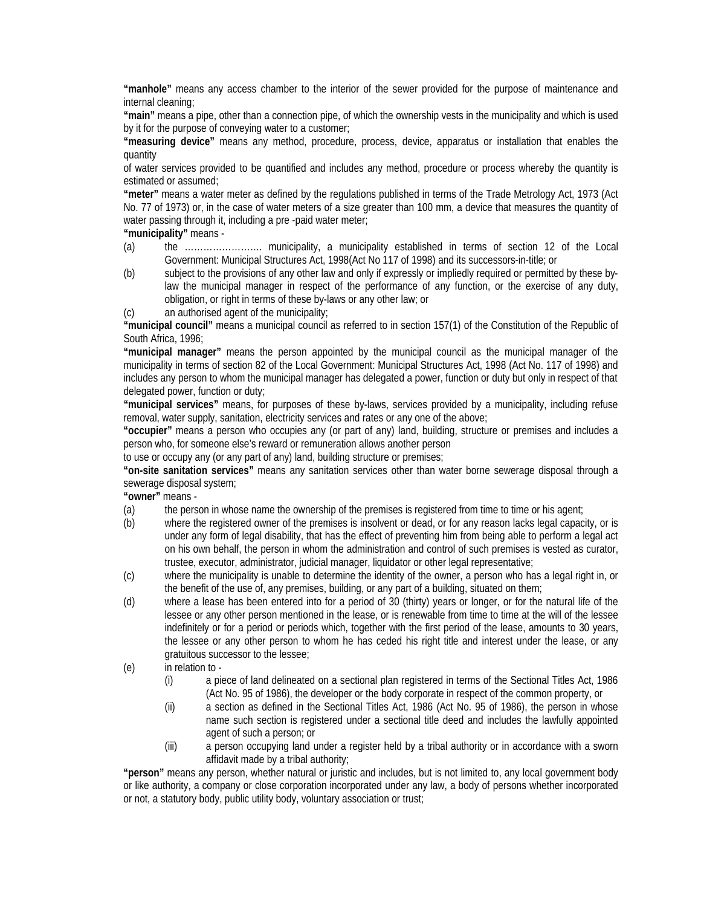**"manhole"** means any access chamber to the interior of the sewer provided for the purpose of maintenance and internal cleaning;

**"main"** means a pipe, other than a connection pipe, of which the ownership vests in the municipality and which is used by it for the purpose of conveying water to a customer;

**"measuring device"** means any method, procedure, process, device, apparatus or installation that enables the quantity of water services provided to be quantified and includes any method, procedure or process whereby the quantity is estimated or assumed;

**"meter"** means a water meter as defined by the regulations published in terms of the Trade Metrology Act, 1973 (Act No. 77 of 1973) or, in the case of water meters of a size greater than 100 mm, a device that measures the quantity of water passing through it, including a pre -paid water meter;

**"municipality"** means -

(a) the ……………………. municipality, a municipality established in terms of section 12 of the Local Government: Municipal Structures Act, 1998(Act No 117 of 1998) and its successors-in-title; or

(b) subject to the provisions of any other law and only if expressly or impliedly required or permitted by these by-law the municipal manager in respect of the performance of any function, or the exercise of any duty, obligation, or right in terms of these by-laws or any other law; or

(c) an authorised agent of the municipality;

**"municipal council"** means a municipal council as referred to in section 157(1) of the Constitution of the Republic of South Africa, 1996;

**"municipal manager"** means the person appointed by the municipal council as the municipal manager of the municipality in terms of section 82 of the Local Government: Municipal Structures Act, 1998 (Act No. 117 of 1998) and includes any person to whom the municipal manager has delegated a power, function or duty but only in respect of that delegated power, function or duty;

**"municipal services"** means, for purposes of these by-laws, services provided by a municipality, including refuse removal, water supply, sanitation, electricity services and rates or any one of the above;

**"occupier"** means a person who occupies any (or part of any) land, building, structure or premises and includes a person who, for someone else's reward or remuneration allows another person to use or occupy any (or any part of any) land, building structure or premises;

**"on-site sanitation services"** means any sanitation services other than water borne sewerage disposal through a sewerage disposal system;

**"owner"** means -

(a) the person in whose name the ownership of the premises is registered from time to time or his agent;

(b) where the registered owner of the premises is insolvent or dead, or for any reason lacks legal capacity, or is under any form of legal disability, that has the effect of preventing him from being able to perform a legal act on his own behalf, the person in whom the administration and control of such premises is vested as curator, trustee, executor, administrator, judicial manager, liquidator or other legal representative;

(c) where the municipality is unable to determine the identity of the owner, a person who has a legal right in, or the benefit of the use of, any premises, building, or any part of a building, situated on them;

(d) where a lease has been entered into for a period of 30 (thirty) years or longer, or for the natural life of the lessee or any other person mentioned in the lease, or is renewable from time to time at the will of the lessee indefinitely or for a period or periods which, together with the first period of the lease, amounts to 30 years, the lessee or any other person to whom he has ceded his right title and interest under the lease, or any gratuitous successor to the lessee;

(e) in relation to -

   (i) a piece of land delineated on a sectional plan registered in terms of the Sectional Titles Act, 1986 (Act No. 95 of 1986), the developer or the body corporate in respect of the common property, or

   (ii) a section as defined in the Sectional Titles Act, 1986 (Act No. 95 of 1986), the person in whose name such section is registered under a sectional title deed and includes the lawfully appointed agent of such a person; or

   (iii) a person occupying land under a register held by a tribal authority or in accordance with a sworn affidavit made by a tribal authority;

**"person"** means any person, whether natural or juristic and includes, but is not limited to, any local government body or like authority, a company or close corporation incorporated under any law, a body of persons whether incorporated or not, a statutory body, public utility body, voluntary association or trust;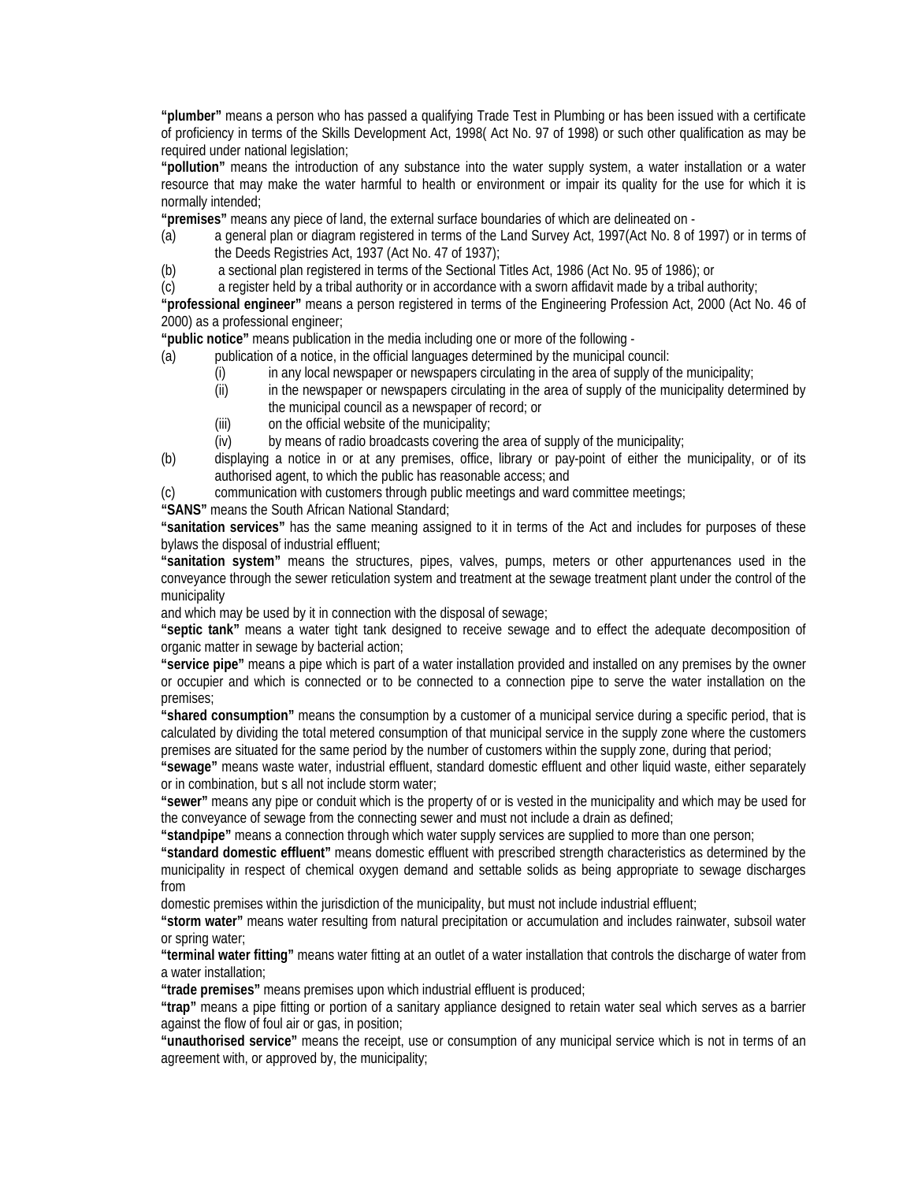**"plumber"** means a person who has passed a qualifying Trade Test in Plumbing or has been issued with a certificate of proficiency in terms of the Skills Development Act, 1998( Act No. 97 of 1998) or such other qualification as may be required under national legislation;

**"pollution"** means the introduction of any substance into the water supply system, a water installation or a water resource that may make the water harmful to health or environment or impair its quality for the use for which it is normally intended;

**"premises"** means any piece of land, the external surface boundaries of which are delineated on -

(a) a general plan or diagram registered in terms of the Land Survey Act, 1997(Act No. 8 of 1997) or in terms of the Deeds Registries Act, 1937 (Act No. 47 of 1937);

(b) a sectional plan registered in terms of the Sectional Titles Act, 1986 (Act No. 95 of 1986); or

(c) a register held by a tribal authority or in accordance with a sworn affidavit made by a tribal authority;

**"professional engineer"** means a person registered in terms of the Engineering Profession Act, 2000 (Act No. 46 of 2000) as a professional engineer;

**"public notice"** means publication in the media including one or more of the following -

(a) publication of a notice, in the official languages determined by the municipal council:

(i) in any local newspaper or newspapers circulating in the area of supply of the municipality;

(ii) in the newspaper or newspapers circulating in the area of supply of the municipality determined by the municipal council as a newspaper of record; or

(iii) on the official website of the municipality;

(iv) by means of radio broadcasts covering the area of supply of the municipality;

(b) displaying a notice in or at any premises, office, library or pay-point of either the municipality, or of its authorised agent, to which the public has reasonable access; and

(c) communication with customers through public meetings and ward committee meetings;

**"SANS"** means the South African National Standard;

**"sanitation services"** has the same meaning assigned to it in terms of the Act and includes for purposes of these bylaws the disposal of industrial effluent;

**"sanitation system"** means the structures, pipes, valves, pumps, meters or other appurtenances used in the conveyance through the sewer reticulation system and treatment at the sewage treatment plant under the control of the municipality

and which may be used by it in connection with the disposal of sewage;

**"septic tank"** means a water tight tank designed to receive sewage and to effect the adequate decomposition of organic matter in sewage by bacterial action;

**"service pipe"** means a pipe which is part of a water installation provided and installed on any premises by the owner or occupier and which is connected or to be connected to a connection pipe to serve the water installation on the premises;

**"shared consumption"** means the consumption by a customer of a municipal service during a specific period, that is calculated by dividing the total metered consumption of that municipal service in the supply zone where the customers premises are situated for the same period by the number of customers within the supply zone, during that period;

**"sewage"** means waste water, industrial effluent, standard domestic effluent and other liquid waste, either separately or in combination, but s all not include storm water;

**"sewer"** means any pipe or conduit which is the property of or is vested in the municipality and which may be used for the conveyance of sewage from the connecting sewer and must not include a drain as defined;

**"standpipe"** means a connection through which water supply services are supplied to more than one person;

**"standard domestic effluent"** means domestic effluent with prescribed strength characteristics as determined by the municipality in respect of chemical oxygen demand and settable solids as being appropriate to sewage discharges from

domestic premises within the jurisdiction of the municipality, but must not include industrial effluent;

**"storm water"** means water resulting from natural precipitation or accumulation and includes rainwater, subsoil water or spring water;

**"terminal water fitting"** means water fitting at an outlet of a water installation that controls the discharge of water from a water installation;

**"trade premises"** means premises upon which industrial effluent is produced;

**"trap"** means a pipe fitting or portion of a sanitary appliance designed to retain water seal which serves as a barrier against the flow of foul air or gas, in position;

**"unauthorised service"** means the receipt, use or consumption of any municipal service which is not in terms of an agreement with, or approved by, the municipality;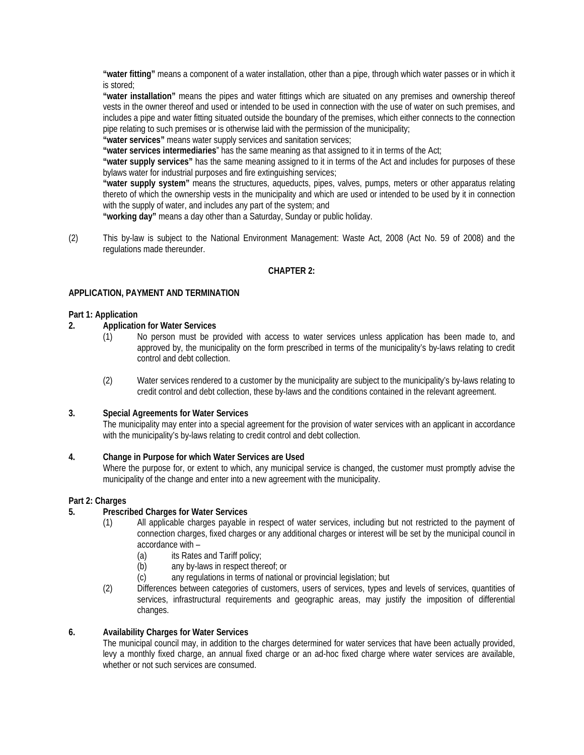**"water fitting"** means a component of a water installation, other than a pipe, through which water passes or in which it is stored;

**"water installation"** means the pipes and water fittings which are situated on any premises and ownership thereof vests in the owner thereof and used or intended to be used in connection with the use of water on such premises, and includes a pipe and water fitting situated outside the boundary of the premises, which either connects to the connection pipe relating to such premises or is otherwise laid with the permission of the municipality;

**"water services"** means water supply services and sanitation services;

**"water services intermediaries**" has the same meaning as that assigned to it in terms of the Act;

**"water supply services"** has the same meaning assigned to it in terms of the Act and includes for purposes of these bylaws water for industrial purposes and fire extinguishing services;

**"water supply system"** means the structures, aqueducts, pipes, valves, pumps, meters or other apparatus relating thereto of which the ownership vests in the municipality and which are used or intended to be used by it in connection with the supply of water, and includes any part of the system; and

**"working day"** means a day other than a Saturday, Sunday or public holiday.

(2) This by-law is subject to the National Environment Management: Waste Act, 2008 (Act No. 59 of 2008) and the regulations made thereunder.

## CHAPTER 2:

## APPLICATION, PAYMENT AND TERMINATION

### Part 1: Application

**2. Application for Water Services**

(1) No person must be provided with access to water services unless application has been made to, and approved by, the municipality on the form prescribed in terms of the municipality's by-laws relating to credit control and debt collection.

(2) Water services rendered to a customer by the municipality are subject to the municipality's by-laws relating to credit control and debt collection, these by-laws and the conditions contained in the relevant agreement.

**3. Special Agreements for Water Services**

The municipality may enter into a special agreement for the provision of water services with an applicant in accordance with the municipality's by-laws relating to credit control and debt collection.

**4. Change in Purpose for which Water Services are Used**

Where the purpose for, or extent to which, any municipal service is changed, the customer must promptly advise the municipality of the change and enter into a new agreement with the municipality.

### Part 2: Charges

**5. Prescribed Charges for Water Services**

(1) All applicable charges payable in respect of water services, including but not restricted to the payment of connection charges, fixed charges or any additional charges or interest will be set by the municipal council in accordance with –

- (a) its Rates and Tariff policy;
- (b) any by-laws in respect thereof; or
- (c) any regulations in terms of national or provincial legislation; but

(2) Differences between categories of customers, users of services, types and levels of services, quantities of services, infrastructural requirements and geographic areas, may justify the imposition of differential changes.

**6. Availability Charges for Water Services**

The municipal council may, in addition to the charges determined for water services that have been actually provided, levy a monthly fixed charge, an annual fixed charge or an ad-hoc fixed charge where water services are available, whether or not such services are consumed.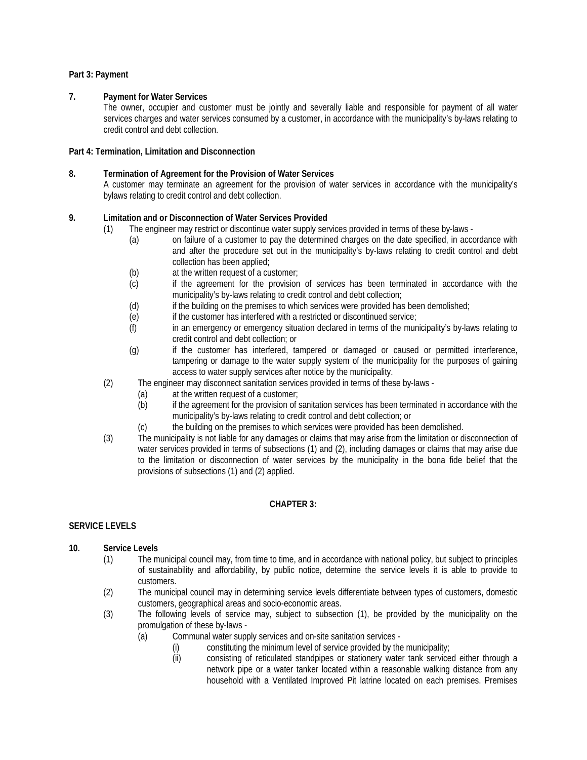**Part 3: Payment**

**7. Payment for Water Services**

The owner, occupier and customer must be jointly and severally liable and responsible for payment of all water services charges and water services consumed by a customer, in accordance with the municipality's by-laws relating to credit control and debt collection.

**Part 4: Termination, Limitation and Disconnection**

**8. Termination of Agreement for the Provision of Water Services**

A customer may terminate an agreement for the provision of water services in accordance with the municipality's bylaws relating to credit control and debt collection.

**9. Limitation and or Disconnection of Water Services Provided**

(1) The engineer may restrict or discontinue water supply services provided in terms of these by-laws -

(a) on failure of a customer to pay the determined charges on the date specified, in accordance with and after the procedure set out in the municipality's by-laws relating to credit control and debt collection has been applied;

(b) at the written request of a customer;

(c) if the agreement for the provision of services has been terminated in accordance with the municipality's by-laws relating to credit control and debt collection;

(d) if the building on the premises to which services were provided has been demolished;

(e) if the customer has interfered with a restricted or discontinued service;

(f) in an emergency or emergency situation declared in terms of the municipality's by-laws relating to credit control and debt collection; or

(g) if the customer has interfered, tampered or damaged or caused or permitted interference, tampering or damage to the water supply system of the municipality for the purposes of gaining access to water supply services after notice by the municipality.

(2) The engineer may disconnect sanitation services provided in terms of these by-laws -

(a) at the written request of a customer;

(b) if the agreement for the provision of sanitation services has been terminated in accordance with the municipality's by-laws relating to credit control and debt collection; or

(c) the building on the premises to which services were provided has been demolished.

(3) The municipality is not liable for any damages or claims that may arise from the limitation or disconnection of water services provided in terms of subsections (1) and (2), including damages or claims that may arise due to the limitation or disconnection of water services by the municipality in the bona fide belief that the provisions of subsections (1) and (2) applied.

**CHAPTER 3:**

**SERVICE LEVELS**

**10. Service Levels**

(1) The municipal council may, from time to time, and in accordance with national policy, but subject to principles of sustainability and affordability, by public notice, determine the service levels it is able to provide to customers.

(2) The municipal council may in determining service levels differentiate between types of customers, domestic customers, geographical areas and socio-economic areas.

(3) The following levels of service may, subject to subsection (1), be provided by the municipality on the promulgation of these by-laws -

(a) Communal water supply services and on-site sanitation services -

(i) constituting the minimum level of service provided by the municipality;

(ii) consisting of reticulated standpipes or stationery water tank serviced either through a network pipe or a water tanker located within a reasonable walking distance from any household with a Ventilated Improved Pit latrine located on each premises. Premises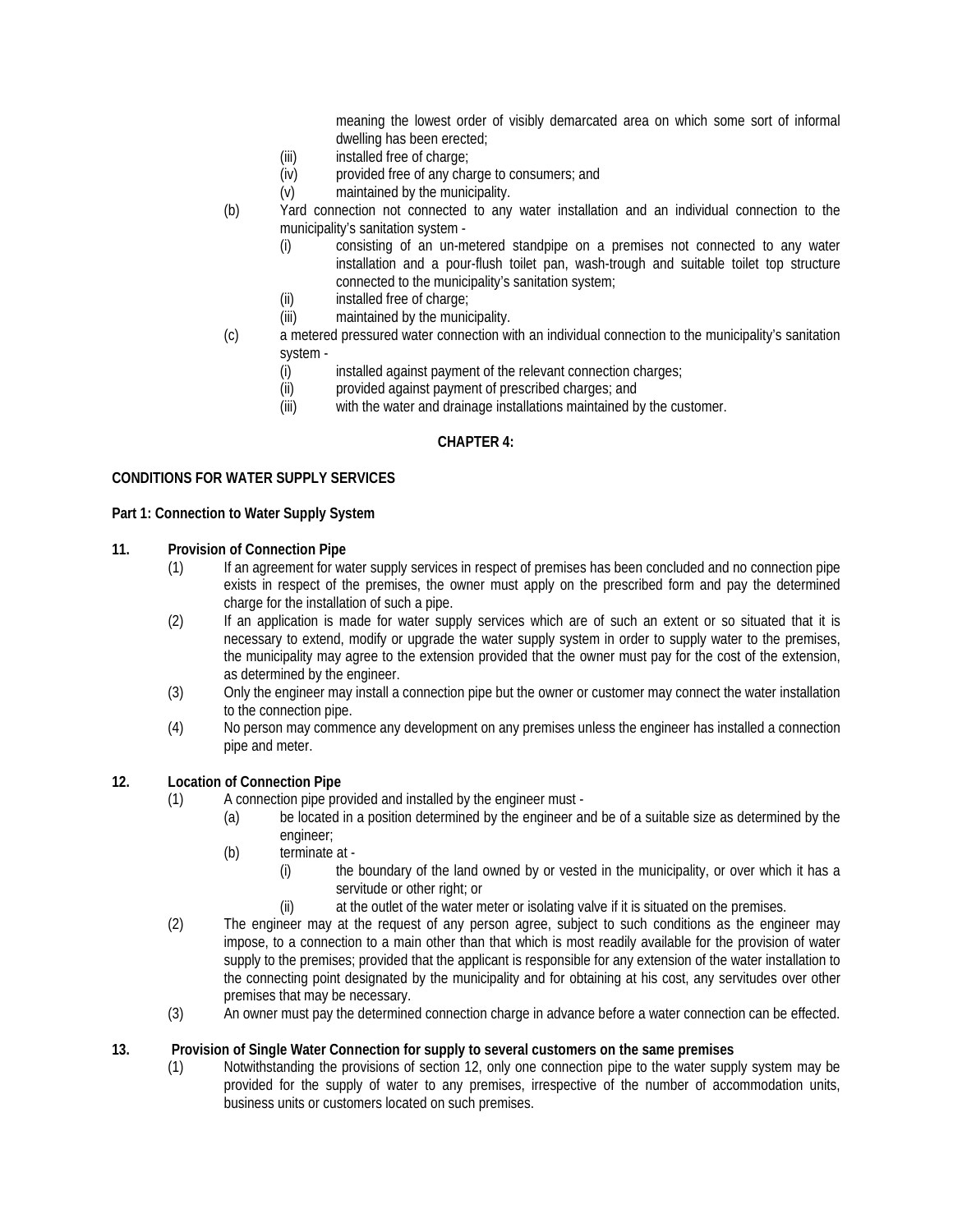meaning the lowest order of visibly demarcated area on which some sort of informal dwelling has been erected;

(iii) installed free of charge;

(iv) provided free of any charge to consumers; and

(v) maintained by the municipality.

(b) Yard connection not connected to any water installation and an individual connection to the municipality's sanitation system -

(i) consisting of an un-metered standpipe on a premises not connected to any water installation and a pour-flush toilet pan, wash-trough and suitable toilet top structure connected to the municipality's sanitation system;

(ii) installed free of charge;

(iii) maintained by the municipality.

(c) a metered pressured water connection with an individual connection to the municipality's sanitation system -

(i) installed against payment of the relevant connection charges;

(ii) provided against payment of prescribed charges; and

(iii) with the water and drainage installations maintained by the customer.

## CHAPTER 4:

## CONDITIONS FOR WATER SUPPLY SERVICES

### Part 1: Connection to Water Supply System

**11. Provision of Connection Pipe**

(1) If an agreement for water supply services in respect of premises has been concluded and no connection pipe exists in respect of the premises, the owner must apply on the prescribed form and pay the determined charge for the installation of such a pipe.

(2) If an application is made for water supply services which are of such an extent or so situated that it is necessary to extend, modify or upgrade the water supply system in order to supply water to the premises, the municipality may agree to the extension provided that the owner must pay for the cost of the extension, as determined by the engineer.

(3) Only the engineer may install a connection pipe but the owner or customer may connect the water installation to the connection pipe.

(4) No person may commence any development on any premises unless the engineer has installed a connection pipe and meter.

**12. Location of Connection Pipe**

(1) A connection pipe provided and installed by the engineer must -

(a) be located in a position determined by the engineer and be of a suitable size as determined by the engineer;

(b) terminate at -

(i) the boundary of the land owned by or vested in the municipality, or over which it has a servitude or other right; or

(ii) at the outlet of the water meter or isolating valve if it is situated on the premises.

(2) The engineer may at the request of any person agree, subject to such conditions as the engineer may impose, to a connection to a main other than that which is most readily available for the provision of water supply to the premises; provided that the applicant is responsible for any extension of the water installation to the connecting point designated by the municipality and for obtaining at his cost, any servitudes over other premises that may be necessary.

(3) An owner must pay the determined connection charge in advance before a water connection can be effected.

**13. Provision of Single Water Connection for supply to several customers on the same premises**

(1) Notwithstanding the provisions of section 12, only one connection pipe to the water supply system may be provided for the supply of water to any premises, irrespective of the number of accommodation units, business units or customers located on such premises.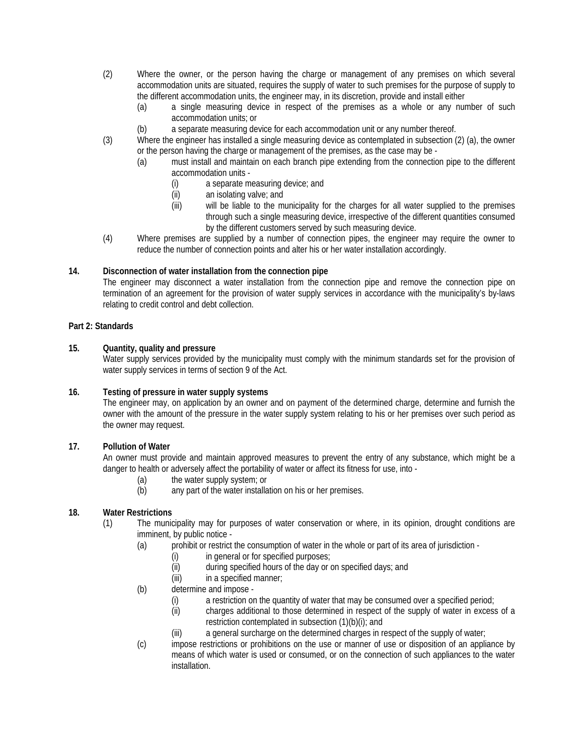(2) Where the owner, or the person having the charge or management of any premises on which several accommodation units are situated, requires the supply of water to such premises for the purpose of supply to the different accommodation units, the engineer may, in its discretion, provide and install either

   (a) a single measuring device in respect of the premises as a whole or any number of such accommodation units; or

   (b) a separate measuring device for each accommodation unit or any number thereof.

(3) Where the engineer has installed a single measuring device as contemplated in subsection (2) (a), the owner or the person having the charge or management of the premises, as the case may be -

   (a) must install and maintain on each branch pipe extending from the connection pipe to the different accommodation units -

      (i) a separate measuring device; and

      (ii) an isolating valve; and

      (iii) will be liable to the municipality for the charges for all water supplied to the premises through such a single measuring device, irrespective of the different quantities consumed by the different customers served by such measuring device.

(4) Where premises are supplied by a number of connection pipes, the engineer may require the owner to reduce the number of connection points and alter his or her water installation accordingly.

**14. Disconnection of water installation from the connection pipe**

The engineer may disconnect a water installation from the connection pipe and remove the connection pipe on termination of an agreement for the provision of water supply services in accordance with the municipality's by-laws relating to credit control and debt collection.

**Part 2: Standards**

**15. Quantity, quality and pressure**

Water supply services provided by the municipality must comply with the minimum standards set for the provision of water supply services in terms of section 9 of the Act.

**16. Testing of pressure in water supply systems**

The engineer may, on application by an owner and on payment of the determined charge, determine and furnish the owner with the amount of the pressure in the water supply system relating to his or her premises over such period as the owner may request.

**17. Pollution of Water**

An owner must provide and maintain approved measures to prevent the entry of any substance, which might be a danger to health or adversely affect the portability of water or affect its fitness for use, into -

   (a) the water supply system; or

   (b) any part of the water installation on his or her premises.

**18. Water Restrictions**

(1) The municipality may for purposes of water conservation or where, in its opinion, drought conditions are imminent, by public notice -

   (a) prohibit or restrict the consumption of water in the whole or part of its area of jurisdiction -

      (i) in general or for specified purposes;

      (ii) during specified hours of the day or on specified days; and

      (iii) in a specified manner;

   (b) determine and impose -

      (i) a restriction on the quantity of water that may be consumed over a specified period;

      (ii) charges additional to those determined in respect of the supply of water in excess of a restriction contemplated in subsection (1)(b)(i); and

      (iii) a general surcharge on the determined charges in respect of the supply of water;

   (c) impose restrictions or prohibitions on the use or manner of use or disposition of an appliance by means of which water is used or consumed, or on the connection of such appliances to the water installation.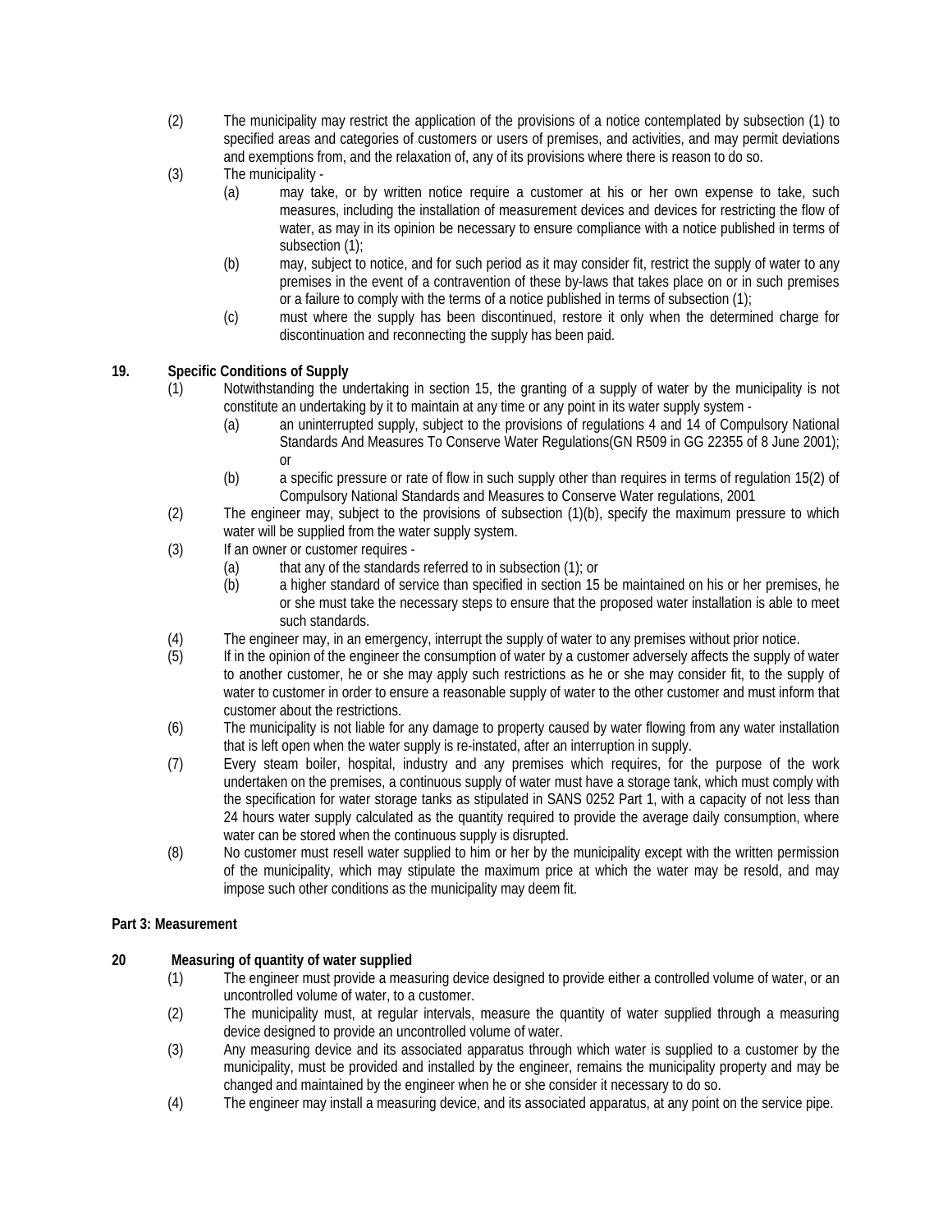(2) The municipality may restrict the application of the provisions of a notice contemplated by subsection (1) to specified areas and categories of customers or users of premises, and activities, and may permit deviations and exemptions from, and the relaxation of, any of its provisions where there is reason to do so.

(3) The municipality -

  (a) may take, or by written notice require a customer at his or her own expense to take, such measures, including the installation of measurement devices and devices for restricting the flow of water, as may in its opinion be necessary to ensure compliance with a notice published in terms of subsection (1);

  (b) may, subject to notice, and for such period as it may consider fit, restrict the supply of water to any premises in the event of a contravention of these by-laws that takes place on or in such premises or a failure to comply with the terms of a notice published in terms of subsection (1);

  (c) must where the supply has been discontinued, restore it only when the determined charge for discontinuation and reconnecting the supply has been paid.

**19. Specific Conditions of Supply**

(1) Notwithstanding the undertaking in section 15, the granting of a supply of water by the municipality is not constitute an undertaking by it to maintain at any time or any point in its water supply system -

  (a) an uninterrupted supply, subject to the provisions of regulations 4 and 14 of Compulsory National Standards And Measures To Conserve Water Regulations(GN R509 in GG 22355 of 8 June 2001); or

  (b) a specific pressure or rate of flow in such supply other than requires in terms of regulation 15(2) of Compulsory National Standards and Measures to Conserve Water regulations, 2001

(2) The engineer may, subject to the provisions of subsection (1)(b), specify the maximum pressure to which water will be supplied from the water supply system.

(3) If an owner or customer requires -

  (a) that any of the standards referred to in subsection (1); or

  (b) a higher standard of service than specified in section 15 be maintained on his or her premises, he or she must take the necessary steps to ensure that the proposed water installation is able to meet such standards.

(4) The engineer may, in an emergency, interrupt the supply of water to any premises without prior notice.

(5) If in the opinion of the engineer the consumption of water by a customer adversely affects the supply of water to another customer, he or she may apply such restrictions as he or she may consider fit, to the supply of water to customer in order to ensure a reasonable supply of water to the other customer and must inform that customer about the restrictions.

(6) The municipality is not liable for any damage to property caused by water flowing from any water installation that is left open when the water supply is re-instated, after an interruption in supply.

(7) Every steam boiler, hospital, industry and any premises which requires, for the purpose of the work undertaken on the premises, a continuous supply of water must have a storage tank, which must comply with the specification for water storage tanks as stipulated in SANS 0252 Part 1, with a capacity of not less than 24 hours water supply calculated as the quantity required to provide the average daily consumption, where water can be stored when the continuous supply is disrupted.

(8) No customer must resell water supplied to him or her by the municipality except with the written permission of the municipality, which may stipulate the maximum price at which the water may be resold, and may impose such other conditions as the municipality may deem fit.

**Part 3: Measurement**

**20 Measuring of quantity of water supplied**

(1) The engineer must provide a measuring device designed to provide either a controlled volume of water, or an uncontrolled volume of water, to a customer.

(2) The municipality must, at regular intervals, measure the quantity of water supplied through a measuring device designed to provide an uncontrolled volume of water.

(3) Any measuring device and its associated apparatus through which water is supplied to a customer by the municipality, must be provided and installed by the engineer, remains the municipality property and may be changed and maintained by the engineer when he or she consider it necessary to do so.

(4) The engineer may install a measuring device, and its associated apparatus, at any point on the service pipe.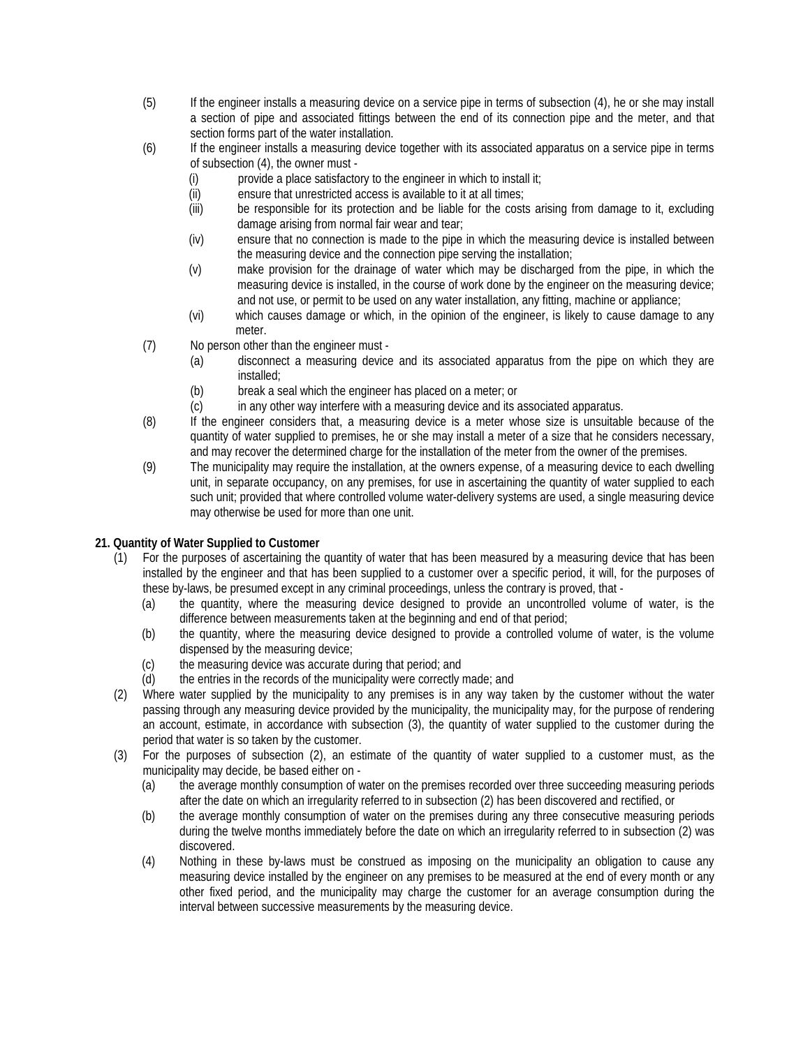(5) If the engineer installs a measuring device on a service pipe in terms of subsection (4), he or she may install a section of pipe and associated fittings between the end of its connection pipe and the meter, and that section forms part of the water installation.

(6) If the engineer installs a measuring device together with its associated apparatus on a service pipe in terms of subsection (4), the owner must -

- (i) provide a place satisfactory to the engineer in which to install it;
- (ii) ensure that unrestricted access is available to it at all times;
- (iii) be responsible for its protection and be liable for the costs arising from damage to it, excluding damage arising from normal fair wear and tear;
- (iv) ensure that no connection is made to the pipe in which the measuring device is installed between the measuring device and the connection pipe serving the installation;
- (v) make provision for the drainage of water which may be discharged from the pipe, in which the measuring device is installed, in the course of work done by the engineer on the measuring device; and not use, or permit to be used on any water installation, any fitting, machine or appliance;
- (vi) which causes damage or which, in the opinion of the engineer, is likely to cause damage to any meter.

(7) No person other than the engineer must -

- (a) disconnect a measuring device and its associated apparatus from the pipe on which they are installed;
- (b) break a seal which the engineer has placed on a meter; or
- (c) in any other way interfere with a measuring device and its associated apparatus.

(8) If the engineer considers that, a measuring device is a meter whose size is unsuitable because of the quantity of water supplied to premises, he or she may install a meter of a size that he considers necessary, and may recover the determined charge for the installation of the meter from the owner of the premises.

(9) The municipality may require the installation, at the owners expense, of a measuring device to each dwelling unit, in separate occupancy, on any premises, for use in ascertaining the quantity of water supplied to each such unit; provided that where controlled volume water-delivery systems are used, a single measuring device may otherwise be used for more than one unit.

**21. Quantity of Water Supplied to Customer**

(1) For the purposes of ascertaining the quantity of water that has been measured by a measuring device that has been installed by the engineer and that has been supplied to a customer over a specific period, it will, for the purposes of these by-laws, be presumed except in any criminal proceedings, unless the contrary is proved, that -

- (a) the quantity, where the measuring device designed to provide an uncontrolled volume of water, is the difference between measurements taken at the beginning and end of that period;
- (b) the quantity, where the measuring device designed to provide a controlled volume of water, is the volume dispensed by the measuring device;
- (c) the measuring device was accurate during that period; and
- (d) the entries in the records of the municipality were correctly made; and

(2) Where water supplied by the municipality to any premises is in any way taken by the customer without the water passing through any measuring device provided by the municipality, the municipality may, for the purpose of rendering an account, estimate, in accordance with subsection (3), the quantity of water supplied to the customer during the period that water is so taken by the customer.

(3) For the purposes of subsection (2), an estimate of the quantity of water supplied to a customer must, as the municipality may decide, be based either on -

- (a) the average monthly consumption of water on the premises recorded over three succeeding measuring periods after the date on which an irregularity referred to in subsection (2) has been discovered and rectified, or
- (b) the average monthly consumption of water on the premises during any three consecutive measuring periods during the twelve months immediately before the date on which an irregularity referred to in subsection (2) was discovered.

(4) Nothing in these by-laws must be construed as imposing on the municipality an obligation to cause any measuring device installed by the engineer on any premises to be measured at the end of every month or any other fixed period, and the municipality may charge the customer for an average consumption during the interval between successive measurements by the measuring device.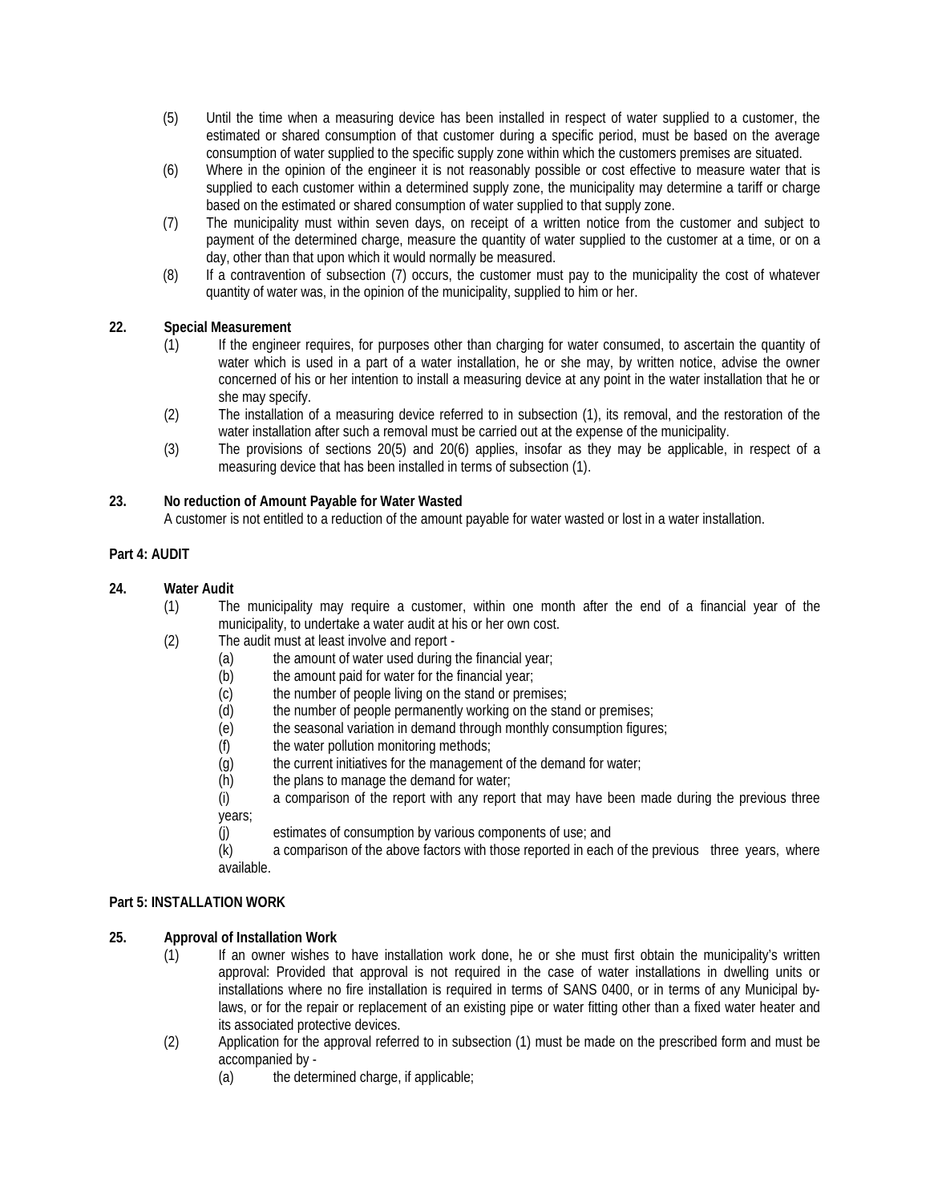(5) Until the time when a measuring device has been installed in respect of water supplied to a customer, the estimated or shared consumption of that customer during a specific period, must be based on the average consumption of water supplied to the specific supply zone within which the customers premises are situated.

(6) Where in the opinion of the engineer it is not reasonably possible or cost effective to measure water that is supplied to each customer within a determined supply zone, the municipality may determine a tariff or charge based on the estimated or shared consumption of water supplied to that supply zone.

(7) The municipality must within seven days, on receipt of a written notice from the customer and subject to payment of the determined charge, measure the quantity of water supplied to the customer at a time, or on a day, other than that upon which it would normally be measured.

(8) If a contravention of subsection (7) occurs, the customer must pay to the municipality the cost of whatever quantity of water was, in the opinion of the municipality, supplied to him or her.

**22. Special Measurement**

(1) If the engineer requires, for purposes other than charging for water consumed, to ascertain the quantity of water which is used in a part of a water installation, he or she may, by written notice, advise the owner concerned of his or her intention to install a measuring device at any point in the water installation that he or she may specify.

(2) The installation of a measuring device referred to in subsection (1), its removal, and the restoration of the water installation after such a removal must be carried out at the expense of the municipality.

(3) The provisions of sections 20(5) and 20(6) applies, insofar as they may be applicable, in respect of a measuring device that has been installed in terms of subsection (1).

**23. No reduction of Amount Payable for Water Wasted**

A customer is not entitled to a reduction of the amount payable for water wasted or lost in a water installation.

**Part 4: AUDIT**

**24. Water Audit**

(1) The municipality may require a customer, within one month after the end of a financial year of the municipality, to undertake a water audit at his or her own cost.

(2) The audit must at least involve and report -

(a) the amount of water used during the financial year;

(b) the amount paid for water for the financial year;

(c) the number of people living on the stand or premises;

(d) the number of people permanently working on the stand or premises;

(e) the seasonal variation in demand through monthly consumption figures;

(f) the water pollution monitoring methods;

(g) the current initiatives for the management of the demand for water;

(h) the plans to manage the demand for water;

(i) a comparison of the report with any report that may have been made during the previous three years;

(j) estimates of consumption by various components of use; and

(k) a comparison of the above factors with those reported in each of the previous three years, where available.

**Part 5: INSTALLATION WORK**

**25. Approval of Installation Work**

(1) If an owner wishes to have installation work done, he or she must first obtain the municipality's written approval: Provided that approval is not required in the case of water installations in dwelling units or installations where no fire installation is required in terms of SANS 0400, or in terms of any Municipal by-laws, or for the repair or replacement of an existing pipe or water fitting other than a fixed water heater and its associated protective devices.

(2) Application for the approval referred to in subsection (1) must be made on the prescribed form and must be accompanied by -

(a) the determined charge, if applicable;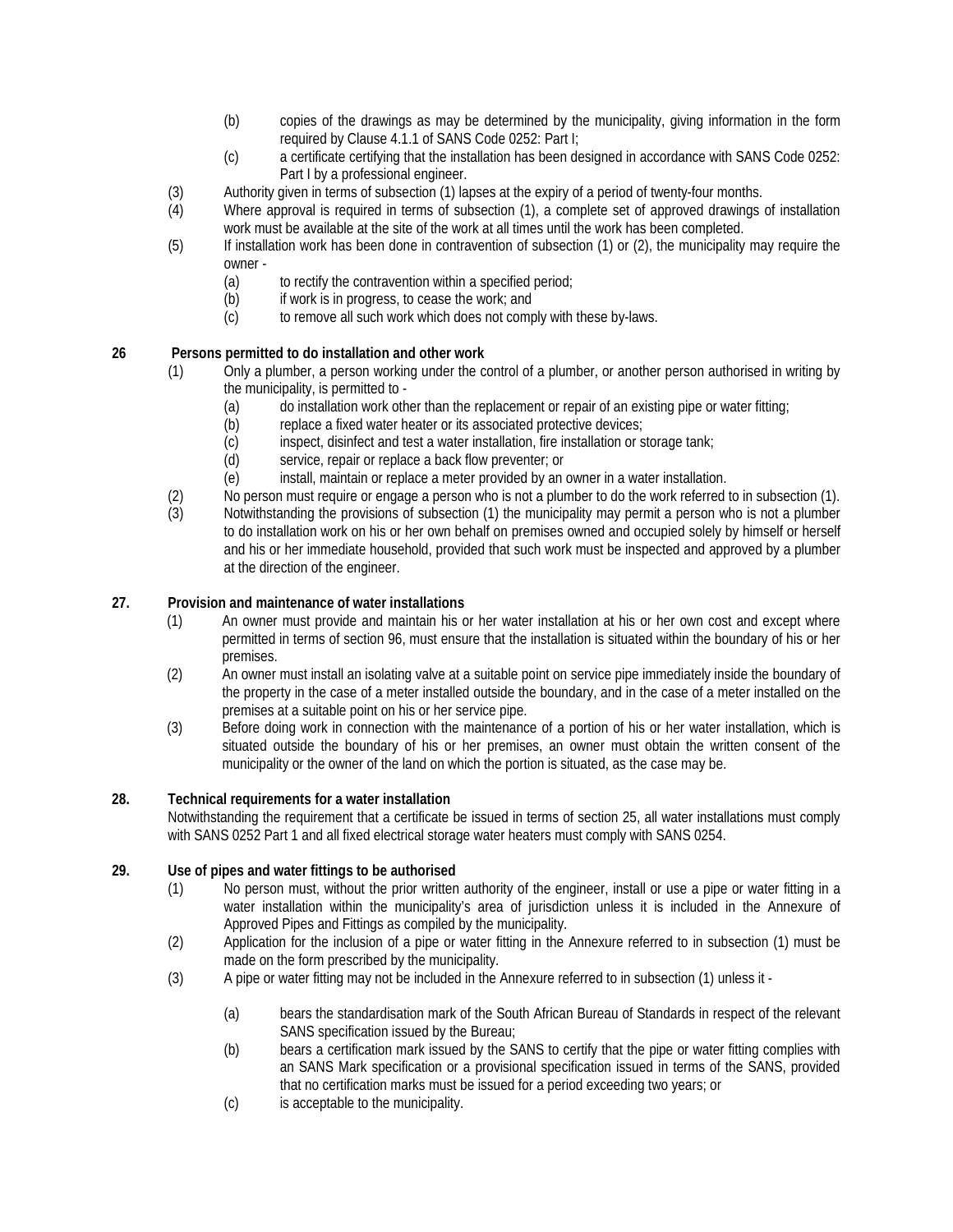(b) copies of the drawings as may be determined by the municipality, giving information in the form required by Clause 4.1.1 of SANS Code 0252: Part I;

(c) a certificate certifying that the installation has been designed in accordance with SANS Code 0252: Part I by a professional engineer.

(3) Authority given in terms of subsection (1) lapses at the expiry of a period of twenty-four months.

(4) Where approval is required in terms of subsection (1), a complete set of approved drawings of installation work must be available at the site of the work at all times until the work has been completed.

(5) If installation work has been done in contravention of subsection (1) or (2), the municipality may require the owner -

(a) to rectify the contravention within a specified period;

(b) if work is in progress, to cease the work; and

(c) to remove all such work which does not comply with these by-laws.

**26 Persons permitted to do installation and other work**

(1) Only a plumber, a person working under the control of a plumber, or another person authorised in writing by the municipality, is permitted to -

(a) do installation work other than the replacement or repair of an existing pipe or water fitting;

(b) replace a fixed water heater or its associated protective devices;

(c) inspect, disinfect and test a water installation, fire installation or storage tank;

(d) service, repair or replace a back flow preventer; or

(e) install, maintain or replace a meter provided by an owner in a water installation.

(2) No person must require or engage a person who is not a plumber to do the work referred to in subsection (1).

(3) Notwithstanding the provisions of subsection (1) the municipality may permit a person who is not a plumber to do installation work on his or her own behalf on premises owned and occupied solely by himself or herself and his or her immediate household, provided that such work must be inspected and approved by a plumber at the direction of the engineer.

**27. Provision and maintenance of water installations**

(1) An owner must provide and maintain his or her water installation at his or her own cost and except where permitted in terms of section 96, must ensure that the installation is situated within the boundary of his or her premises.

(2) An owner must install an isolating valve at a suitable point on service pipe immediately inside the boundary of the property in the case of a meter installed outside the boundary, and in the case of a meter installed on the premises at a suitable point on his or her service pipe.

(3) Before doing work in connection with the maintenance of a portion of his or her water installation, which is situated outside the boundary of his or her premises, an owner must obtain the written consent of the municipality or the owner of the land on which the portion is situated, as the case may be.

**28. Technical requirements for a water installation**

Notwithstanding the requirement that a certificate be issued in terms of section 25, all water installations must comply with SANS 0252 Part 1 and all fixed electrical storage water heaters must comply with SANS 0254.

**29. Use of pipes and water fittings to be authorised**

(1) No person must, without the prior written authority of the engineer, install or use a pipe or water fitting in a water installation within the municipality's area of jurisdiction unless it is included in the Annexure of Approved Pipes and Fittings as compiled by the municipality.

(2) Application for the inclusion of a pipe or water fitting in the Annexure referred to in subsection (1) must be made on the form prescribed by the municipality.

(3) A pipe or water fitting may not be included in the Annexure referred to in subsection (1) unless it -

(a) bears the standardisation mark of the South African Bureau of Standards in respect of the relevant SANS specification issued by the Bureau;

(b) bears a certification mark issued by the SANS to certify that the pipe or water fitting complies with an SANS Mark specification or a provisional specification issued in terms of the SANS, provided that no certification marks must be issued for a period exceeding two years; or

(c) is acceptable to the municipality.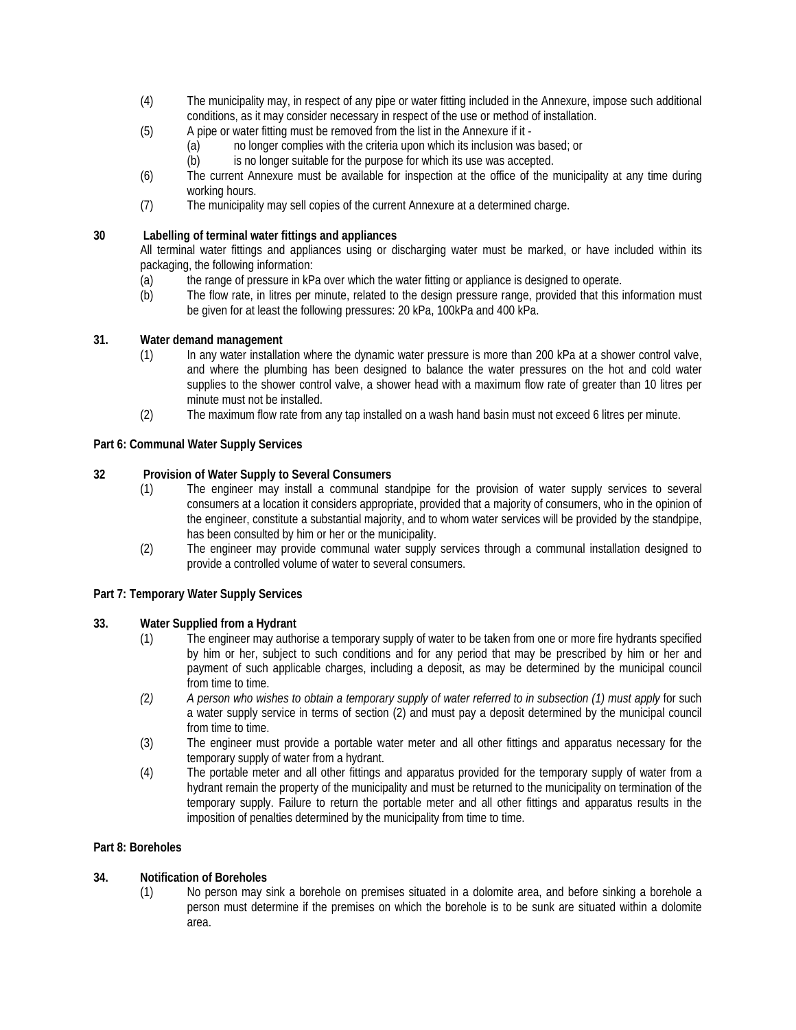(4) The municipality may, in respect of any pipe or water fitting included in the Annexure, impose such additional conditions, as it may consider necessary in respect of the use or method of installation.

(5) A pipe or water fitting must be removed from the list in the Annexure if it -

(a) no longer complies with the criteria upon which its inclusion was based; or

(b) is no longer suitable for the purpose for which its use was accepted.

(6) The current Annexure must be available for inspection at the office of the municipality at any time during working hours.

(7) The municipality may sell copies of the current Annexure at a determined charge.

**30 Labelling of terminal water fittings and appliances**

All terminal water fittings and appliances using or discharging water must be marked, or have included within its packaging, the following information:

(a) the range of pressure in kPa over which the water fitting or appliance is designed to operate.

(b) The flow rate, in litres per minute, related to the design pressure range, provided that this information must be given for at least the following pressures: 20 kPa, 100kPa and 400 kPa.

**31. Water demand management**

(1) In any water installation where the dynamic water pressure is more than 200 kPa at a shower control valve, and where the plumbing has been designed to balance the water pressures on the hot and cold water supplies to the shower control valve, a shower head with a maximum flow rate of greater than 10 litres per minute must not be installed.

(2) The maximum flow rate from any tap installed on a wash hand basin must not exceed 6 litres per minute.

**Part 6: Communal Water Supply Services**

**32 Provision of Water Supply to Several Consumers**

(1) The engineer may install a communal standpipe for the provision of water supply services to several consumers at a location it considers appropriate, provided that a majority of consumers, who in the opinion of the engineer, constitute a substantial majority, and to whom water services will be provided by the standpipe, has been consulted by him or her or the municipality.

(2) The engineer may provide communal water supply services through a communal installation designed to provide a controlled volume of water to several consumers.

**Part 7: Temporary Water Supply Services**

**33. Water Supplied from a Hydrant**

(1) The engineer may authorise a temporary supply of water to be taken from one or more fire hydrants specified by him or her, subject to such conditions and for any period that may be prescribed by him or her and payment of such applicable charges, including a deposit, as may be determined by the municipal council from time to time.

*(2) A person who wishes to obtain a temporary supply of water referred to in subsection (1) must apply* for such a water supply service in terms of section (2) and must pay a deposit determined by the municipal council from time to time.

(3) The engineer must provide a portable water meter and all other fittings and apparatus necessary for the temporary supply of water from a hydrant.

(4) The portable meter and all other fittings and apparatus provided for the temporary supply of water from a hydrant remain the property of the municipality and must be returned to the municipality on termination of the temporary supply. Failure to return the portable meter and all other fittings and apparatus results in the imposition of penalties determined by the municipality from time to time.

**Part 8: Boreholes**

**34. Notification of Boreholes**

(1) No person may sink a borehole on premises situated in a dolomite area, and before sinking a borehole a person must determine if the premises on which the borehole is to be sunk are situated within a dolomite area.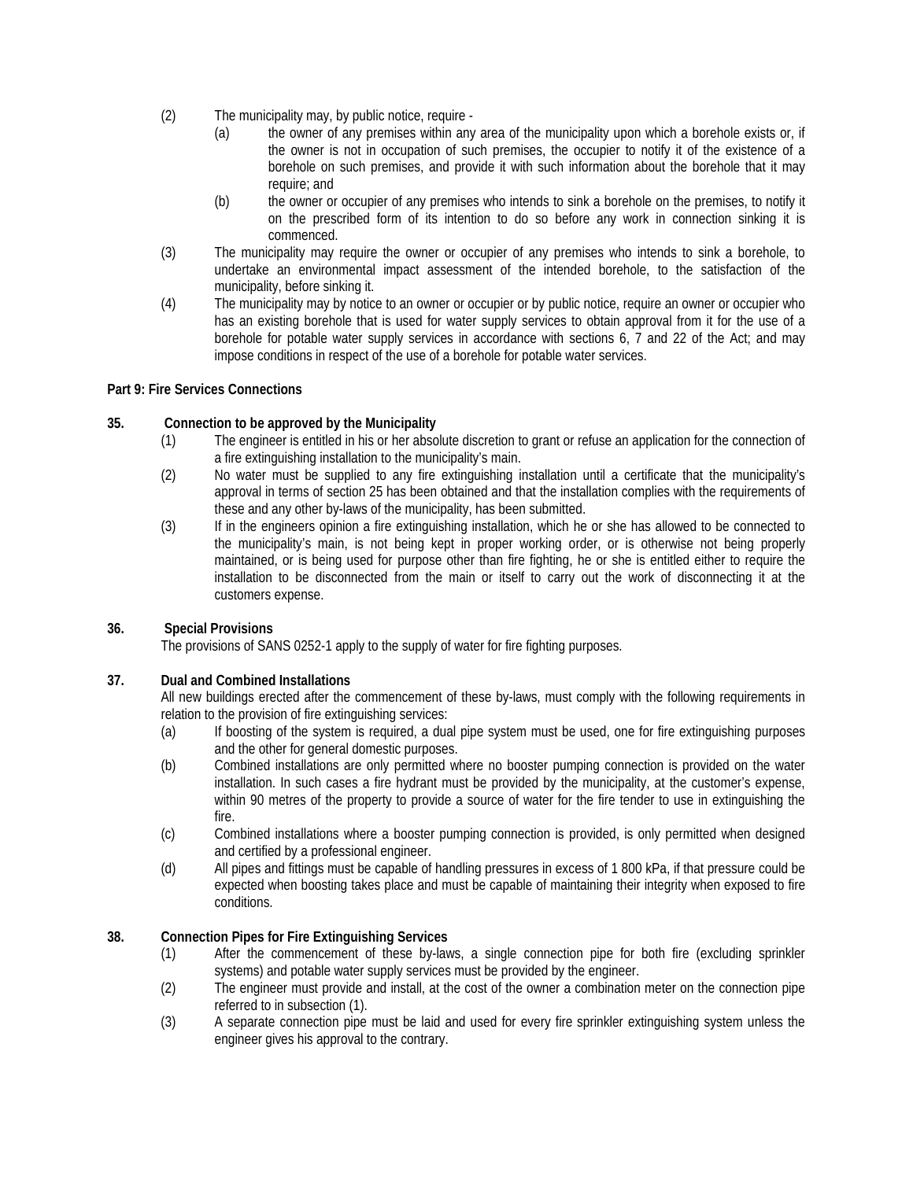(2) The municipality may, by public notice, require -

  (a) the owner of any premises within any area of the municipality upon which a borehole exists or, if the owner is not in occupation of such premises, the occupier to notify it of the existence of a borehole on such premises, and provide it with such information about the borehole that it may require; and

  (b) the owner or occupier of any premises who intends to sink a borehole on the premises, to notify it on the prescribed form of its intention to do so before any work in connection sinking it is commenced.

(3) The municipality may require the owner or occupier of any premises who intends to sink a borehole, to undertake an environmental impact assessment of the intended borehole, to the satisfaction of the municipality, before sinking it.

(4) The municipality may by notice to an owner or occupier or by public notice, require an owner or occupier who has an existing borehole that is used for water supply services to obtain approval from it for the use of a borehole for potable water supply services in accordance with sections 6, 7 and 22 of the Act; and may impose conditions in respect of the use of a borehole for potable water services.

**Part 9: Fire Services Connections**

**35. Connection to be approved by the Municipality**

(1) The engineer is entitled in his or her absolute discretion to grant or refuse an application for the connection of a fire extinguishing installation to the municipality's main.

(2) No water must be supplied to any fire extinguishing installation until a certificate that the municipality's approval in terms of section 25 has been obtained and that the installation complies with the requirements of these and any other by-laws of the municipality, has been submitted.

(3) If in the engineers opinion a fire extinguishing installation, which he or she has allowed to be connected to the municipality's main, is not being kept in proper working order, or is otherwise not being properly maintained, or is being used for purpose other than fire fighting, he or she is entitled either to require the installation to be disconnected from the main or itself to carry out the work of disconnecting it at the customers expense.

**36. Special Provisions**

The provisions of SANS 0252-1 apply to the supply of water for fire fighting purposes.

**37. Dual and Combined Installations**

All new buildings erected after the commencement of these by-laws, must comply with the following requirements in relation to the provision of fire extinguishing services:

(a) If boosting of the system is required, a dual pipe system must be used, one for fire extinguishing purposes and the other for general domestic purposes.

(b) Combined installations are only permitted where no booster pumping connection is provided on the water installation. In such cases a fire hydrant must be provided by the municipality, at the customer's expense, within 90 metres of the property to provide a source of water for the fire tender to use in extinguishing the fire.

(c) Combined installations where a booster pumping connection is provided, is only permitted when designed and certified by a professional engineer.

(d) All pipes and fittings must be capable of handling pressures in excess of 1 800 kPa, if that pressure could be expected when boosting takes place and must be capable of maintaining their integrity when exposed to fire conditions.

**38. Connection Pipes for Fire Extinguishing Services**

(1) After the commencement of these by-laws, a single connection pipe for both fire (excluding sprinkler systems) and potable water supply services must be provided by the engineer.

(2) The engineer must provide and install, at the cost of the owner a combination meter on the connection pipe referred to in subsection (1).

(3) A separate connection pipe must be laid and used for every fire sprinkler extinguishing system unless the engineer gives his approval to the contrary.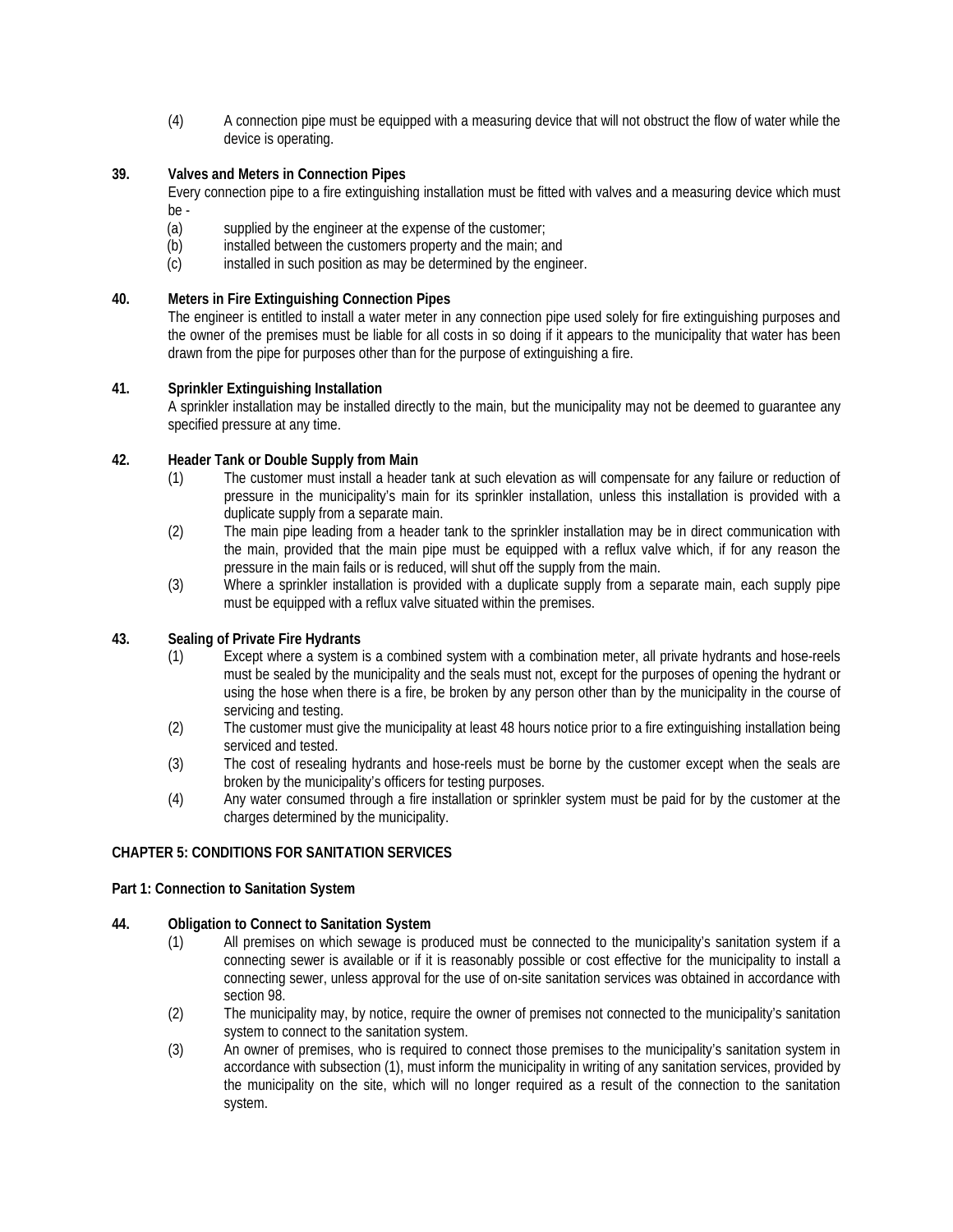(4) A connection pipe must be equipped with a measuring device that will not obstruct the flow of water while the device is operating.

**39. Valves and Meters in Connection Pipes**

Every connection pipe to a fire extinguishing installation must be fitted with valves and a measuring device which must be -

(a) supplied by the engineer at the expense of the customer;
(b) installed between the customers property and the main; and
(c) installed in such position as may be determined by the engineer.

**40. Meters in Fire Extinguishing Connection Pipes**

The engineer is entitled to install a water meter in any connection pipe used solely for fire extinguishing purposes and the owner of the premises must be liable for all costs in so doing if it appears to the municipality that water has been drawn from the pipe for purposes other than for the purpose of extinguishing a fire.

**41. Sprinkler Extinguishing Installation**

A sprinkler installation may be installed directly to the main, but the municipality may not be deemed to guarantee any specified pressure at any time.

**42. Header Tank or Double Supply from Main**

(1) The customer must install a header tank at such elevation as will compensate for any failure or reduction of pressure in the municipality's main for its sprinkler installation, unless this installation is provided with a duplicate supply from a separate main.

(2) The main pipe leading from a header tank to the sprinkler installation may be in direct communication with the main, provided that the main pipe must be equipped with a reflux valve which, if for any reason the pressure in the main fails or is reduced, will shut off the supply from the main.

(3) Where a sprinkler installation is provided with a duplicate supply from a separate main, each supply pipe must be equipped with a reflux valve situated within the premises.

**43. Sealing of Private Fire Hydrants**

(1) Except where a system is a combined system with a combination meter, all private hydrants and hose-reels must be sealed by the municipality and the seals must not, except for the purposes of opening the hydrant or using the hose when there is a fire, be broken by any person other than by the municipality in the course of servicing and testing.

(2) The customer must give the municipality at least 48 hours notice prior to a fire extinguishing installation being serviced and tested.

(3) The cost of resealing hydrants and hose-reels must be borne by the customer except when the seals are broken by the municipality's officers for testing purposes.

(4) Any water consumed through a fire installation or sprinkler system must be paid for by the customer at the charges determined by the municipality.

## CHAPTER 5: CONDITIONS FOR SANITATION SERVICES

### Part 1: Connection to Sanitation System

**44. Obligation to Connect to Sanitation System**

(1) All premises on which sewage is produced must be connected to the municipality's sanitation system if a connecting sewer is available or if it is reasonably possible or cost effective for the municipality to install a connecting sewer, unless approval for the use of on-site sanitation services was obtained in accordance with section 98.

(2) The municipality may, by notice, require the owner of premises not connected to the municipality's sanitation system to connect to the sanitation system.

(3) An owner of premises, who is required to connect those premises to the municipality's sanitation system in accordance with subsection (1), must inform the municipality in writing of any sanitation services, provided by the municipality on the site, which will no longer required as a result of the connection to the sanitation system.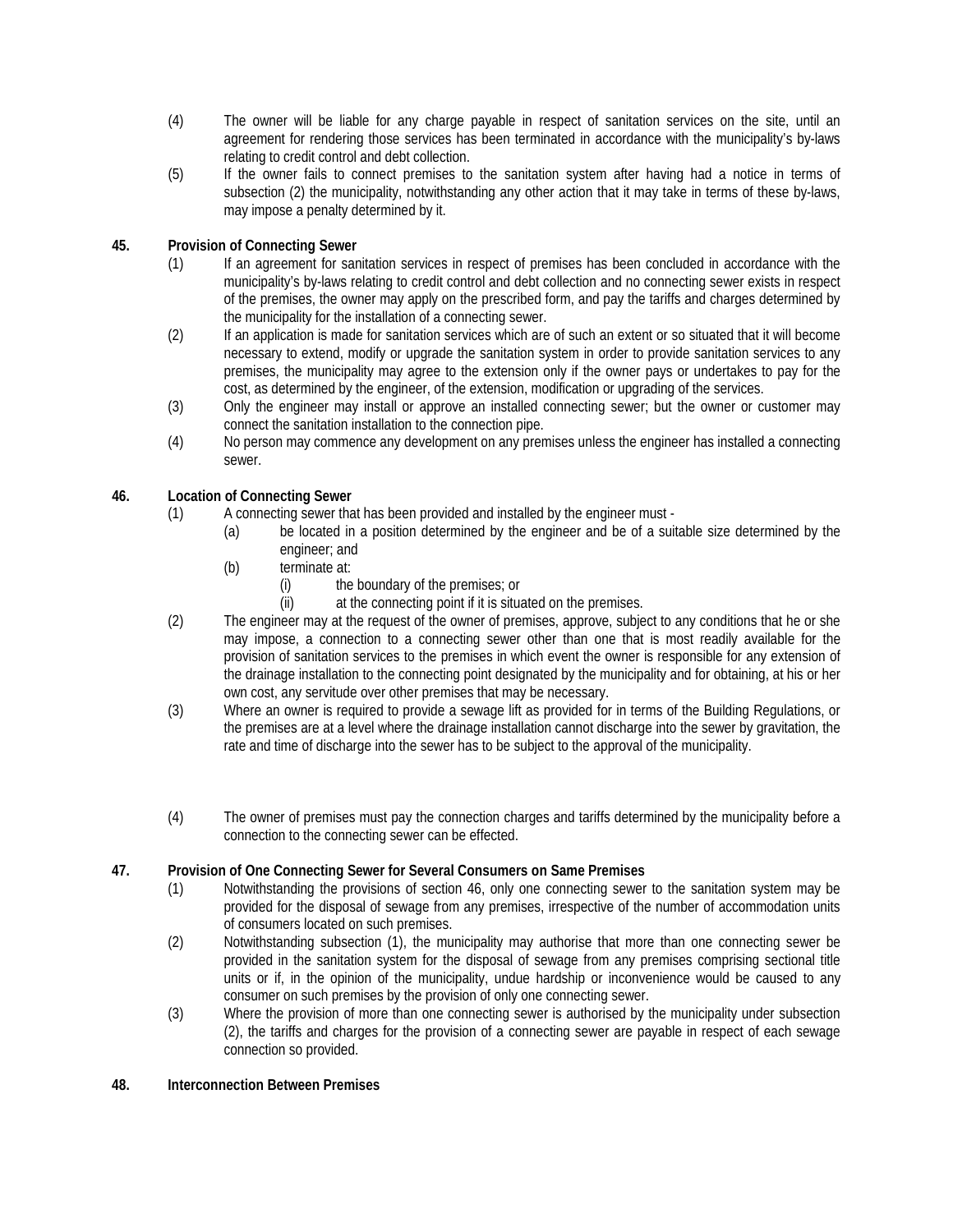(4) The owner will be liable for any charge payable in respect of sanitation services on the site, until an agreement for rendering those services has been terminated in accordance with the municipality's by-laws relating to credit control and debt collection.

(5) If the owner fails to connect premises to the sanitation system after having had a notice in terms of subsection (2) the municipality, notwithstanding any other action that it may take in terms of these by-laws, may impose a penalty determined by it.

**45. Provision of Connecting Sewer**

(1) If an agreement for sanitation services in respect of premises has been concluded in accordance with the municipality's by-laws relating to credit control and debt collection and no connecting sewer exists in respect of the premises, the owner may apply on the prescribed form, and pay the tariffs and charges determined by the municipality for the installation of a connecting sewer.

(2) If an application is made for sanitation services which are of such an extent or so situated that it will become necessary to extend, modify or upgrade the sanitation system in order to provide sanitation services to any premises, the municipality may agree to the extension only if the owner pays or undertakes to pay for the cost, as determined by the engineer, of the extension, modification or upgrading of the services.

(3) Only the engineer may install or approve an installed connecting sewer; but the owner or customer may connect the sanitation installation to the connection pipe.

(4) No person may commence any development on any premises unless the engineer has installed a connecting sewer.

**46. Location of Connecting Sewer**

(1) A connecting sewer that has been provided and installed by the engineer must -

(a) be located in a position determined by the engineer and be of a suitable size determined by the engineer; and

(b) terminate at:

(i) the boundary of the premises; or

(ii) at the connecting point if it is situated on the premises.

(2) The engineer may at the request of the owner of premises, approve, subject to any conditions that he or she may impose, a connection to a connecting sewer other than one that is most readily available for the provision of sanitation services to the premises in which event the owner is responsible for any extension of the drainage installation to the connecting point designated by the municipality and for obtaining, at his or her own cost, any servitude over other premises that may be necessary.

(3) Where an owner is required to provide a sewage lift as provided for in terms of the Building Regulations, or the premises are at a level where the drainage installation cannot discharge into the sewer by gravitation, the rate and time of discharge into the sewer has to be subject to the approval of the municipality.

(4) The owner of premises must pay the connection charges and tariffs determined by the municipality before a connection to the connecting sewer can be effected.

**47. Provision of One Connecting Sewer for Several Consumers on Same Premises**

(1) Notwithstanding the provisions of section 46, only one connecting sewer to the sanitation system may be provided for the disposal of sewage from any premises, irrespective of the number of accommodation units of consumers located on such premises.

(2) Notwithstanding subsection (1), the municipality may authorise that more than one connecting sewer be provided in the sanitation system for the disposal of sewage from any premises comprising sectional title units or if, in the opinion of the municipality, undue hardship or inconvenience would be caused to any consumer on such premises by the provision of only one connecting sewer.

(3) Where the provision of more than one connecting sewer is authorised by the municipality under subsection (2), the tariffs and charges for the provision of a connecting sewer are payable in respect of each sewage connection so provided.

**48. Interconnection Between Premises**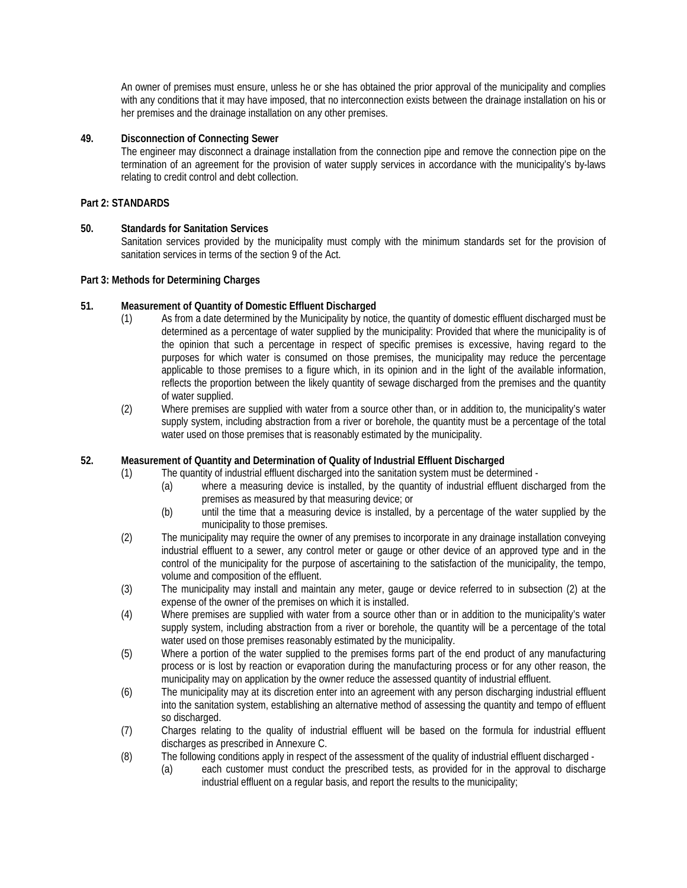An owner of premises must ensure, unless he or she has obtained the prior approval of the municipality and complies with any conditions that it may have imposed, that no interconnection exists between the drainage installation on his or her premises and the drainage installation on any other premises.

**49. Disconnection of Connecting Sewer**

The engineer may disconnect a drainage installation from the connection pipe and remove the connection pipe on the termination of an agreement for the provision of water supply services in accordance with the municipality's by-laws relating to credit control and debt collection.

**Part 2: STANDARDS**

**50. Standards for Sanitation Services**

Sanitation services provided by the municipality must comply with the minimum standards set for the provision of sanitation services in terms of the section 9 of the Act.

**Part 3: Methods for Determining Charges**

**51. Measurement of Quantity of Domestic Effluent Discharged**

(1) As from a date determined by the Municipality by notice, the quantity of domestic effluent discharged must be determined as a percentage of water supplied by the municipality: Provided that where the municipality is of the opinion that such a percentage in respect of specific premises is excessive, having regard to the purposes for which water is consumed on those premises, the municipality may reduce the percentage applicable to those premises to a figure which, in its opinion and in the light of the available information, reflects the proportion between the likely quantity of sewage discharged from the premises and the quantity of water supplied.

(2) Where premises are supplied with water from a source other than, or in addition to, the municipality's water supply system, including abstraction from a river or borehole, the quantity must be a percentage of the total water used on those premises that is reasonably estimated by the municipality.

**52. Measurement of Quantity and Determination of Quality of Industrial Effluent Discharged**

(1) The quantity of industrial effluent discharged into the sanitation system must be determined -

(a) where a measuring device is installed, by the quantity of industrial effluent discharged from the premises as measured by that measuring device; or

(b) until the time that a measuring device is installed, by a percentage of the water supplied by the municipality to those premises.

(2) The municipality may require the owner of any premises to incorporate in any drainage installation conveying industrial effluent to a sewer, any control meter or gauge or other device of an approved type and in the control of the municipality for the purpose of ascertaining to the satisfaction of the municipality, the tempo, volume and composition of the effluent.

(3) The municipality may install and maintain any meter, gauge or device referred to in subsection (2) at the expense of the owner of the premises on which it is installed.

(4) Where premises are supplied with water from a source other than or in addition to the municipality's water supply system, including abstraction from a river or borehole, the quantity will be a percentage of the total water used on those premises reasonably estimated by the municipality.

(5) Where a portion of the water supplied to the premises forms part of the end product of any manufacturing process or is lost by reaction or evaporation during the manufacturing process or for any other reason, the municipality may on application by the owner reduce the assessed quantity of industrial effluent.

(6) The municipality may at its discretion enter into an agreement with any person discharging industrial effluent into the sanitation system, establishing an alternative method of assessing the quantity and tempo of effluent so discharged.

(7) Charges relating to the quality of industrial effluent will be based on the formula for industrial effluent discharges as prescribed in Annexure C.

(8) The following conditions apply in respect of the assessment of the quality of industrial effluent discharged -

(a) each customer must conduct the prescribed tests, as provided for in the approval to discharge industrial effluent on a regular basis, and report the results to the municipality;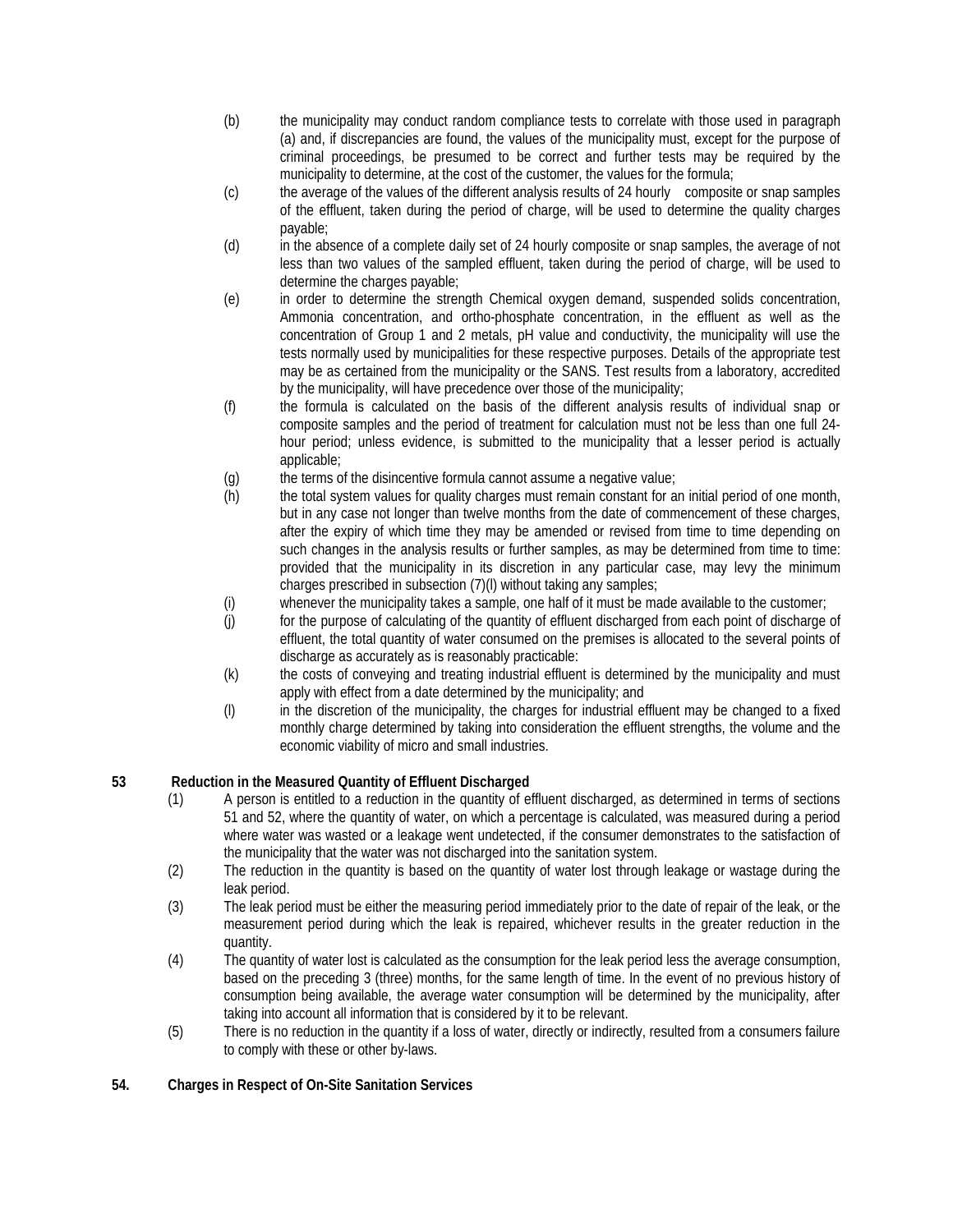(b) the municipality may conduct random compliance tests to correlate with those used in paragraph (a) and, if discrepancies are found, the values of the municipality must, except for the purpose of criminal proceedings, be presumed to be correct and further tests may be required by the municipality to determine, at the cost of the customer, the values for the formula;

(c) the average of the values of the different analysis results of 24 hourly composite or snap samples of the effluent, taken during the period of charge, will be used to determine the quality charges payable;

(d) in the absence of a complete daily set of 24 hourly composite or snap samples, the average of not less than two values of the sampled effluent, taken during the period of charge, will be used to determine the charges payable;

(e) in order to determine the strength Chemical oxygen demand, suspended solids concentration, Ammonia concentration, and ortho-phosphate concentration, in the effluent as well as the concentration of Group 1 and 2 metals, pH value and conductivity, the municipality will use the tests normally used by municipalities for these respective purposes. Details of the appropriate test may be as certained from the municipality or the SANS. Test results from a laboratory, accredited by the municipality, will have precedence over those of the municipality;

(f) the formula is calculated on the basis of the different analysis results of individual snap or composite samples and the period of treatment for calculation must not be less than one full 24-hour period; unless evidence, is submitted to the municipality that a lesser period is actually applicable;

(g) the terms of the disincentive formula cannot assume a negative value;

(h) the total system values for quality charges must remain constant for an initial period of one month, but in any case not longer than twelve months from the date of commencement of these charges, after the expiry of which time they may be amended or revised from time to time depending on such changes in the analysis results or further samples, as may be determined from time to time: provided that the municipality in its discretion in any particular case, may levy the minimum charges prescribed in subsection (7)(l) without taking any samples;

(i) whenever the municipality takes a sample, one half of it must be made available to the customer;

(j) for the purpose of calculating of the quantity of effluent discharged from each point of discharge of effluent, the total quantity of water consumed on the premises is allocated to the several points of discharge as accurately as is reasonably practicable:

(k) the costs of conveying and treating industrial effluent is determined by the municipality and must apply with effect from a date determined by the municipality; and

(l) in the discretion of the municipality, the charges for industrial effluent may be changed to a fixed monthly charge determined by taking into consideration the effluent strengths, the volume and the economic viability of micro and small industries.

**53 Reduction in the Measured Quantity of Effluent Discharged**

(1) A person is entitled to a reduction in the quantity of effluent discharged, as determined in terms of sections 51 and 52, where the quantity of water, on which a percentage is calculated, was measured during a period where water was wasted or a leakage went undetected, if the consumer demonstrates to the satisfaction of the municipality that the water was not discharged into the sanitation system.

(2) The reduction in the quantity is based on the quantity of water lost through leakage or wastage during the leak period.

(3) The leak period must be either the measuring period immediately prior to the date of repair of the leak, or the measurement period during which the leak is repaired, whichever results in the greater reduction in the quantity.

(4) The quantity of water lost is calculated as the consumption for the leak period less the average consumption, based on the preceding 3 (three) months, for the same length of time. In the event of no previous history of consumption being available, the average water consumption will be determined by the municipality, after taking into account all information that is considered by it to be relevant.

(5) There is no reduction in the quantity if a loss of water, directly or indirectly, resulted from a consumers failure to comply with these or other by-laws.

**54. Charges in Respect of On-Site Sanitation Services**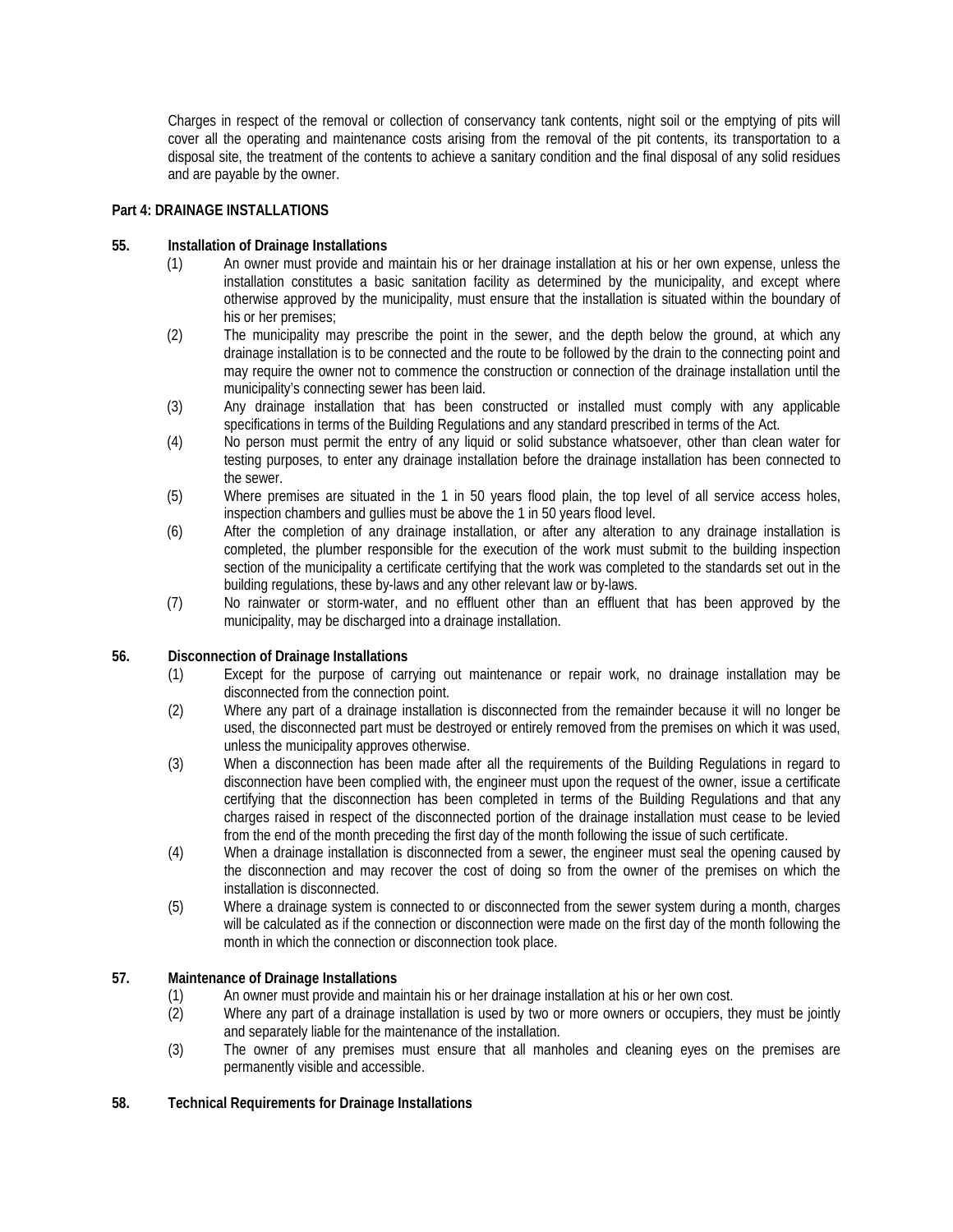Charges in respect of the removal or collection of conservancy tank contents, night soil or the emptying of pits will cover all the operating and maintenance costs arising from the removal of the pit contents, its transportation to a disposal site, the treatment of the contents to achieve a sanitary condition and the final disposal of any solid residues and are payable by the owner.

**Part 4: DRAINAGE INSTALLATIONS**

**55. Installation of Drainage Installations**

(1) An owner must provide and maintain his or her drainage installation at his or her own expense, unless the installation constitutes a basic sanitation facility as determined by the municipality, and except where otherwise approved by the municipality, must ensure that the installation is situated within the boundary of his or her premises;

(2) The municipality may prescribe the point in the sewer, and the depth below the ground, at which any drainage installation is to be connected and the route to be followed by the drain to the connecting point and may require the owner not to commence the construction or connection of the drainage installation until the municipality's connecting sewer has been laid.

(3) Any drainage installation that has been constructed or installed must comply with any applicable specifications in terms of the Building Regulations and any standard prescribed in terms of the Act.

(4) No person must permit the entry of any liquid or solid substance whatsoever, other than clean water for testing purposes, to enter any drainage installation before the drainage installation has been connected to the sewer.

(5) Where premises are situated in the 1 in 50 years flood plain, the top level of all service access holes, inspection chambers and gullies must be above the 1 in 50 years flood level.

(6) After the completion of any drainage installation, or after any alteration to any drainage installation is completed, the plumber responsible for the execution of the work must submit to the building inspection section of the municipality a certificate certifying that the work was completed to the standards set out in the building regulations, these by-laws and any other relevant law or by-laws.

(7) No rainwater or storm-water, and no effluent other than an effluent that has been approved by the municipality, may be discharged into a drainage installation.

**56. Disconnection of Drainage Installations**

(1) Except for the purpose of carrying out maintenance or repair work, no drainage installation may be disconnected from the connection point.

(2) Where any part of a drainage installation is disconnected from the remainder because it will no longer be used, the disconnected part must be destroyed or entirely removed from the premises on which it was used, unless the municipality approves otherwise.

(3) When a disconnection has been made after all the requirements of the Building Regulations in regard to disconnection have been complied with, the engineer must upon the request of the owner, issue a certificate certifying that the disconnection has been completed in terms of the Building Regulations and that any charges raised in respect of the disconnected portion of the drainage installation must cease to be levied from the end of the month preceding the first day of the month following the issue of such certificate.

(4) When a drainage installation is disconnected from a sewer, the engineer must seal the opening caused by the disconnection and may recover the cost of doing so from the owner of the premises on which the installation is disconnected.

(5) Where a drainage system is connected to or disconnected from the sewer system during a month, charges will be calculated as if the connection or disconnection were made on the first day of the month following the month in which the connection or disconnection took place.

**57. Maintenance of Drainage Installations**

(1) An owner must provide and maintain his or her drainage installation at his or her own cost.

(2) Where any part of a drainage installation is used by two or more owners or occupiers, they must be jointly and separately liable for the maintenance of the installation.

(3) The owner of any premises must ensure that all manholes and cleaning eyes on the premises are permanently visible and accessible.

**58. Technical Requirements for Drainage Installations**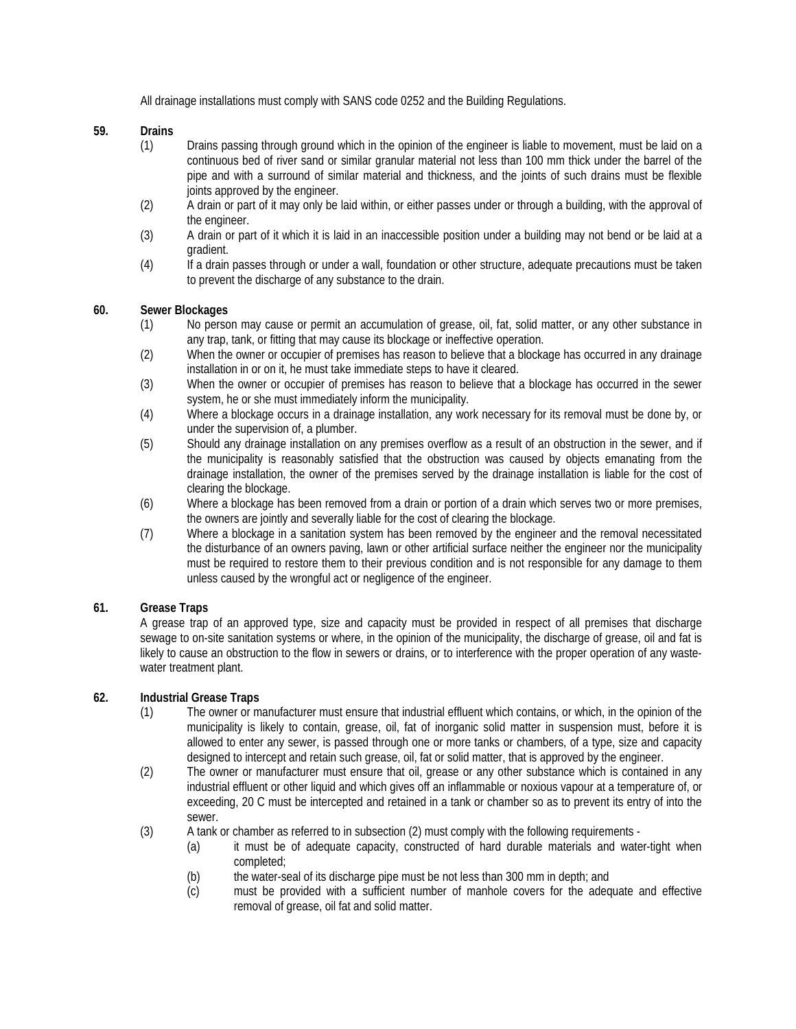All drainage installations must comply with SANS code 0252 and the Building Regulations.

**59. Drains**

(1) Drains passing through ground which in the opinion of the engineer is liable to movement, must be laid on a continuous bed of river sand or similar granular material not less than 100 mm thick under the barrel of the pipe and with a surround of similar material and thickness, and the joints of such drains must be flexible joints approved by the engineer.

(2) A drain or part of it may only be laid within, or either passes under or through a building, with the approval of the engineer.

(3) A drain or part of it which it is laid in an inaccessible position under a building may not bend or be laid at a gradient.

(4) If a drain passes through or under a wall, foundation or other structure, adequate precautions must be taken to prevent the discharge of any substance to the drain.

**60. Sewer Blockages**

(1) No person may cause or permit an accumulation of grease, oil, fat, solid matter, or any other substance in any trap, tank, or fitting that may cause its blockage or ineffective operation.

(2) When the owner or occupier of premises has reason to believe that a blockage has occurred in any drainage installation in or on it, he must take immediate steps to have it cleared.

(3) When the owner or occupier of premises has reason to believe that a blockage has occurred in the sewer system, he or she must immediately inform the municipality.

(4) Where a blockage occurs in a drainage installation, any work necessary for its removal must be done by, or under the supervision of, a plumber.

(5) Should any drainage installation on any premises overflow as a result of an obstruction in the sewer, and if the municipality is reasonably satisfied that the obstruction was caused by objects emanating from the drainage installation, the owner of the premises served by the drainage installation is liable for the cost of clearing the blockage.

(6) Where a blockage has been removed from a drain or portion of a drain which serves two or more premises, the owners are jointly and severally liable for the cost of clearing the blockage.

(7) Where a blockage in a sanitation system has been removed by the engineer and the removal necessitated the disturbance of an owners paving, lawn or other artificial surface neither the engineer nor the municipality must be required to restore them to their previous condition and is not responsible for any damage to them unless caused by the wrongful act or negligence of the engineer.

**61. Grease Traps**

A grease trap of an approved type, size and capacity must be provided in respect of all premises that discharge sewage to on-site sanitation systems or where, in the opinion of the municipality, the discharge of grease, oil and fat is likely to cause an obstruction to the flow in sewers or drains, or to interference with the proper operation of any waste-water treatment plant.

**62. Industrial Grease Traps**

(1) The owner or manufacturer must ensure that industrial effluent which contains, or which, in the opinion of the municipality is likely to contain, grease, oil, fat of inorganic solid matter in suspension must, before it is allowed to enter any sewer, is passed through one or more tanks or chambers, of a type, size and capacity designed to intercept and retain such grease, oil, fat or solid matter, that is approved by the engineer.

(2) The owner or manufacturer must ensure that oil, grease or any other substance which is contained in any industrial effluent or other liquid and which gives off an inflammable or noxious vapour at a temperature of, or exceeding, 20 C must be intercepted and retained in a tank or chamber so as to prevent its entry of into the sewer.

(3) A tank or chamber as referred to in subsection (2) must comply with the following requirements -

  (a) it must be of adequate capacity, constructed of hard durable materials and water-tight when completed;

  (b) the water-seal of its discharge pipe must be not less than 300 mm in depth; and

  (c) must be provided with a sufficient number of manhole covers for the adequate and effective removal of grease, oil fat and solid matter.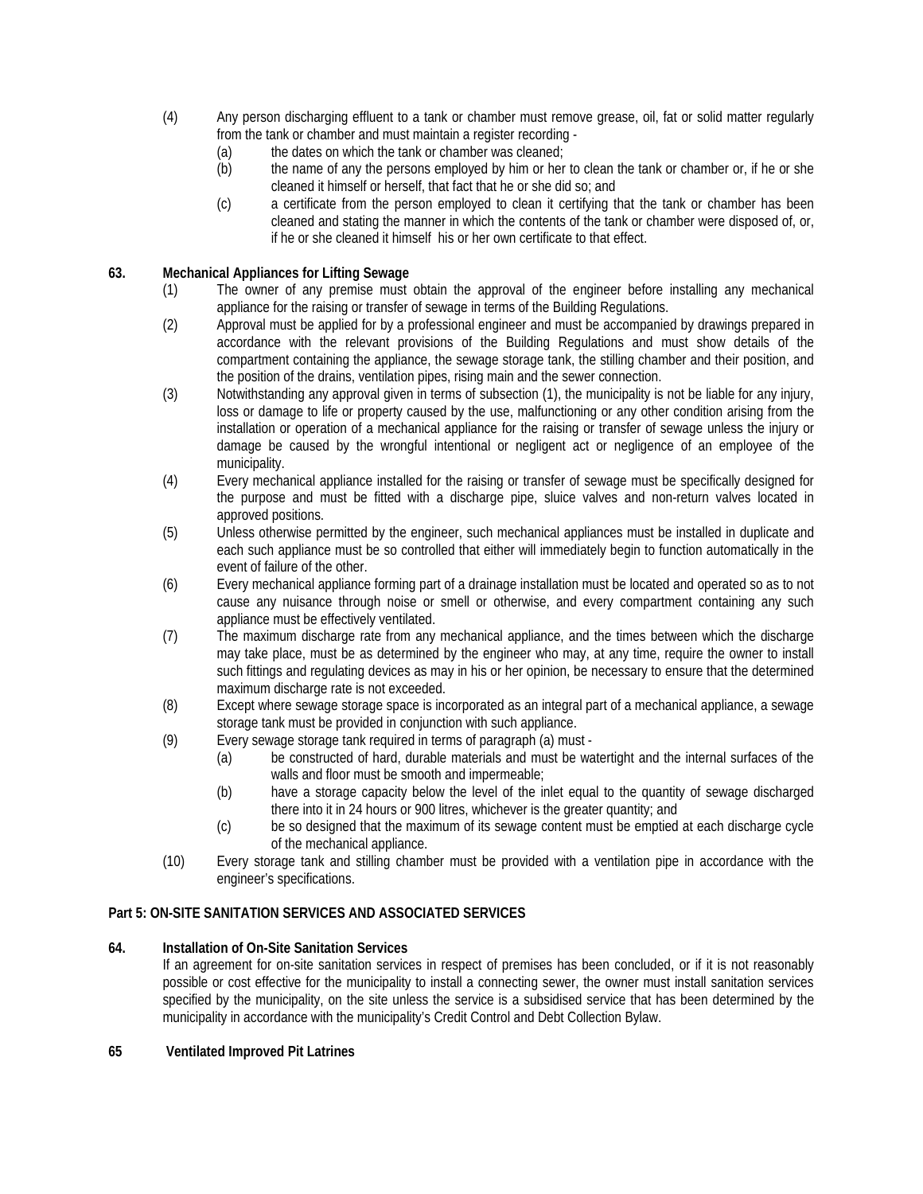(4) Any person discharging effluent to a tank or chamber must remove grease, oil, fat or solid matter regularly from the tank or chamber and must maintain a register recording -

(a) the dates on which the tank or chamber was cleaned;

(b) the name of any the persons employed by him or her to clean the tank or chamber or, if he or she cleaned it himself or herself, that fact that he or she did so; and

(c) a certificate from the person employed to clean it certifying that the tank or chamber has been cleaned and stating the manner in which the contents of the tank or chamber were disposed of, or, if he or she cleaned it himself his or her own certificate to that effect.

**63. Mechanical Appliances for Lifting Sewage**

(1) The owner of any premise must obtain the approval of the engineer before installing any mechanical appliance for the raising or transfer of sewage in terms of the Building Regulations.

(2) Approval must be applied for by a professional engineer and must be accompanied by drawings prepared in accordance with the relevant provisions of the Building Regulations and must show details of the compartment containing the appliance, the sewage storage tank, the stilling chamber and their position, and the position of the drains, ventilation pipes, rising main and the sewer connection.

(3) Notwithstanding any approval given in terms of subsection (1), the municipality is not be liable for any injury, loss or damage to life or property caused by the use, malfunctioning or any other condition arising from the installation or operation of a mechanical appliance for the raising or transfer of sewage unless the injury or damage be caused by the wrongful intentional or negligent act or negligence of an employee of the municipality.

(4) Every mechanical appliance installed for the raising or transfer of sewage must be specifically designed for the purpose and must be fitted with a discharge pipe, sluice valves and non-return valves located in approved positions.

(5) Unless otherwise permitted by the engineer, such mechanical appliances must be installed in duplicate and each such appliance must be so controlled that either will immediately begin to function automatically in the event of failure of the other.

(6) Every mechanical appliance forming part of a drainage installation must be located and operated so as to not cause any nuisance through noise or smell or otherwise, and every compartment containing any such appliance must be effectively ventilated.

(7) The maximum discharge rate from any mechanical appliance, and the times between which the discharge may take place, must be as determined by the engineer who may, at any time, require the owner to install such fittings and regulating devices as may in his or her opinion, be necessary to ensure that the determined maximum discharge rate is not exceeded.

(8) Except where sewage storage space is incorporated as an integral part of a mechanical appliance, a sewage storage tank must be provided in conjunction with such appliance.

(9) Every sewage storage tank required in terms of paragraph (a) must -

(a) be constructed of hard, durable materials and must be watertight and the internal surfaces of the walls and floor must be smooth and impermeable;

(b) have a storage capacity below the level of the inlet equal to the quantity of sewage discharged there into it in 24 hours or 900 litres, whichever is the greater quantity; and

(c) be so designed that the maximum of its sewage content must be emptied at each discharge cycle of the mechanical appliance.

(10) Every storage tank and stilling chamber must be provided with a ventilation pipe in accordance with the engineer's specifications.

**Part 5: ON-SITE SANITATION SERVICES AND ASSOCIATED SERVICES**

**64. Installation of On-Site Sanitation Services**

If an agreement for on-site sanitation services in respect of premises has been concluded, or if it is not reasonably possible or cost effective for the municipality to install a connecting sewer, the owner must install sanitation services specified by the municipality, on the site unless the service is a subsidised service that has been determined by the municipality in accordance with the municipality's Credit Control and Debt Collection Bylaw.

**65 Ventilated Improved Pit Latrines**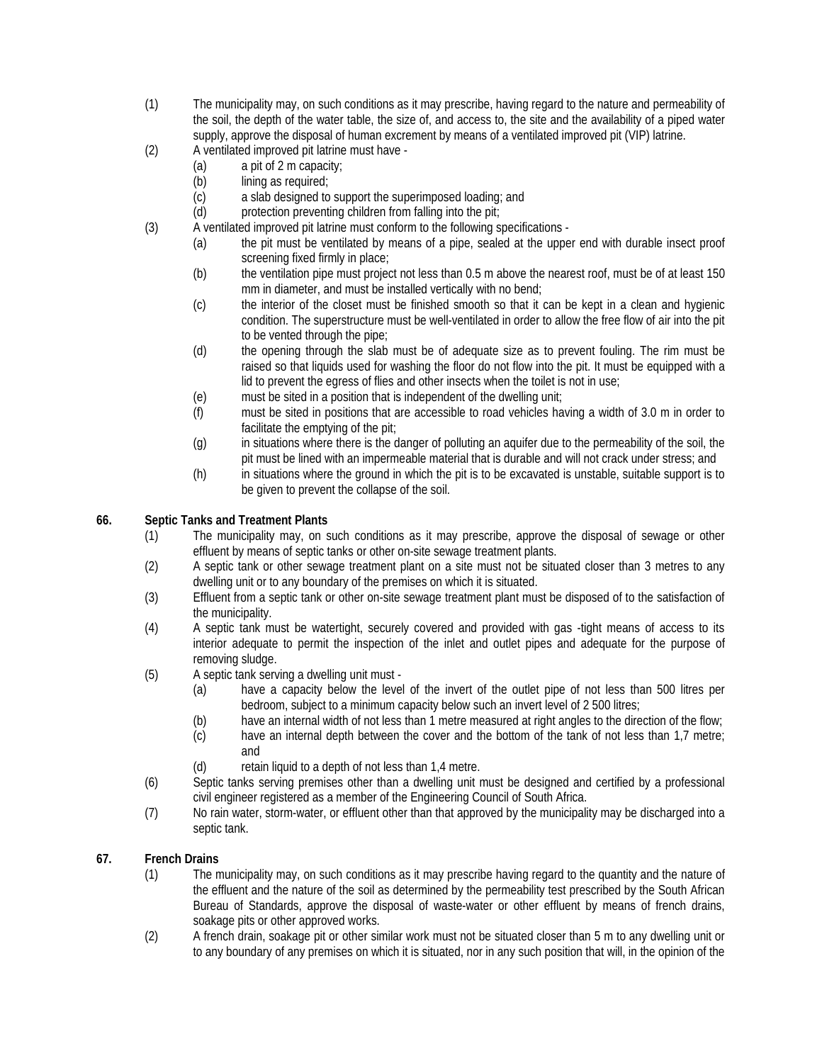(1) The municipality may, on such conditions as it may prescribe, having regard to the nature and permeability of the soil, the depth of the water table, the size of, and access to, the site and the availability of a piped water supply, approve the disposal of human excrement by means of a ventilated improved pit (VIP) latrine.

(2) A ventilated improved pit latrine must have -

   (a) a pit of 2 m capacity;
   
   (b) lining as required;
   
   (c) a slab designed to support the superimposed loading; and
   
   (d) protection preventing children from falling into the pit;

(3) A ventilated improved pit latrine must conform to the following specifications -

   (a) the pit must be ventilated by means of a pipe, sealed at the upper end with durable insect proof screening fixed firmly in place;
   
   (b) the ventilation pipe must project not less than 0.5 m above the nearest roof, must be of at least 150 mm in diameter, and must be installed vertically with no bend;
   
   (c) the interior of the closet must be finished smooth so that it can be kept in a clean and hygienic condition. The superstructure must be well-ventilated in order to allow the free flow of air into the pit to be vented through the pipe;
   
   (d) the opening through the slab must be of adequate size as to prevent fouling. The rim must be raised so that liquids used for washing the floor do not flow into the pit. It must be equipped with a lid to prevent the egress of flies and other insects when the toilet is not in use;
   
   (e) must be sited in a position that is independent of the dwelling unit;
   
   (f) must be sited in positions that are accessible to road vehicles having a width of 3.0 m in order to facilitate the emptying of the pit;
   
   (g) in situations where there is the danger of polluting an aquifer due to the permeability of the soil, the pit must be lined with an impermeable material that is durable and will not crack under stress; and
   
   (h) in situations where the ground in which the pit is to be excavated is unstable, suitable support is to be given to prevent the collapse of the soil.

**66. Septic Tanks and Treatment Plants**

(1) The municipality may, on such conditions as it may prescribe, approve the disposal of sewage or other effluent by means of septic tanks or other on-site sewage treatment plants.

(2) A septic tank or other sewage treatment plant on a site must not be situated closer than 3 metres to any dwelling unit or to any boundary of the premises on which it is situated.

(3) Effluent from a septic tank or other on-site sewage treatment plant must be disposed of to the satisfaction of the municipality.

(4) A septic tank must be watertight, securely covered and provided with gas -tight means of access to its interior adequate to permit the inspection of the inlet and outlet pipes and adequate for the purpose of removing sludge.

(5) A septic tank serving a dwelling unit must -

   (a) have a capacity below the level of the invert of the outlet pipe of not less than 500 litres per bedroom, subject to a minimum capacity below such an invert level of 2 500 litres;
   
   (b) have an internal width of not less than 1 metre measured at right angles to the direction of the flow;
   
   (c) have an internal depth between the cover and the bottom of the tank of not less than 1,7 metre; and
   
   (d) retain liquid to a depth of not less than 1,4 metre.

(6) Septic tanks serving premises other than a dwelling unit must be designed and certified by a professional civil engineer registered as a member of the Engineering Council of South Africa.

(7) No rain water, storm-water, or effluent other than that approved by the municipality may be discharged into a septic tank.

**67. French Drains**

(1) The municipality may, on such conditions as it may prescribe having regard to the quantity and the nature of the effluent and the nature of the soil as determined by the permeability test prescribed by the South African Bureau of Standards, approve the disposal of waste-water or other effluent by means of french drains, soakage pits or other approved works.

(2) A french drain, soakage pit or other similar work must not be situated closer than 5 m to any dwelling unit or to any boundary of any premises on which it is situated, nor in any such position that will, in the opinion of the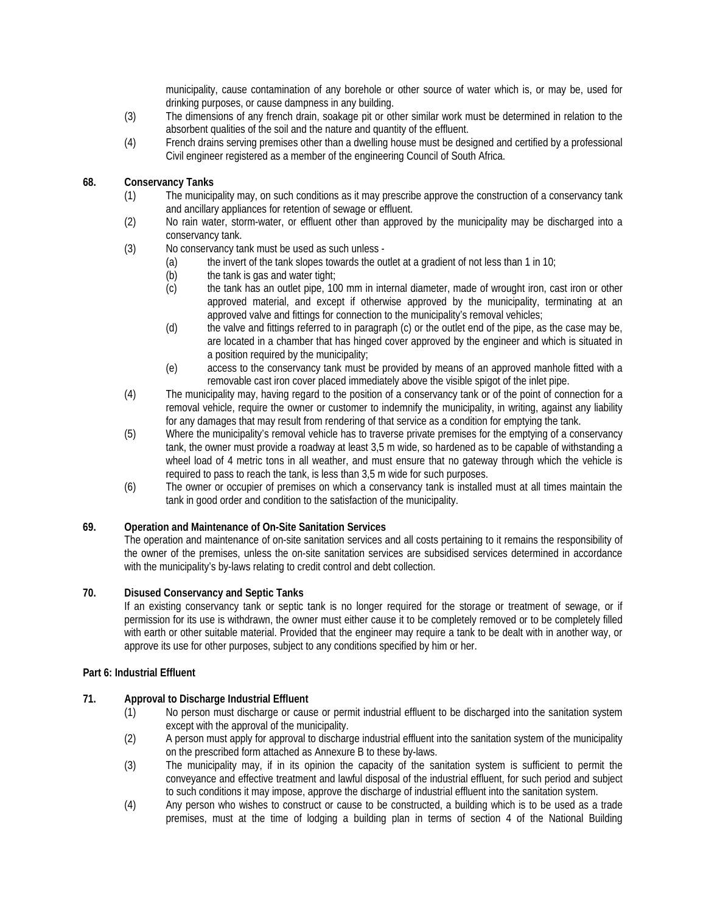municipality, cause contamination of any borehole or other source of water which is, or may be, used for drinking purposes, or cause dampness in any building.

(3) The dimensions of any french drain, soakage pit or other similar work must be determined in relation to the absorbent qualities of the soil and the nature and quantity of the effluent.

(4) French drains serving premises other than a dwelling house must be designed and certified by a professional Civil engineer registered as a member of the engineering Council of South Africa.

**68. Conservancy Tanks**

(1) The municipality may, on such conditions as it may prescribe approve the construction of a conservancy tank and ancillary appliances for retention of sewage or effluent.

(2) No rain water, storm-water, or effluent other than approved by the municipality may be discharged into a conservancy tank.

(3) No conservancy tank must be used as such unless -

- (a) the invert of the tank slopes towards the outlet at a gradient of not less than 1 in 10;
- (b) the tank is gas and water tight;
- (c) the tank has an outlet pipe, 100 mm in internal diameter, made of wrought iron, cast iron or other approved material, and except if otherwise approved by the municipality, terminating at an approved valve and fittings for connection to the municipality's removal vehicles;
- (d) the valve and fittings referred to in paragraph (c) or the outlet end of the pipe, as the case may be, are located in a chamber that has hinged cover approved by the engineer and which is situated in a position required by the municipality;
- (e) access to the conservancy tank must be provided by means of an approved manhole fitted with a removable cast iron cover placed immediately above the visible spigot of the inlet pipe.

(4) The municipality may, having regard to the position of a conservancy tank or of the point of connection for a removal vehicle, require the owner or customer to indemnify the municipality, in writing, against any liability for any damages that may result from rendering of that service as a condition for emptying the tank.

(5) Where the municipality's removal vehicle has to traverse private premises for the emptying of a conservancy tank, the owner must provide a roadway at least 3,5 m wide, so hardened as to be capable of withstanding a wheel load of 4 metric tons in all weather, and must ensure that no gateway through which the vehicle is required to pass to reach the tank, is less than 3,5 m wide for such purposes.

(6) The owner or occupier of premises on which a conservancy tank is installed must at all times maintain the tank in good order and condition to the satisfaction of the municipality.

**69. Operation and Maintenance of On-Site Sanitation Services**

The operation and maintenance of on-site sanitation services and all costs pertaining to it remains the responsibility of the owner of the premises, unless the on-site sanitation services are subsidised services determined in accordance with the municipality's by-laws relating to credit control and debt collection.

**70. Disused Conservancy and Septic Tanks**

If an existing conservancy tank or septic tank is no longer required for the storage or treatment of sewage, or if permission for its use is withdrawn, the owner must either cause it to be completely removed or to be completely filled with earth or other suitable material. Provided that the engineer may require a tank to be dealt with in another way, or approve its use for other purposes, subject to any conditions specified by him or her.

**Part 6: Industrial Effluent**

**71. Approval to Discharge Industrial Effluent**

(1) No person must discharge or cause or permit industrial effluent to be discharged into the sanitation system except with the approval of the municipality.

(2) A person must apply for approval to discharge industrial effluent into the sanitation system of the municipality on the prescribed form attached as Annexure B to these by-laws.

(3) The municipality may, if in its opinion the capacity of the sanitation system is sufficient to permit the conveyance and effective treatment and lawful disposal of the industrial effluent, for such period and subject to such conditions it may impose, approve the discharge of industrial effluent into the sanitation system.

(4) Any person who wishes to construct or cause to be constructed, a building which is to be used as a trade premises, must at the time of lodging a building plan in terms of section 4 of the National Building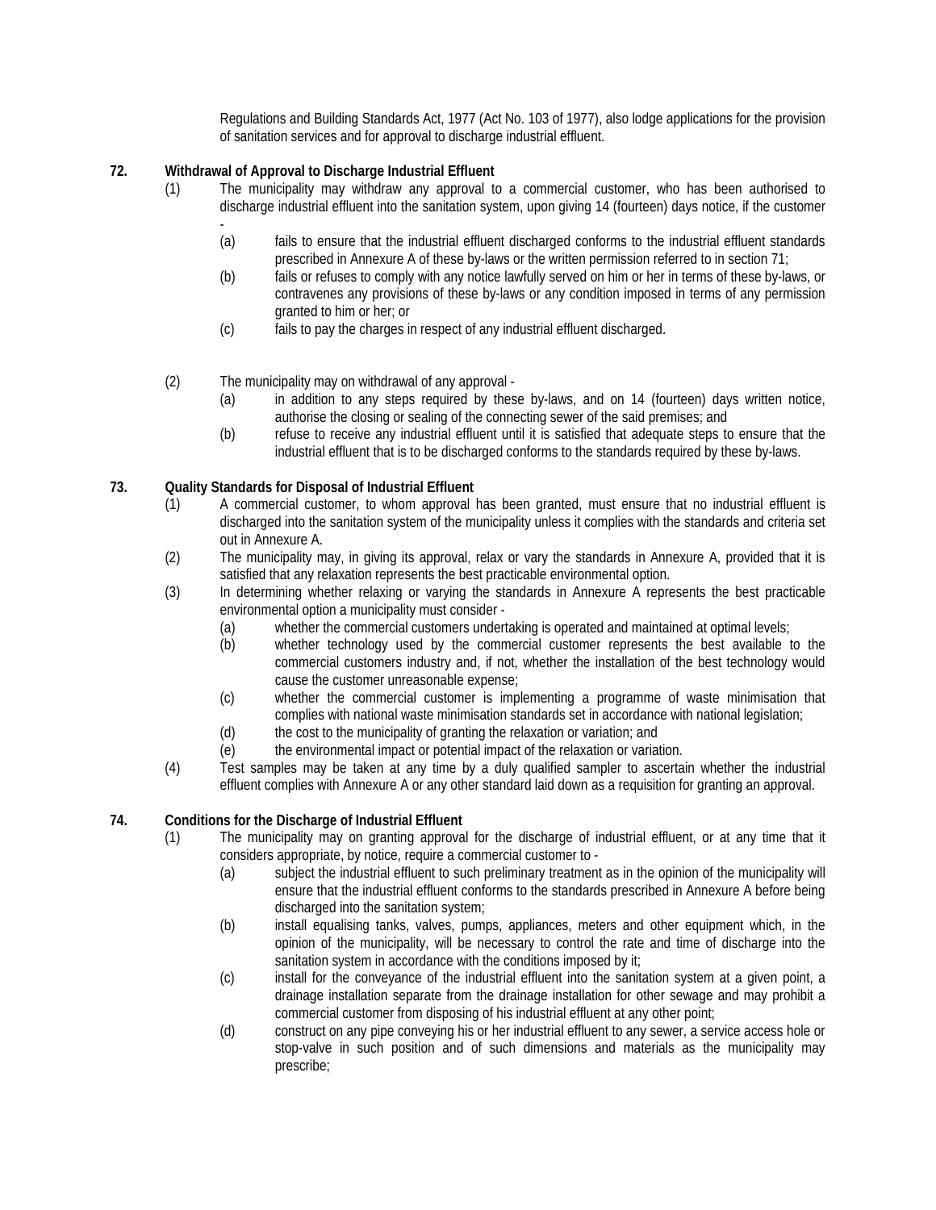Regulations and Building Standards Act, 1977 (Act No. 103 of 1977), also lodge applications for the provision of sanitation services and for approval to discharge industrial effluent.

**72. Withdrawal of Approval to Discharge Industrial Effluent**

(1) The municipality may withdraw any approval to a commercial customer, who has been authorised to discharge industrial effluent into the sanitation system, upon giving 14 (fourteen) days notice, if the customer -

(a) fails to ensure that the industrial effluent discharged conforms to the industrial effluent standards prescribed in Annexure A of these by-laws or the written permission referred to in section 71;

(b) fails or refuses to comply with any notice lawfully served on him or her in terms of these by-laws, or contravenes any provisions of these by-laws or any condition imposed in terms of any permission granted to him or her; or

(c) fails to pay the charges in respect of any industrial effluent discharged.

(2) The municipality may on withdrawal of any approval -

(a) in addition to any steps required by these by-laws, and on 14 (fourteen) days written notice, authorise the closing or sealing of the connecting sewer of the said premises; and

(b) refuse to receive any industrial effluent until it is satisfied that adequate steps to ensure that the industrial effluent that is to be discharged conforms to the standards required by these by-laws.

**73. Quality Standards for Disposal of Industrial Effluent**

(1) A commercial customer, to whom approval has been granted, must ensure that no industrial effluent is discharged into the sanitation system of the municipality unless it complies with the standards and criteria set out in Annexure A.

(2) The municipality may, in giving its approval, relax or vary the standards in Annexure A, provided that it is satisfied that any relaxation represents the best practicable environmental option.

(3) In determining whether relaxing or varying the standards in Annexure A represents the best practicable environmental option a municipality must consider -

(a) whether the commercial customers undertaking is operated and maintained at optimal levels;

(b) whether technology used by the commercial customer represents the best available to the commercial customers industry and, if not, whether the installation of the best technology would cause the customer unreasonable expense;

(c) whether the commercial customer is implementing a programme of waste minimisation that complies with national waste minimisation standards set in accordance with national legislation;

(d) the cost to the municipality of granting the relaxation or variation; and

(e) the environmental impact or potential impact of the relaxation or variation.

(4) Test samples may be taken at any time by a duly qualified sampler to ascertain whether the industrial effluent complies with Annexure A or any other standard laid down as a requisition for granting an approval.

**74. Conditions for the Discharge of Industrial Effluent**

(1) The municipality may on granting approval for the discharge of industrial effluent, or at any time that it considers appropriate, by notice, require a commercial customer to -

(a) subject the industrial effluent to such preliminary treatment as in the opinion of the municipality will ensure that the industrial effluent conforms to the standards prescribed in Annexure A before being discharged into the sanitation system;

(b) install equalising tanks, valves, pumps, appliances, meters and other equipment which, in the opinion of the municipality, will be necessary to control the rate and time of discharge into the sanitation system in accordance with the conditions imposed by it;

(c) install for the conveyance of the industrial effluent into the sanitation system at a given point, a drainage installation separate from the drainage installation for other sewage and may prohibit a commercial customer from disposing of his industrial effluent at any other point;

(d) construct on any pipe conveying his or her industrial effluent to any sewer, a service access hole or stop-valve in such position and of such dimensions and materials as the municipality may prescribe;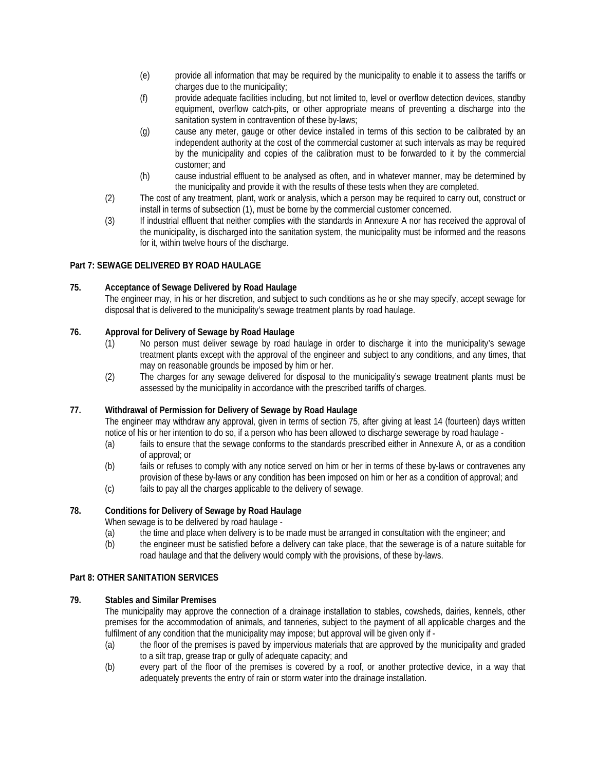(e) provide all information that may be required by the municipality to enable it to assess the tariffs or charges due to the municipality;

(f) provide adequate facilities including, but not limited to, level or overflow detection devices, standby equipment, overflow catch-pits, or other appropriate means of preventing a discharge into the sanitation system in contravention of these by-laws;

(g) cause any meter, gauge or other device installed in terms of this section to be calibrated by an independent authority at the cost of the commercial customer at such intervals as may be required by the municipality and copies of the calibration must to be forwarded to it by the commercial customer; and

(h) cause industrial effluent to be analysed as often, and in whatever manner, may be determined by the municipality and provide it with the results of these tests when they are completed.

(2) The cost of any treatment, plant, work or analysis, which a person may be required to carry out, construct or install in terms of subsection (1), must be borne by the commercial customer concerned.

(3) If industrial effluent that neither complies with the standards in Annexure A nor has received the approval of the municipality, is discharged into the sanitation system, the municipality must be informed and the reasons for it, within twelve hours of the discharge.

**Part 7: SEWAGE DELIVERED BY ROAD HAULAGE**

**75. Acceptance of Sewage Delivered by Road Haulage**

The engineer may, in his or her discretion, and subject to such conditions as he or she may specify, accept sewage for disposal that is delivered to the municipality's sewage treatment plants by road haulage.

**76. Approval for Delivery of Sewage by Road Haulage**

(1) No person must deliver sewage by road haulage in order to discharge it into the municipality's sewage treatment plants except with the approval of the engineer and subject to any conditions, and any times, that may on reasonable grounds be imposed by him or her.

(2) The charges for any sewage delivered for disposal to the municipality's sewage treatment plants must be assessed by the municipality in accordance with the prescribed tariffs of charges.

**77. Withdrawal of Permission for Delivery of Sewage by Road Haulage**

The engineer may withdraw any approval, given in terms of section 75, after giving at least 14 (fourteen) days written notice of his or her intention to do so, if a person who has been allowed to discharge sewerage by road haulage -

(a) fails to ensure that the sewage conforms to the standards prescribed either in Annexure A, or as a condition of approval; or

(b) fails or refuses to comply with any notice served on him or her in terms of these by-laws or contravenes any provision of these by-laws or any condition has been imposed on him or her as a condition of approval; and

(c) fails to pay all the charges applicable to the delivery of sewage.

**78. Conditions for Delivery of Sewage by Road Haulage**

When sewage is to be delivered by road haulage -

(a) the time and place when delivery is to be made must be arranged in consultation with the engineer; and

(b) the engineer must be satisfied before a delivery can take place, that the sewerage is of a nature suitable for road haulage and that the delivery would comply with the provisions, of these by-laws.

**Part 8: OTHER SANITATION SERVICES**

**79. Stables and Similar Premises**

The municipality may approve the connection of a drainage installation to stables, cowsheds, dairies, kennels, other premises for the accommodation of animals, and tanneries, subject to the payment of all applicable charges and the fulfilment of any condition that the municipality may impose; but approval will be given only if -

(a) the floor of the premises is paved by impervious materials that are approved by the municipality and graded to a silt trap, grease trap or gully of adequate capacity; and

(b) every part of the floor of the premises is covered by a roof, or another protective device, in a way that adequately prevents the entry of rain or storm water into the drainage installation.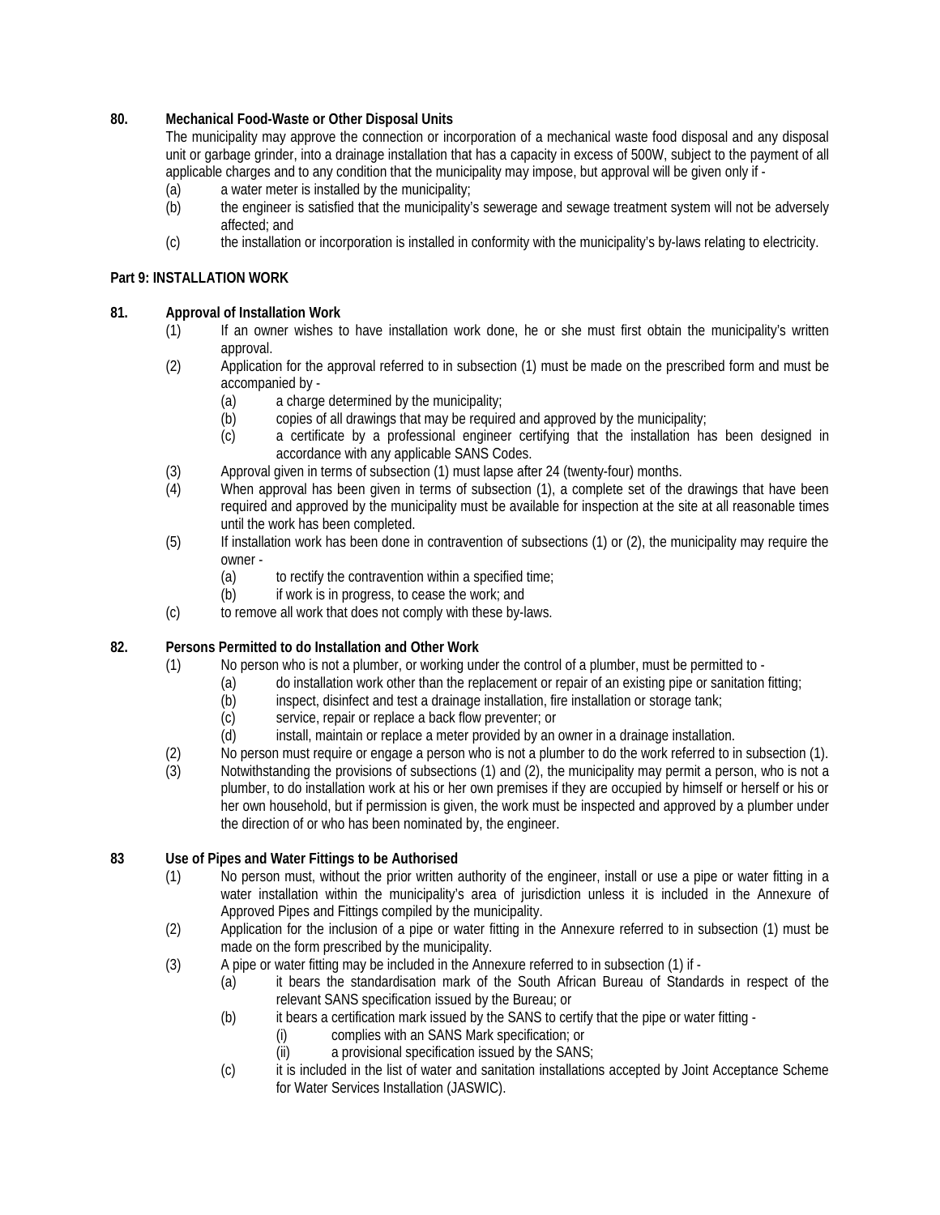**80. Mechanical Food-Waste or Other Disposal Units**

The municipality may approve the connection or incorporation of a mechanical waste food disposal and any disposal unit or garbage grinder, into a drainage installation that has a capacity in excess of 500W, subject to the payment of all applicable charges and to any condition that the municipality may impose, but approval will be given only if -

(a) a water meter is installed by the municipality;

(b) the engineer is satisfied that the municipality's sewerage and sewage treatment system will not be adversely affected; and

(c) the installation or incorporation is installed in conformity with the municipality's by-laws relating to electricity.

**Part 9: INSTALLATION WORK**

**81. Approval of Installation Work**

(1) If an owner wishes to have installation work done, he or she must first obtain the municipality's written approval.

(2) Application for the approval referred to in subsection (1) must be made on the prescribed form and must be accompanied by -

(a) a charge determined by the municipality;

(b) copies of all drawings that may be required and approved by the municipality;

(c) a certificate by a professional engineer certifying that the installation has been designed in accordance with any applicable SANS Codes.

(3) Approval given in terms of subsection (1) must lapse after 24 (twenty-four) months.

(4) When approval has been given in terms of subsection (1), a complete set of the drawings that have been required and approved by the municipality must be available for inspection at the site at all reasonable times until the work has been completed.

(5) If installation work has been done in contravention of subsections (1) or (2), the municipality may require the owner -

(a) to rectify the contravention within a specified time;

(b) if work is in progress, to cease the work; and

(c) to remove all work that does not comply with these by-laws.

**82. Persons Permitted to do Installation and Other Work**

(1) No person who is not a plumber, or working under the control of a plumber, must be permitted to -

(a) do installation work other than the replacement or repair of an existing pipe or sanitation fitting;

(b) inspect, disinfect and test a drainage installation, fire installation or storage tank;

(c) service, repair or replace a back flow preventer; or

(d) install, maintain or replace a meter provided by an owner in a drainage installation.

(2) No person must require or engage a person who is not a plumber to do the work referred to in subsection (1).

(3) Notwithstanding the provisions of subsections (1) and (2), the municipality may permit a person, who is not a plumber, to do installation work at his or her own premises if they are occupied by himself or herself or his or her own household, but if permission is given, the work must be inspected and approved by a plumber under the direction of or who has been nominated by, the engineer.

**83 Use of Pipes and Water Fittings to be Authorised**

(1) No person must, without the prior written authority of the engineer, install or use a pipe or water fitting in a water installation within the municipality's area of jurisdiction unless it is included in the Annexure of Approved Pipes and Fittings compiled by the municipality.

(2) Application for the inclusion of a pipe or water fitting in the Annexure referred to in subsection (1) must be made on the form prescribed by the municipality.

(3) A pipe or water fitting may be included in the Annexure referred to in subsection (1) if -

(a) it bears the standardisation mark of the South African Bureau of Standards in respect of the relevant SANS specification issued by the Bureau; or

(b) it bears a certification mark issued by the SANS to certify that the pipe or water fitting -

(i) complies with an SANS Mark specification; or

(ii) a provisional specification issued by the SANS;

(c) it is included in the list of water and sanitation installations accepted by Joint Acceptance Scheme for Water Services Installation (JASWIC).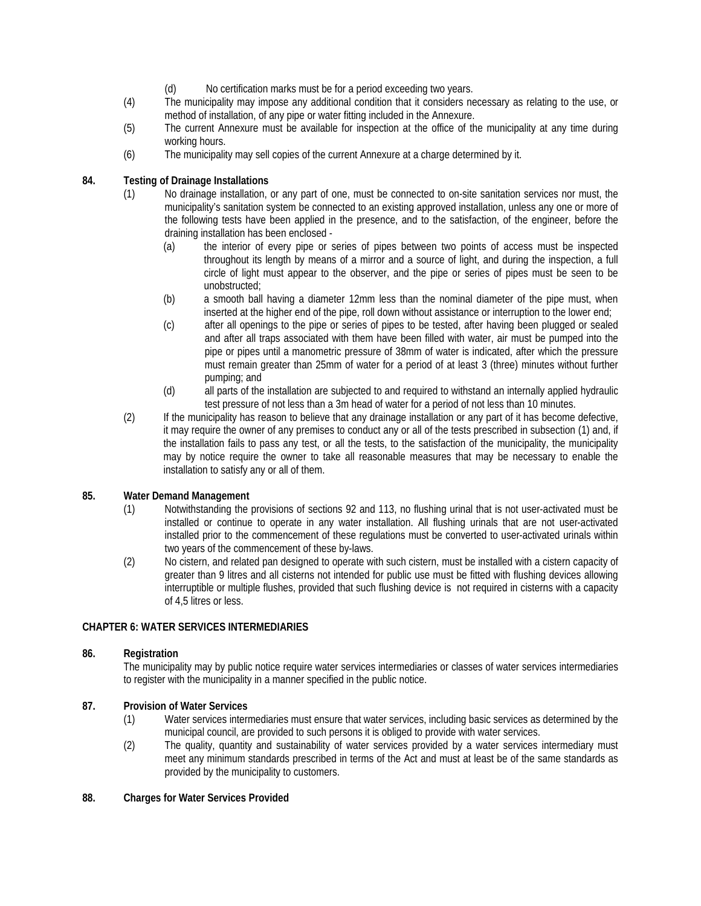(d) No certification marks must be for a period exceeding two years.

(4) The municipality may impose any additional condition that it considers necessary as relating to the use, or method of installation, of any pipe or water fitting included in the Annexure.

(5) The current Annexure must be available for inspection at the office of the municipality at any time during working hours.

(6) The municipality may sell copies of the current Annexure at a charge determined by it.

**84. Testing of Drainage Installations**

(1) No drainage installation, or any part of one, must be connected to on-site sanitation services nor must, the municipality's sanitation system be connected to an existing approved installation, unless any one or more of the following tests have been applied in the presence, and to the satisfaction, of the engineer, before the draining installation has been enclosed -

(a) the interior of every pipe or series of pipes between two points of access must be inspected throughout its length by means of a mirror and a source of light, and during the inspection, a full circle of light must appear to the observer, and the pipe or series of pipes must be seen to be unobstructed;

(b) a smooth ball having a diameter 12mm less than the nominal diameter of the pipe must, when inserted at the higher end of the pipe, roll down without assistance or interruption to the lower end;

(c) after all openings to the pipe or series of pipes to be tested, after having been plugged or sealed and after all traps associated with them have been filled with water, air must be pumped into the pipe or pipes until a manometric pressure of 38mm of water is indicated, after which the pressure must remain greater than 25mm of water for a period of at least 3 (three) minutes without further pumping; and

(d) all parts of the installation are subjected to and required to withstand an internally applied hydraulic test pressure of not less than a 3m head of water for a period of not less than 10 minutes.

(2) If the municipality has reason to believe that any drainage installation or any part of it has become defective, it may require the owner of any premises to conduct any or all of the tests prescribed in subsection (1) and, if the installation fails to pass any test, or all the tests, to the satisfaction of the municipality, the municipality may by notice require the owner to take all reasonable measures that may be necessary to enable the installation to satisfy any or all of them.

**85. Water Demand Management**

(1) Notwithstanding the provisions of sections 92 and 113, no flushing urinal that is not user-activated must be installed or continue to operate in any water installation. All flushing urinals that are not user-activated installed prior to the commencement of these regulations must be converted to user-activated urinals within two years of the commencement of these by-laws.

(2) No cistern, and related pan designed to operate with such cistern, must be installed with a cistern capacity of greater than 9 litres and all cisterns not intended for public use must be fitted with flushing devices allowing interruptible or multiple flushes, provided that such flushing device is not required in cisterns with a capacity of 4,5 litres or less.

**CHAPTER 6: WATER SERVICES INTERMEDIARIES**

**86. Registration**

The municipality may by public notice require water services intermediaries or classes of water services intermediaries to register with the municipality in a manner specified in the public notice.

**87. Provision of Water Services**

(1) Water services intermediaries must ensure that water services, including basic services as determined by the municipal council, are provided to such persons it is obliged to provide with water services.

(2) The quality, quantity and sustainability of water services provided by a water services intermediary must meet any minimum standards prescribed in terms of the Act and must at least be of the same standards as provided by the municipality to customers.

**88. Charges for Water Services Provided**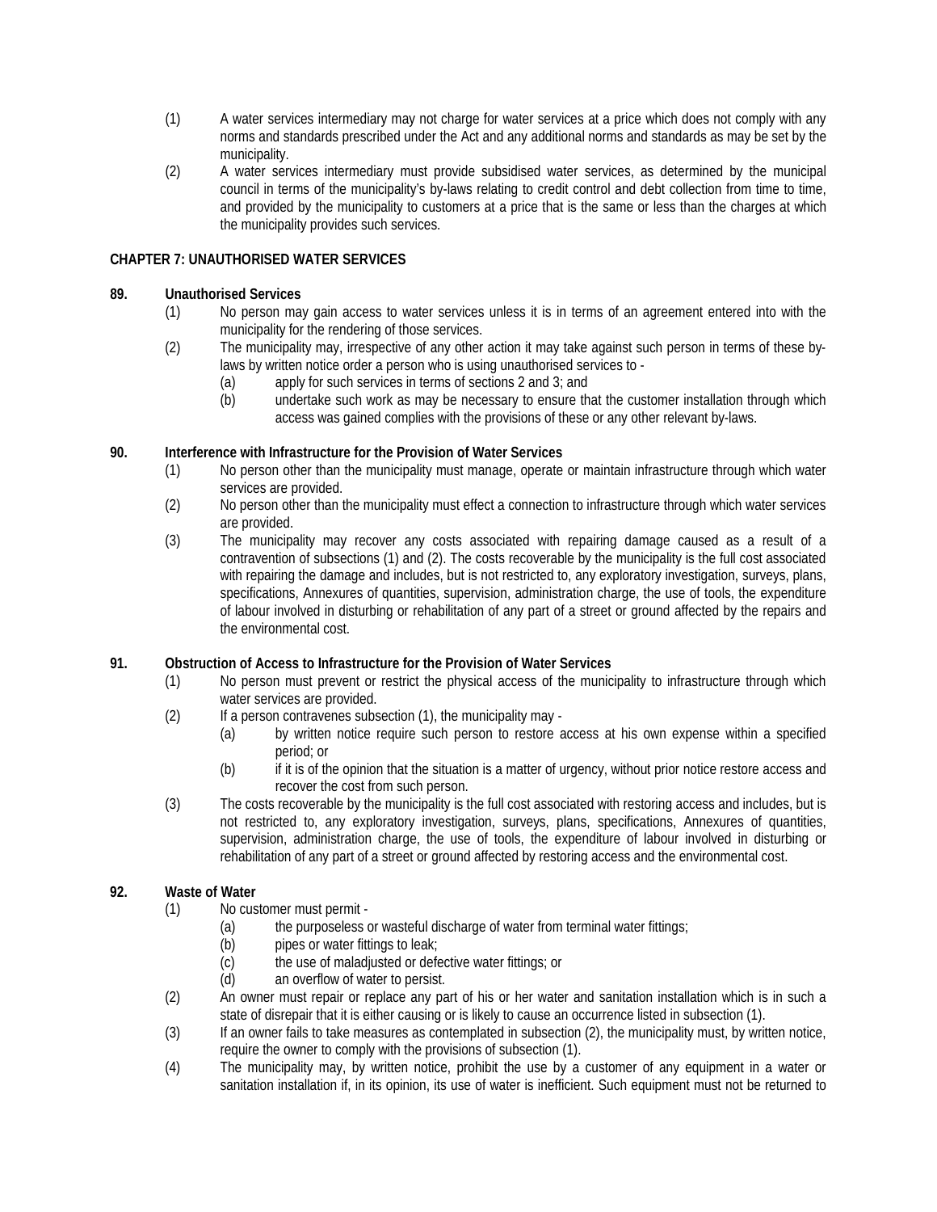(1) A water services intermediary may not charge for water services at a price which does not comply with any norms and standards prescribed under the Act and any additional norms and standards as may be set by the municipality.

(2) A water services intermediary must provide subsidised water services, as determined by the municipal council in terms of the municipality's by-laws relating to credit control and debt collection from time to time, and provided by the municipality to customers at a price that is the same or less than the charges at which the municipality provides such services.

## CHAPTER 7: UNAUTHORISED WATER SERVICES

### 89. Unauthorised Services

(1) No person may gain access to water services unless it is in terms of an agreement entered into with the municipality for the rendering of those services.

(2) The municipality may, irrespective of any other action it may take against such person in terms of these by-laws by written notice order a person who is using unauthorised services to -

- (a) apply for such services in terms of sections 2 and 3; and
- (b) undertake such work as may be necessary to ensure that the customer installation through which access was gained complies with the provisions of these or any other relevant by-laws.

### 90. Interference with Infrastructure for the Provision of Water Services

(1) No person other than the municipality must manage, operate or maintain infrastructure through which water services are provided.

(2) No person other than the municipality must effect a connection to infrastructure through which water services are provided.

(3) The municipality may recover any costs associated with repairing damage caused as a result of a contravention of subsections (1) and (2). The costs recoverable by the municipality is the full cost associated with repairing the damage and includes, but is not restricted to, any exploratory investigation, surveys, plans, specifications, Annexures of quantities, supervision, administration charge, the use of tools, the expenditure of labour involved in disturbing or rehabilitation of any part of a street or ground affected by the repairs and the environmental cost.

### 91. Obstruction of Access to Infrastructure for the Provision of Water Services

(1) No person must prevent or restrict the physical access of the municipality to infrastructure through which water services are provided.

(2) If a person contravenes subsection (1), the municipality may -

- (a) by written notice require such person to restore access at his own expense within a specified period; or
- (b) if it is of the opinion that the situation is a matter of urgency, without prior notice restore access and recover the cost from such person.

(3) The costs recoverable by the municipality is the full cost associated with restoring access and includes, but is not restricted to, any exploratory investigation, surveys, plans, specifications, Annexures of quantities, supervision, administration charge, the use of tools, the expenditure of labour involved in disturbing or rehabilitation of any part of a street or ground affected by restoring access and the environmental cost.

### 92. Waste of Water

(1) No customer must permit -

- (a) the purposeless or wasteful discharge of water from terminal water fittings;
- (b) pipes or water fittings to leak;
- (c) the use of maladjusted or defective water fittings; or
- (d) an overflow of water to persist.

(2) An owner must repair or replace any part of his or her water and sanitation installation which is in such a state of disrepair that it is either causing or is likely to cause an occurrence listed in subsection (1).

(3) If an owner fails to take measures as contemplated in subsection (2), the municipality must, by written notice, require the owner to comply with the provisions of subsection (1).

(4) The municipality may, by written notice, prohibit the use by a customer of any equipment in a water or sanitation installation if, in its opinion, its use of water is inefficient. Such equipment must not be returned to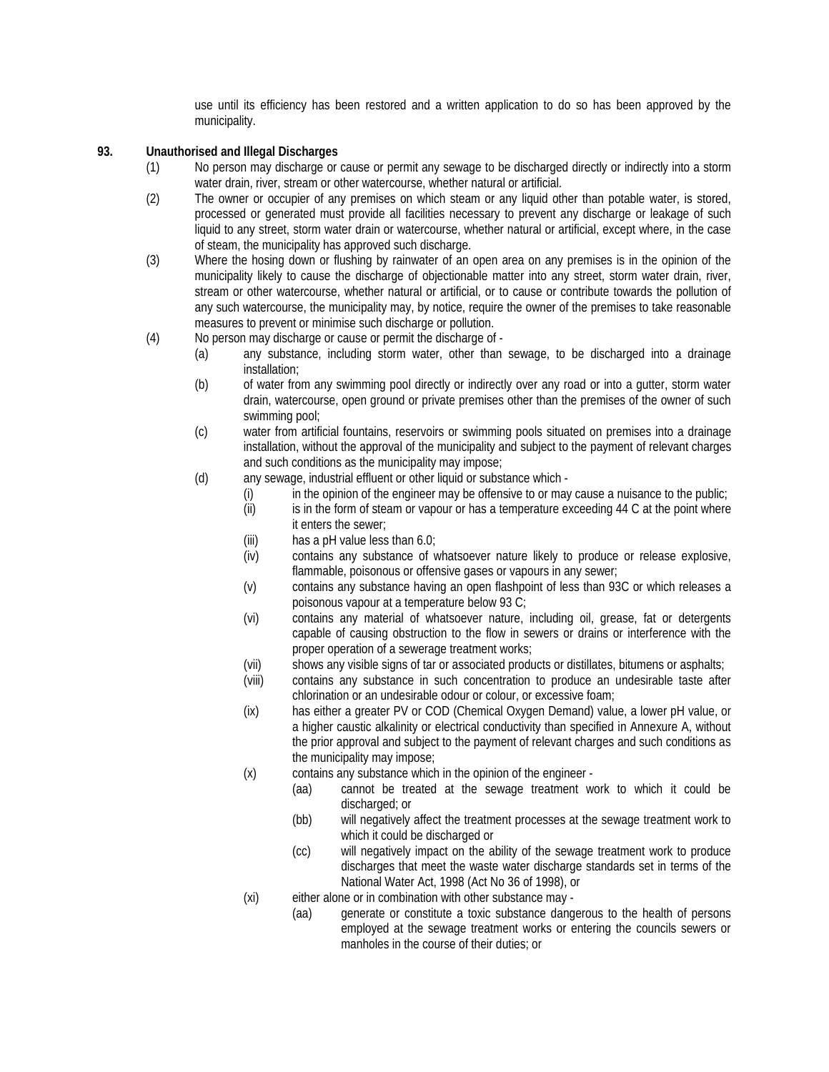use until its efficiency has been restored and a written application to do so has been approved by the municipality.

**93. Unauthorised and Illegal Discharges**

(1) No person may discharge or cause or permit any sewage to be discharged directly or indirectly into a storm water drain, river, stream or other watercourse, whether natural or artificial.

(2) The owner or occupier of any premises on which steam or any liquid other than potable water, is stored, processed or generated must provide all facilities necessary to prevent any discharge or leakage of such liquid to any street, storm water drain or watercourse, whether natural or artificial, except where, in the case of steam, the municipality has approved such discharge.

(3) Where the hosing down or flushing by rainwater of an open area on any premises is in the opinion of the municipality likely to cause the discharge of objectionable matter into any street, storm water drain, river, stream or other watercourse, whether natural or artificial, or to cause or contribute towards the pollution of any such watercourse, the municipality may, by notice, require the owner of the premises to take reasonable measures to prevent or minimise such discharge or pollution.

(4) No person may discharge or cause or permit the discharge of -

- (a) any substance, including storm water, other than sewage, to be discharged into a drainage installation;
- (b) of water from any swimming pool directly or indirectly over any road or into a gutter, storm water drain, watercourse, open ground or private premises other than the premises of the owner of such swimming pool;
- (c) water from artificial fountains, reservoirs or swimming pools situated on premises into a drainage installation, without the approval of the municipality and subject to the payment of relevant charges and such conditions as the municipality may impose;
- (d) any sewage, industrial effluent or other liquid or substance which -
  - (i) in the opinion of the engineer may be offensive to or may cause a nuisance to the public;
  - (ii) is in the form of steam or vapour or has a temperature exceeding 44 C at the point where it enters the sewer;
  - (iii) has a pH value less than 6.0;
  - (iv) contains any substance of whatsoever nature likely to produce or release explosive, flammable, poisonous or offensive gases or vapours in any sewer;
  - (v) contains any substance having an open flashpoint of less than 93C or which releases a poisonous vapour at a temperature below 93 C;
  - (vi) contains any material of whatsoever nature, including oil, grease, fat or detergents capable of causing obstruction to the flow in sewers or drains or interference with the proper operation of a sewerage treatment works;
  - (vii) shows any visible signs of tar or associated products or distillates, bitumens or asphalts;
  - (viii) contains any substance in such concentration to produce an undesirable taste after chlorination or an undesirable odour or colour, or excessive foam;
  - (ix) has either a greater PV or COD (Chemical Oxygen Demand) value, a lower pH value, or a higher caustic alkalinity or electrical conductivity than specified in Annexure A, without the prior approval and subject to the payment of relevant charges and such conditions as the municipality may impose;
  - (x) contains any substance which in the opinion of the engineer -
    - (aa) cannot be treated at the sewage treatment work to which it could be discharged; or
    - (bb) will negatively affect the treatment processes at the sewage treatment work to which it could be discharged or
    - (cc) will negatively impact on the ability of the sewage treatment work to produce discharges that meet the waste water discharge standards set in terms of the National Water Act, 1998 (Act No 36 of 1998), or
  - (xi) either alone or in combination with other substance may -
    - (aa) generate or constitute a toxic substance dangerous to the health of persons employed at the sewage treatment works or entering the councils sewers or manholes in the course of their duties; or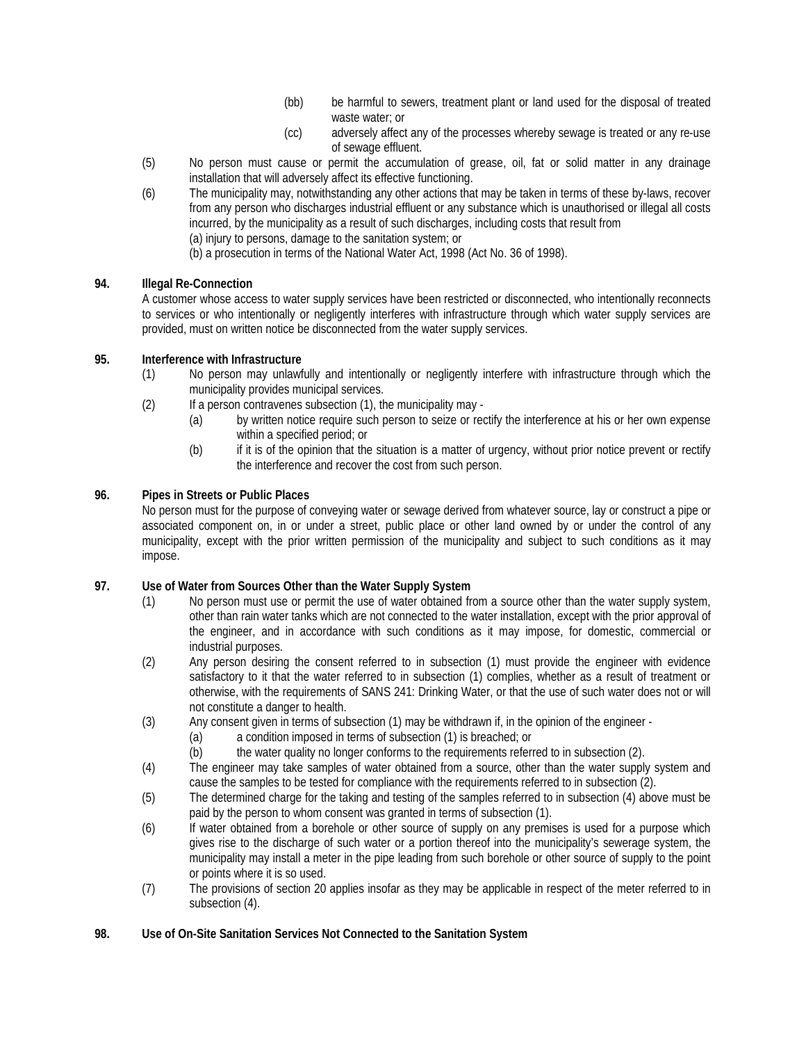(bb) be harmful to sewers, treatment plant or land used for the disposal of treated waste water; or

(cc) adversely affect any of the processes whereby sewage is treated or any re-use of sewage effluent.

(5) No person must cause or permit the accumulation of grease, oil, fat or solid matter in any drainage installation that will adversely affect its effective functioning.

(6) The municipality may, notwithstanding any other actions that may be taken in terms of these by-laws, recover from any person who discharges industrial effluent or any substance which is unauthorised or illegal all costs incurred, by the municipality as a result of such discharges, including costs that result from
(a) injury to persons, damage to the sanitation system; or
(b) a prosecution in terms of the National Water Act, 1998 (Act No. 36 of 1998).

**94. Illegal Re-Connection**

A customer whose access to water supply services have been restricted or disconnected, who intentionally reconnects to services or who intentionally or negligently interferes with infrastructure through which water supply services are provided, must on written notice be disconnected from the water supply services.

**95. Interference with Infrastructure**

(1) No person may unlawfully and intentionally or negligently interfere with infrastructure through which the municipality provides municipal services.

(2) If a person contravenes subsection (1), the municipality may -

(a) by written notice require such person to seize or rectify the interference at his or her own expense within a specified period; or

(b) if it is of the opinion that the situation is a matter of urgency, without prior notice prevent or rectify the interference and recover the cost from such person.

**96. Pipes in Streets or Public Places**

No person must for the purpose of conveying water or sewage derived from whatever source, lay or construct a pipe or associated component on, in or under a street, public place or other land owned by or under the control of any municipality, except with the prior written permission of the municipality and subject to such conditions as it may impose.

**97. Use of Water from Sources Other than the Water Supply System**

(1) No person must use or permit the use of water obtained from a source other than the water supply system, other than rain water tanks which are not connected to the water installation, except with the prior approval of the engineer, and in accordance with such conditions as it may impose, for domestic, commercial or industrial purposes.

(2) Any person desiring the consent referred to in subsection (1) must provide the engineer with evidence satisfactory to it that the water referred to in subsection (1) complies, whether as a result of treatment or otherwise, with the requirements of SANS 241: Drinking Water, or that the use of such water does not or will not constitute a danger to health.

(3) Any consent given in terms of subsection (1) may be withdrawn if, in the opinion of the engineer -

(a) a condition imposed in terms of subsection (1) is breached; or

(b) the water quality no longer conforms to the requirements referred to in subsection (2).

(4) The engineer may take samples of water obtained from a source, other than the water supply system and cause the samples to be tested for compliance with the requirements referred to in subsection (2).

(5) The determined charge for the taking and testing of the samples referred to in subsection (4) above must be paid by the person to whom consent was granted in terms of subsection (1).

(6) If water obtained from a borehole or other source of supply on any premises is used for a purpose which gives rise to the discharge of such water or a portion thereof into the municipality's sewerage system, the municipality may install a meter in the pipe leading from such borehole or other source of supply to the point or points where it is so used.

(7) The provisions of section 20 applies insofar as they may be applicable in respect of the meter referred to in subsection (4).

**98. Use of On-Site Sanitation Services Not Connected to the Sanitation System**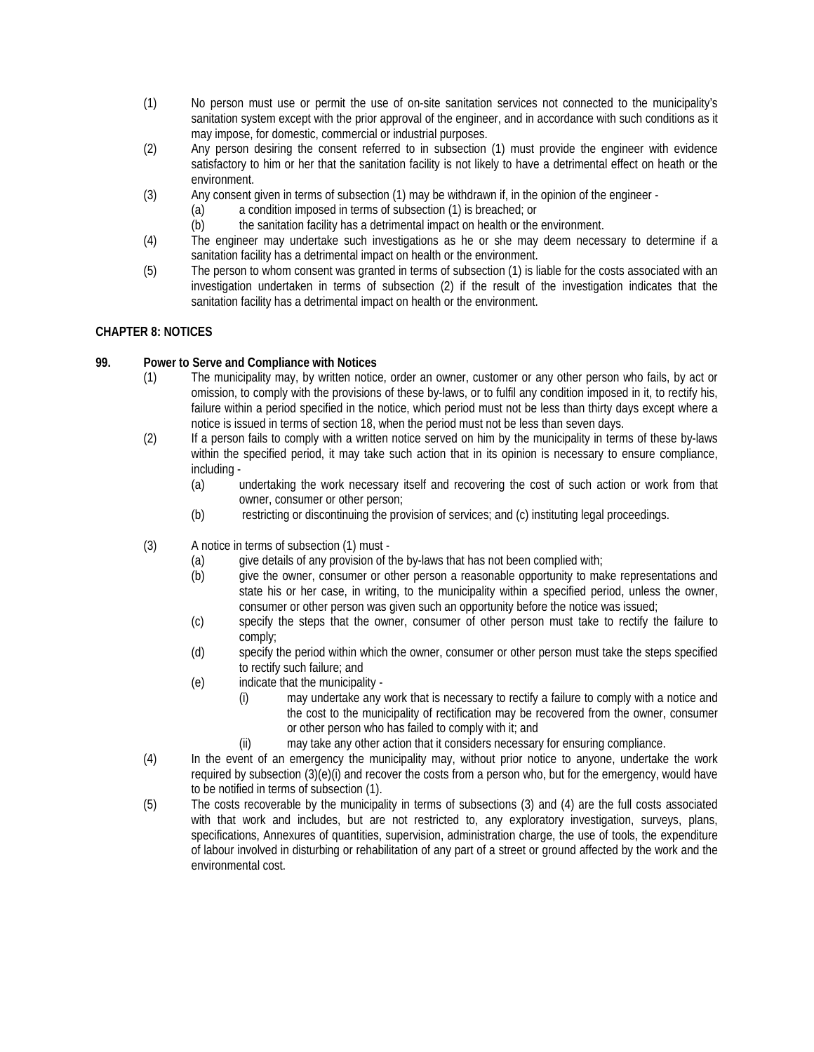(1) No person must use or permit the use of on-site sanitation services not connected to the municipality's sanitation system except with the prior approval of the engineer, and in accordance with such conditions as it may impose, for domestic, commercial or industrial purposes.

(2) Any person desiring the consent referred to in subsection (1) must provide the engineer with evidence satisfactory to him or her that the sanitation facility is not likely to have a detrimental effect on heath or the environment.

(3) Any consent given in terms of subsection (1) may be withdrawn if, in the opinion of the engineer -

   (a) a condition imposed in terms of subsection (1) is breached; or

   (b) the sanitation facility has a detrimental impact on health or the environment.

(4) The engineer may undertake such investigations as he or she may deem necessary to determine if a sanitation facility has a detrimental impact on health or the environment.

(5) The person to whom consent was granted in terms of subsection (1) is liable for the costs associated with an investigation undertaken in terms of subsection (2) if the result of the investigation indicates that the sanitation facility has a detrimental impact on health or the environment.

## CHAPTER 8: NOTICES

### 99. Power to Serve and Compliance with Notices

(1) The municipality may, by written notice, order an owner, customer or any other person who fails, by act or omission, to comply with the provisions of these by-laws, or to fulfil any condition imposed in it, to rectify his, failure within a period specified in the notice, which period must not be less than thirty days except where a notice is issued in terms of section 18, when the period must not be less than seven days.

(2) If a person fails to comply with a written notice served on him by the municipality in terms of these by-laws within the specified period, it may take such action that in its opinion is necessary to ensure compliance, including -

   (a) undertaking the work necessary itself and recovering the cost of such action or work from that owner, consumer or other person;

   (b) restricting or discontinuing the provision of services; and (c) instituting legal proceedings.

(3) A notice in terms of subsection (1) must -

   (a) give details of any provision of the by-laws that has not been complied with;

   (b) give the owner, consumer or other person a reasonable opportunity to make representations and state his or her case, in writing, to the municipality within a specified period, unless the owner, consumer or other person was given such an opportunity before the notice was issued;

   (c) specify the steps that the owner, consumer of other person must take to rectify the failure to comply;

   (d) specify the period within which the owner, consumer or other person must take the steps specified to rectify such failure; and

   (e) indicate that the municipality -

      (i) may undertake any work that is necessary to rectify a failure to comply with a notice and the cost to the municipality of rectification may be recovered from the owner, consumer or other person who has failed to comply with it; and

      (ii) may take any other action that it considers necessary for ensuring compliance.

(4) In the event of an emergency the municipality may, without prior notice to anyone, undertake the work required by subsection (3)(e)(i) and recover the costs from a person who, but for the emergency, would have to be notified in terms of subsection (1).

(5) The costs recoverable by the municipality in terms of subsections (3) and (4) are the full costs associated with that work and includes, but are not restricted to, any exploratory investigation, surveys, plans, specifications, Annexures of quantities, supervision, administration charge, the use of tools, the expenditure of labour involved in disturbing or rehabilitation of any part of a street or ground affected by the work and the environmental cost.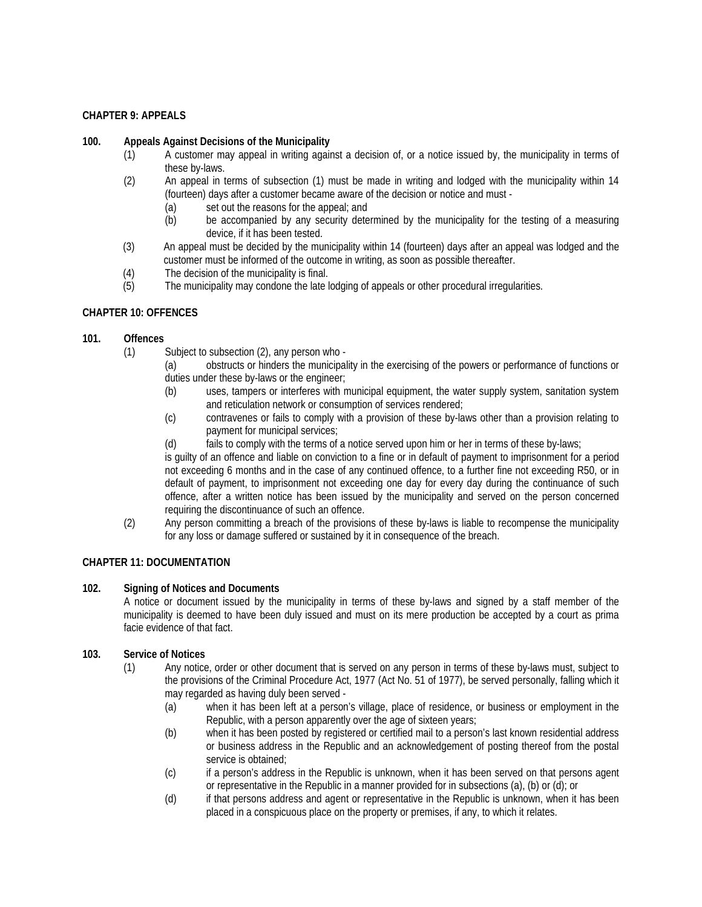## CHAPTER 9: APPEALS

### 100. Appeals Against Decisions of the Municipality

(1) A customer may appeal in writing against a decision of, or a notice issued by, the municipality in terms of these by-laws.

(2) An appeal in terms of subsection (1) must be made in writing and lodged with the municipality within 14 (fourteen) days after a customer became aware of the decision or notice and must -

- (a) set out the reasons for the appeal; and
- (b) be accompanied by any security determined by the municipality for the testing of a measuring device, if it has been tested.

(3) An appeal must be decided by the municipality within 14 (fourteen) days after an appeal was lodged and the customer must be informed of the outcome in writing, as soon as possible thereafter.

(4) The decision of the municipality is final.

(5) The municipality may condone the late lodging of appeals or other procedural irregularities.

## CHAPTER 10: OFFENCES

### 101. Offences

(1) Subject to subsection (2), any person who -

- (a) obstructs or hinders the municipality in the exercising of the powers or performance of functions or duties under these by-laws or the engineer;
- (b) uses, tampers or interferes with municipal equipment, the water supply system, sanitation system and reticulation network or consumption of services rendered;
- (c) contravenes or fails to comply with a provision of these by-laws other than a provision relating to payment for municipal services;
- (d) fails to comply with the terms of a notice served upon him or her in terms of these by-laws;

is guilty of an offence and liable on conviction to a fine or in default of payment to imprisonment for a period not exceeding 6 months and in the case of any continued offence, to a further fine not exceeding R50, or in default of payment, to imprisonment not exceeding one day for every day during the continuance of such offence, after a written notice has been issued by the municipality and served on the person concerned requiring the discontinuance of such an offence.

(2) Any person committing a breach of the provisions of these by-laws is liable to recompense the municipality for any loss or damage suffered or sustained by it in consequence of the breach.

## CHAPTER 11: DOCUMENTATION

### 102. Signing of Notices and Documents

A notice or document issued by the municipality in terms of these by-laws and signed by a staff member of the municipality is deemed to have been duly issued and must on its mere production be accepted by a court as prima facie evidence of that fact.

### 103. Service of Notices

(1) Any notice, order or other document that is served on any person in terms of these by-laws must, subject to the provisions of the Criminal Procedure Act, 1977 (Act No. 51 of 1977), be served personally, falling which it may regarded as having duly been served -

- (a) when it has been left at a person's village, place of residence, or business or employment in the Republic, with a person apparently over the age of sixteen years;
- (b) when it has been posted by registered or certified mail to a person's last known residential address or business address in the Republic and an acknowledgement of posting thereof from the postal service is obtained;
- (c) if a person's address in the Republic is unknown, when it has been served on that persons agent or representative in the Republic in a manner provided for in subsections (a), (b) or (d); or
- (d) if that persons address and agent or representative in the Republic is unknown, when it has been placed in a conspicuous place on the property or premises, if any, to which it relates.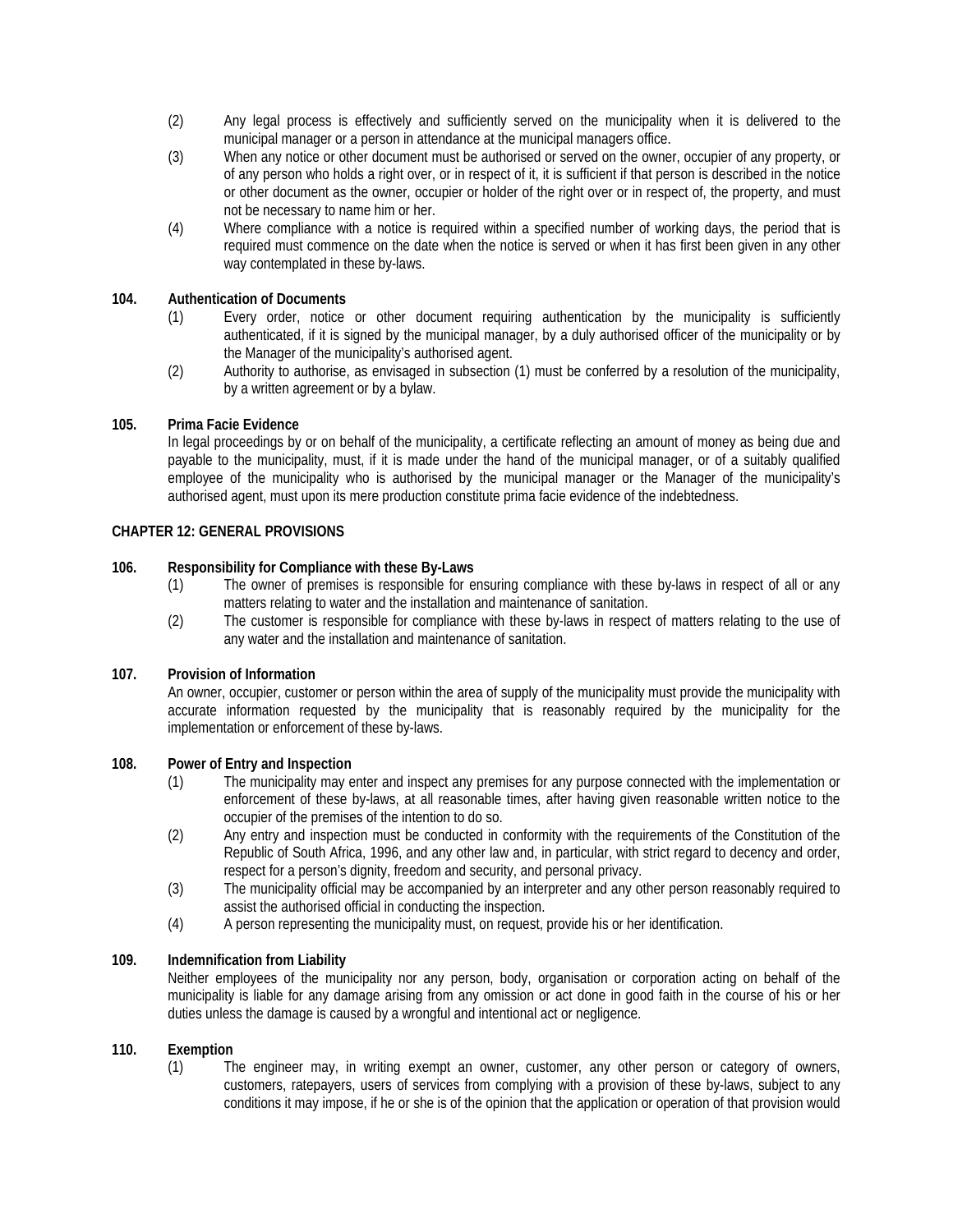(2) Any legal process is effectively and sufficiently served on the municipality when it is delivered to the municipal manager or a person in attendance at the municipal managers office.

(3) When any notice or other document must be authorised or served on the owner, occupier of any property, or of any person who holds a right over, or in respect of it, it is sufficient if that person is described in the notice or other document as the owner, occupier or holder of the right over or in respect of, the property, and must not be necessary to name him or her.

(4) Where compliance with a notice is required within a specified number of working days, the period that is required must commence on the date when the notice is served or when it has first been given in any other way contemplated in these by-laws.

**104. Authentication of Documents**

(1) Every order, notice or other document requiring authentication by the municipality is sufficiently authenticated, if it is signed by the municipal manager, by a duly authorised officer of the municipality or by the Manager of the municipality's authorised agent.

(2) Authority to authorise, as envisaged in subsection (1) must be conferred by a resolution of the municipality, by a written agreement or by a bylaw.

**105. Prima Facie Evidence**

In legal proceedings by or on behalf of the municipality, a certificate reflecting an amount of money as being due and payable to the municipality, must, if it is made under the hand of the municipal manager, or of a suitably qualified employee of the municipality who is authorised by the municipal manager or the Manager of the municipality's authorised agent, must upon its mere production constitute prima facie evidence of the indebtedness.

**CHAPTER 12: GENERAL PROVISIONS**

**106. Responsibility for Compliance with these By-Laws**

(1) The owner of premises is responsible for ensuring compliance with these by-laws in respect of all or any matters relating to water and the installation and maintenance of sanitation.

(2) The customer is responsible for compliance with these by-laws in respect of matters relating to the use of any water and the installation and maintenance of sanitation.

**107. Provision of Information**

An owner, occupier, customer or person within the area of supply of the municipality must provide the municipality with accurate information requested by the municipality that is reasonably required by the municipality for the implementation or enforcement of these by-laws.

**108. Power of Entry and Inspection**

(1) The municipality may enter and inspect any premises for any purpose connected with the implementation or enforcement of these by-laws, at all reasonable times, after having given reasonable written notice to the occupier of the premises of the intention to do so.

(2) Any entry and inspection must be conducted in conformity with the requirements of the Constitution of the Republic of South Africa, 1996, and any other law and, in particular, with strict regard to decency and order, respect for a person's dignity, freedom and security, and personal privacy.

(3) The municipality official may be accompanied by an interpreter and any other person reasonably required to assist the authorised official in conducting the inspection.

(4) A person representing the municipality must, on request, provide his or her identification.

**109. Indemnification from Liability**

Neither employees of the municipality nor any person, body, organisation or corporation acting on behalf of the municipality is liable for any damage arising from any omission or act done in good faith in the course of his or her duties unless the damage is caused by a wrongful and intentional act or negligence.

**110. Exemption**

(1) The engineer may, in writing exempt an owner, customer, any other person or category of owners, customers, ratepayers, users of services from complying with a provision of these by-laws, subject to any conditions it may impose, if he or she is of the opinion that the application or operation of that provision would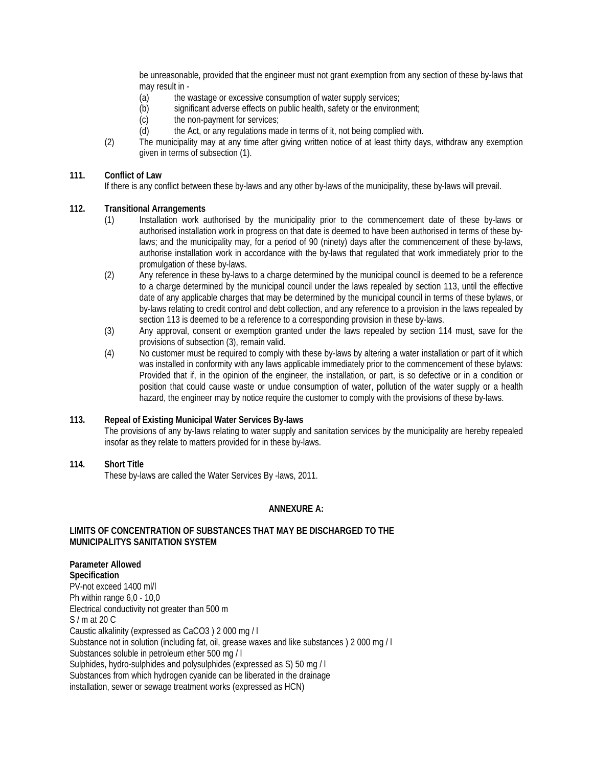be unreasonable, provided that the engineer must not grant exemption from any section of these by-laws that may result in -

(a) the wastage or excessive consumption of water supply services;
(b) significant adverse effects on public health, safety or the environment;
(c) the non-payment for services;
(d) the Act, or any regulations made in terms of it, not being complied with.

(2) The municipality may at any time after giving written notice of at least thirty days, withdraw any exemption given in terms of subsection (1).

**111. Conflict of Law**

If there is any conflict between these by-laws and any other by-laws of the municipality, these by-laws will prevail.

**112. Transitional Arrangements**

(1) Installation work authorised by the municipality prior to the commencement date of these by-laws or authorised installation work in progress on that date is deemed to have been authorised in terms of these by-laws; and the municipality may, for a period of 90 (ninety) days after the commencement of these by-laws, authorise installation work in accordance with the by-laws that regulated that work immediately prior to the promulgation of these by-laws.

(2) Any reference in these by-laws to a charge determined by the municipal council is deemed to be a reference to a charge determined by the municipal council under the laws repealed by section 113, until the effective date of any applicable charges that may be determined by the municipal council in terms of these bylaws, or by-laws relating to credit control and debt collection, and any reference to a provision in the laws repealed by section 113 is deemed to be a reference to a corresponding provision in these by-laws.

(3) Any approval, consent or exemption granted under the laws repealed by section 114 must, save for the provisions of subsection (3), remain valid.

(4) No customer must be required to comply with these by-laws by altering a water installation or part of it which was installed in conformity with any laws applicable immediately prior to the commencement of these bylaws: Provided that if, in the opinion of the engineer, the installation, or part, is so defective or in a condition or position that could cause waste or undue consumption of water, pollution of the water supply or a health hazard, the engineer may by notice require the customer to comply with the provisions of these by-laws.

**113. Repeal of Existing Municipal Water Services By-laws**

The provisions of any by-laws relating to water supply and sanitation services by the municipality are hereby repealed insofar as they relate to matters provided for in these by-laws.

**114. Short Title**

These by-laws are called the Water Services By -laws, 2011.

**ANNEXURE A:**

**LIMITS OF CONCENTRATION OF SUBSTANCES THAT MAY BE DISCHARGED TO THE MUNICIPALITYS SANITATION SYSTEM**

**Parameter Allowed**
**Specification**

PV-not exceed 1400 ml/l
Ph within range 6,0 - 10,0
Electrical conductivity not greater than 500 m
S / m at 20 C
Caustic alkalinity (expressed as $CaCO_3$ ) 2 000 mg / l
Substance not in solution (including fat, oil, grease waxes and like substances ) 2 000 mg / l
Substances soluble in petroleum ether 500 mg / l
Sulphides, hydro-sulphides and polysulphides (expressed as S) 50 mg / l
Substances from which hydrogen cyanide can be liberated in the drainage
installation, sewer or sewage treatment works (expressed as HCN)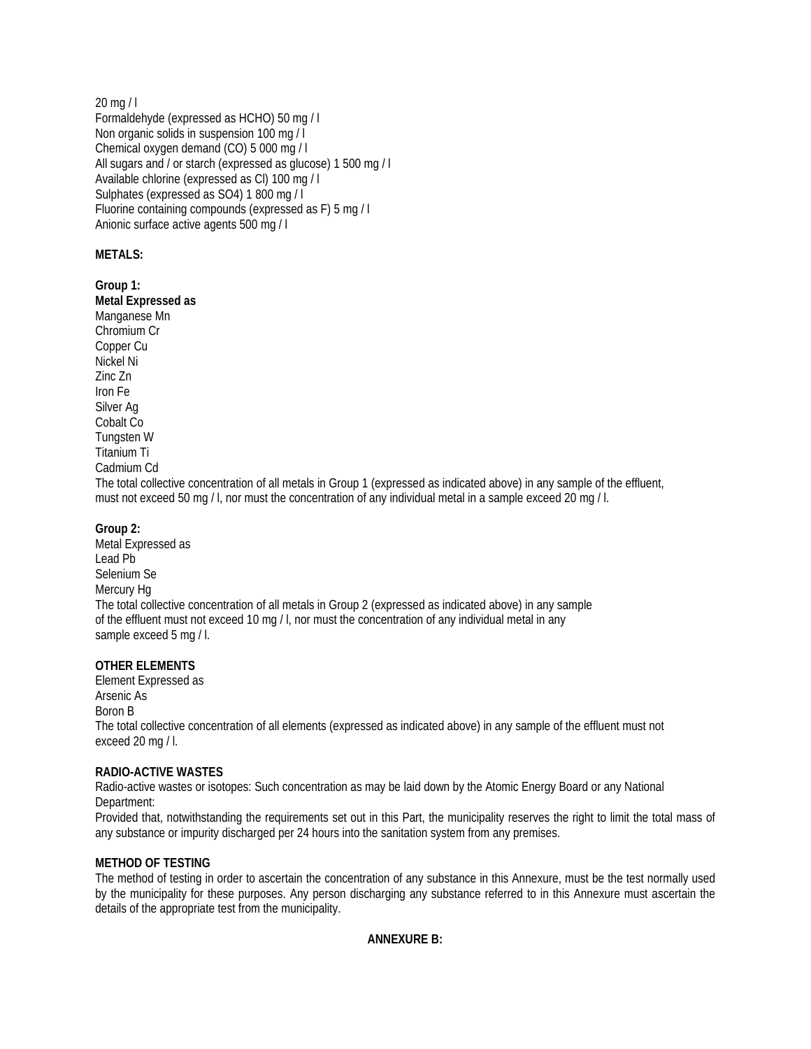20 mg / l
Formaldehyde (expressed as HCHO) 50 mg / l
Non organic solids in suspension 100 mg / l
Chemical oxygen demand (CO) 5 000 mg / l
All sugars and / or starch (expressed as glucose) 1 500 mg / l
Available chlorine (expressed as Cl) 100 mg / l
Sulphates (expressed as SO4) 1 800 mg / l
Fluorine containing compounds (expressed as F) 5 mg / l
Anionic surface active agents 500 mg / l

**METALS:**

**Group 1:**
**Metal Expressed as**
Manganese Mn
Chromium Cr
Copper Cu
Nickel Ni
Zinc Zn
Iron Fe
Silver Ag
Cobalt Co
Tungsten W
Titanium Ti
Cadmium Cd
The total collective concentration of all metals in Group 1 (expressed as indicated above) in any sample of the effluent, must not exceed 50 mg / l, nor must the concentration of any individual metal in a sample exceed 20 mg / l.

**Group 2:**
Metal Expressed as
Lead Pb
Selenium Se
Mercury Hg
The total collective concentration of all metals in Group 2 (expressed as indicated above) in any sample of the effluent must not exceed 10 mg / l, nor must the concentration of any individual metal in any sample exceed 5 mg / l.

**OTHER ELEMENTS**
Element Expressed as
Arsenic As
Boron B
The total collective concentration of all elements (expressed as indicated above) in any sample of the effluent must not exceed 20 mg / l.

**RADIO-ACTIVE WASTES**
Radio-active wastes or isotopes: Such concentration as may be laid down by the Atomic Energy Board or any National Department:
Provided that, notwithstanding the requirements set out in this Part, the municipality reserves the right to limit the total mass of any substance or impurity discharged per 24 hours into the sanitation system from any premises.

**METHOD OF TESTING**
The method of testing in order to ascertain the concentration of any substance in this Annexure, must be the test normally used by the municipality for these purposes. Any person discharging any substance referred to in this Annexure must ascertain the details of the appropriate test from the municipality.

**ANNEXURE B:**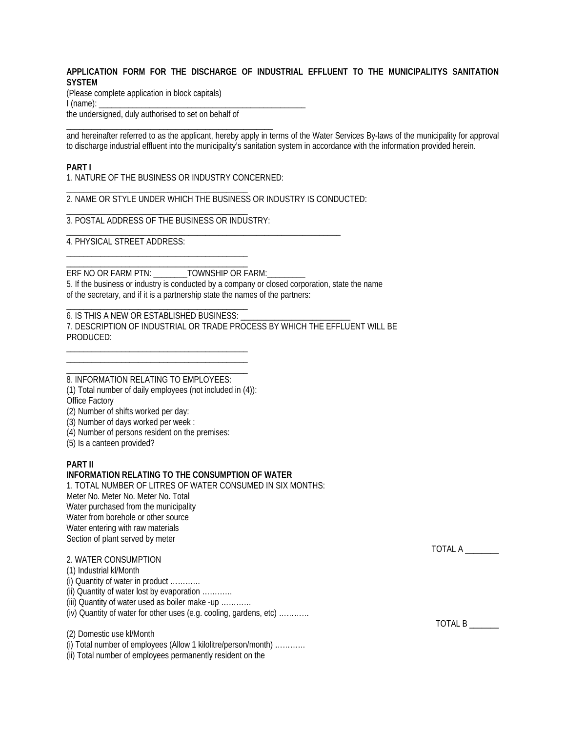**APPLICATION FORM FOR THE DISCHARGE OF INDUSTRIAL EFFLUENT TO THE MUNICIPALITYS SANITATION SYSTEM**

(Please complete application in block capitals)

I (name): ____________________________________________________

the undersigned, duly authorised to set on behalf of

____________________________________________________

and hereinafter referred to as the applicant, hereby apply in terms of the Water Services By-laws of the municipality for approval to discharge industrial effluent into the municipality's sanitation system in accordance with the information provided herein.

**PART I**

1. NATURE OF THE BUSINESS OR INDUSTRY CONCERNED:

_____________________________________________

2. NAME OR STYLE UNDER WHICH THE BUSINESS OR INDUSTRY IS CONDUCTED:

_____________________________________________

3. POSTAL ADDRESS OF THE BUSINESS OR INDUSTRY:

____________________________________________________________________

4. PHYSICAL STREET ADDRESS:

_____________________________________________

_____________________________________________

ERF NO OR FARM PTN: ________TOWNSHIP OR FARM:_________

5. If the business or industry is conducted by a company or closed corporation, state the name of the secretary, and if it is a partnership state the names of the partners:

_____________________________________________

6. IS THIS A NEW OR ESTABLISHED BUSINESS: ___________________________

7. DESCRIPTION OF INDUSTRIAL OR TRADE PROCESS BY WHICH THE EFFLUENT WILL BE PRODUCED:

_____________________________________________

_____________________________________________

_____________________________________________

8. INFORMATION RELATING TO EMPLOYEES:

(1) Total number of daily employees (not included in (4)):

Office Factory

(2) Number of shifts worked per day:

(3) Number of days worked per week :

(4) Number of persons resident on the premises:

(5) Is a canteen provided?

**PART II**

**INFORMATION RELATING TO THE CONSUMPTION OF WATER**

1. TOTAL NUMBER OF LITRES OF WATER CONSUMED IN SIX MONTHS:

| | Meter No. | Meter No. | Meter No. | Total |
|---|---|---|---|---|
| Water purchased from the municipality | | | | |
| Water from borehole or other source | | | | |
| Water entering with raw materials | | | | |
| Section of plant served by meter | | | | |

TOTAL A ________

2. WATER CONSUMPTION

(1) Industrial kl/Month

(i) Quantity of water in product …………

(ii) Quantity of water lost by evaporation …………

(iii) Quantity of water used as boiler make -up …………

(iv) Quantity of water for other uses (e.g. cooling, gardens, etc) …………

TOTAL B _______

(2) Domestic use kl/Month

(i) Total number of employees (Allow 1 kilolitre/person/month) …………

(ii) Total number of employees permanently resident on the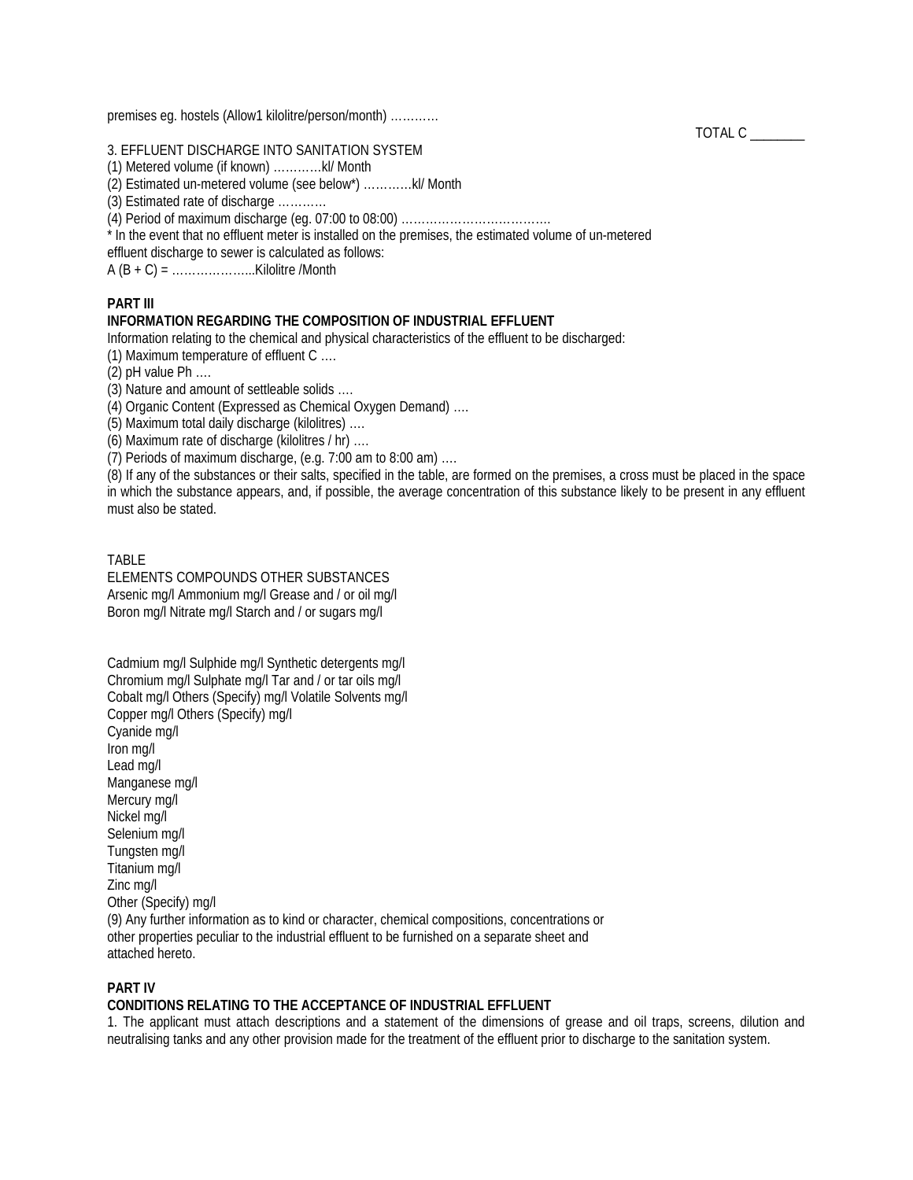premises eg. hostels (Allow1 kilolitre/person/month) …………

TOTAL C ________

3. EFFLUENT DISCHARGE INTO SANITATION SYSTEM

(1) Metered volume (if known) …………kl/ Month

(2) Estimated un-metered volume (see below*) …………kl/ Month

(3) Estimated rate of discharge …………

(4) Period of maximum discharge (eg. 07:00 to 08:00) ……………………………….

* In the event that no effluent meter is installed on the premises, the estimated volume of un-metered effluent discharge to sewer is calculated as follows:

A (B + C) = ………………...Kilolitre /Month

**PART III**

**INFORMATION REGARDING THE COMPOSITION OF INDUSTRIAL EFFLUENT**

Information relating to the chemical and physical characteristics of the effluent to be discharged:

(1) Maximum temperature of effluent C ….

(2) pH value Ph ….

(3) Nature and amount of settleable solids ….

(4) Organic Content (Expressed as Chemical Oxygen Demand) ….

(5) Maximum total daily discharge (kilolitres) ….

(6) Maximum rate of discharge (kilolitres / hr) ….

(7) Periods of maximum discharge, (e.g. 7:00 am to 8:00 am) ….

(8) If any of the substances or their salts, specified in the table, are formed on the premises, a cross must be placed in the space in which the substance appears, and, if possible, the average concentration of this substance likely to be present in any effluent must also be stated.

TABLE

| ELEMENTS | COMPOUNDS | OTHER SUBSTANCES |
|---|---|---|
| Arsenic mg/l | Ammonium mg/l | Grease and / or oil mg/l |
| Boron mg/l | Nitrate mg/l | Starch and / or sugars mg/l |
| Cadmium mg/l | Sulphide mg/l | Synthetic detergents mg/l |
| Chromium mg/l | Sulphate mg/l | Tar and / or tar oils mg/l |
| Cobalt mg/l | Others (Specify) mg/l | Volatile Solvents mg/l |
| Copper mg/l | Others (Specify) mg/l | |
| Cyanide mg/l | | |
| Iron mg/l | | |
| Lead mg/l | | |
| Manganese mg/l | | |
| Mercury mg/l | | |
| Nickel mg/l | | |
| Selenium mg/l | | |
| Tungsten mg/l | | |
| Titanium mg/l | | |
| Zinc mg/l | | |
| Other (Specify) mg/l | | |

(9) Any further information as to kind or character, chemical compositions, concentrations or other properties peculiar to the industrial effluent to be furnished on a separate sheet and attached hereto.

**PART IV**

**CONDITIONS RELATING TO THE ACCEPTANCE OF INDUSTRIAL EFFLUENT**

1. The applicant must attach descriptions and a statement of the dimensions of grease and oil traps, screens, dilution and neutralising tanks and any other provision made for the treatment of the effluent prior to discharge to the sanitation system.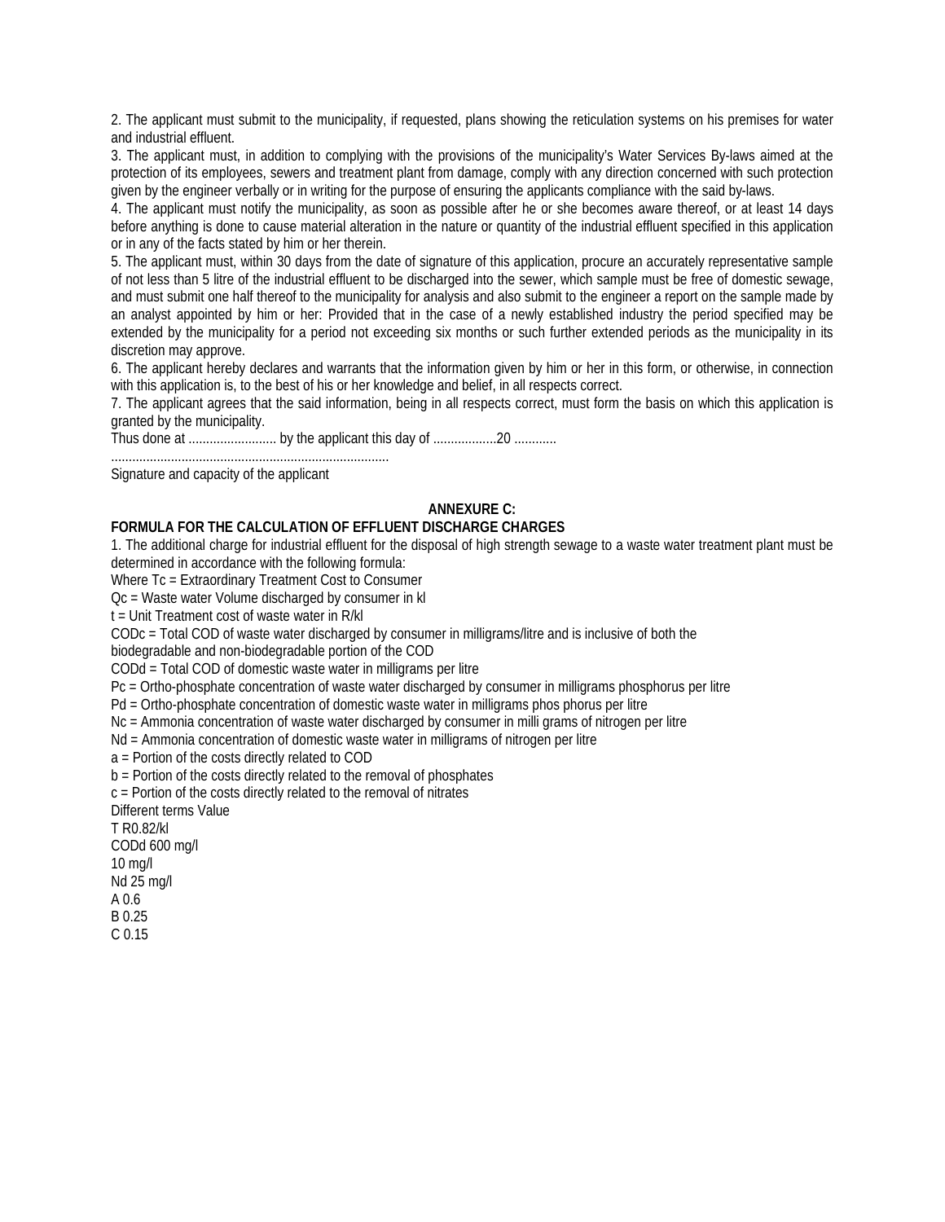2. The applicant must submit to the municipality, if requested, plans showing the reticulation systems on his premises for water and industrial effluent.

3. The applicant must, in addition to complying with the provisions of the municipality's Water Services By-laws aimed at the protection of its employees, sewers and treatment plant from damage, comply with any direction concerned with such protection given by the engineer verbally or in writing for the purpose of ensuring the applicants compliance with the said by-laws.

4. The applicant must notify the municipality, as soon as possible after he or she becomes aware thereof, or at least 14 days before anything is done to cause material alteration in the nature or quantity of the industrial effluent specified in this application or in any of the facts stated by him or her therein.

5. The applicant must, within 30 days from the date of signature of this application, procure an accurately representative sample of not less than 5 litre of the industrial effluent to be discharged into the sewer, which sample must be free of domestic sewage, and must submit one half thereof to the municipality for analysis and also submit to the engineer a report on the sample made by an analyst appointed by him or her: Provided that in the case of a newly established industry the period specified may be extended by the municipality for a period not exceeding six months or such further extended periods as the municipality in its discretion may approve.

6. The applicant hereby declares and warrants that the information given by him or her in this form, or otherwise, in connection with this application is, to the best of his or her knowledge and belief, in all respects correct.

7. The applicant agrees that the said information, being in all respects correct, must form the basis on which this application is granted by the municipality.

Thus done at ......................... by the applicant this day of ..................20 ............

...............................................................................

Signature and capacity of the applicant

**ANNEXURE C:**

**FORMULA FOR THE CALCULATION OF EFFLUENT DISCHARGE CHARGES**

1. The additional charge for industrial effluent for the disposal of high strength sewage to a waste water treatment plant must be determined in accordance with the following formula:

Where $T_c$ = Extraordinary Treatment Cost to Consumer

$Q_c$ = Waste water Volume discharged by consumer in kl

t = Unit Treatment cost of waste water in R/kl

$COD_c$ = Total COD of waste water discharged by consumer in milligrams/litre and is inclusive of both the biodegradable and non-biodegradable portion of the COD

$COD_d$ = Total COD of domestic waste water in milligrams per litre

$P_c$ = Ortho-phosphate concentration of waste water discharged by consumer in milligrams phosphorus per litre

$P_d$ = Ortho-phosphate concentration of domestic waste water in milligrams phos phorus per litre

$N_c$ = Ammonia concentration of waste water discharged by consumer in milli grams of nitrogen per litre

$N_d$ = Ammonia concentration of domestic waste water in milligrams of nitrogen per litre

a = Portion of the costs directly related to COD

b = Portion of the costs directly related to the removal of phosphates

c = Portion of the costs directly related to the removal of nitrates

| Different terms | Value |
|---|---|
| T | R0.82/kl |
| $COD_d$ | 600 mg/l |
| | 10 mg/l |
| $N_d$ | 25 mg/l |
| A | 0.6 |
| B | 0.25 |
| C | 0.15 |